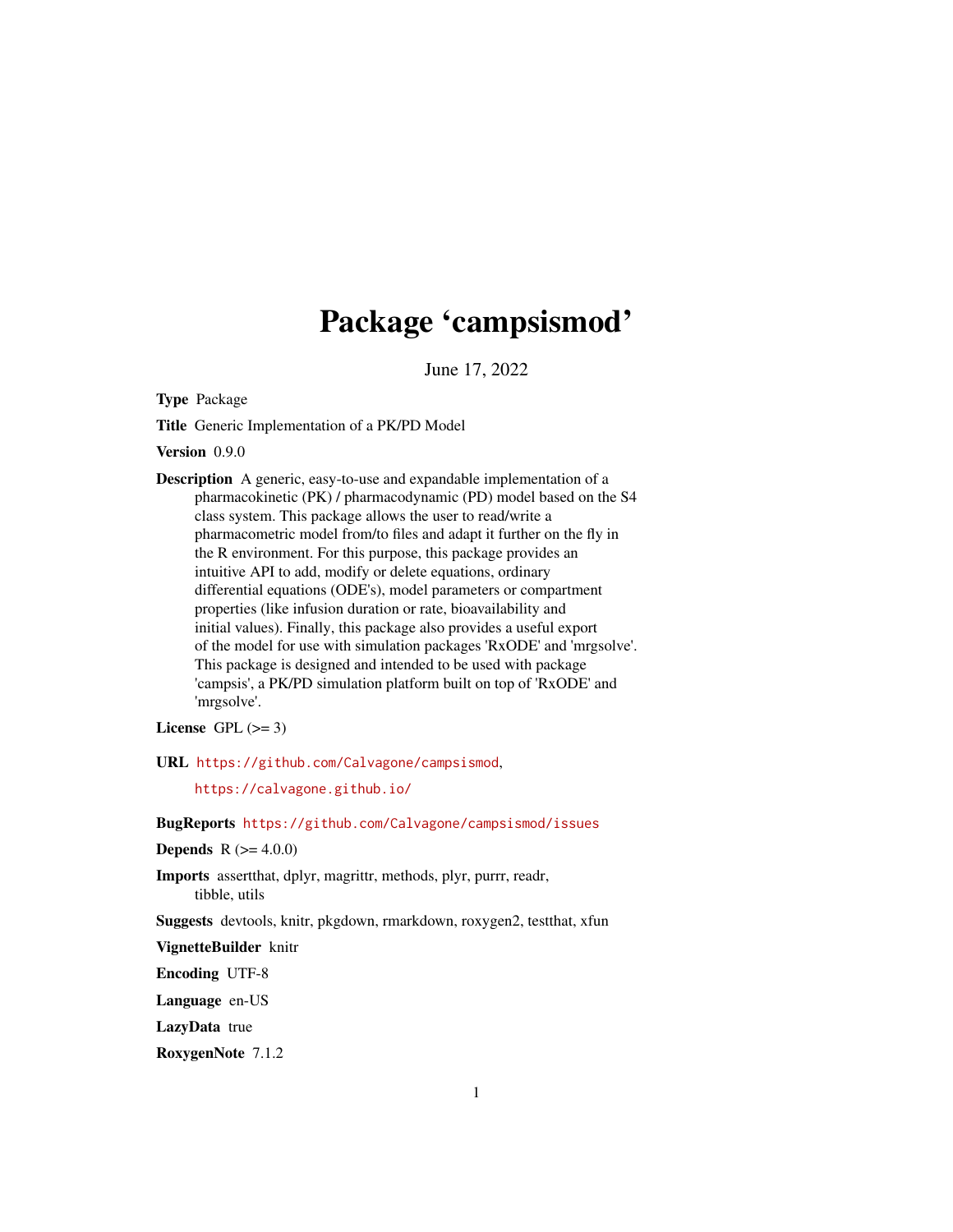# Package 'campsismod'

June 17, 2022

**Type** Package

**Title** Generic Implementation of a PK/PD Model

**Version** 0.9.0

**Description** A generic, easy-to-use and expandable implementation of a pharmacokinetic (PK) / pharmacodynamic (PD) model based on the S4 class system. This package allows the user to read/write a pharmacometric model from/to files and adapt it further on the fly in the R environment. For this purpose, this package provides an intuitive API to add, modify or delete equations, ordinary differential equations (ODE's), model parameters or compartment properties (like infusion duration or rate, bioavailability and initial values). Finally, this package also provides a useful export of the model for use with simulation packages 'RxODE' and 'mrgsolve'. This package is designed and intended to be used with package 'campsis', a PK/PD simulation platform built on top of 'RxODE' and 'mrgsolve'.

**License** GPL (>= 3)

**URL** https://github.com/Calvagone/campsismod, https://calvagone.github.io/

**BugReports** https://github.com/Calvagone/campsismod/issues

**Depends** R (>= 4.0.0)

**Imports** assertthat, dplyr, magrittr, methods, plyr, purrr, readr, tibble, utils

**Suggests** devtools, knitr, pkgdown, rmarkdown, roxygen2, testthat, xfun

**VignetteBuilder** knitr

**Encoding** UTF-8

**Language** en-US

**LazyData** true

**RoxygenNote** 7.1.2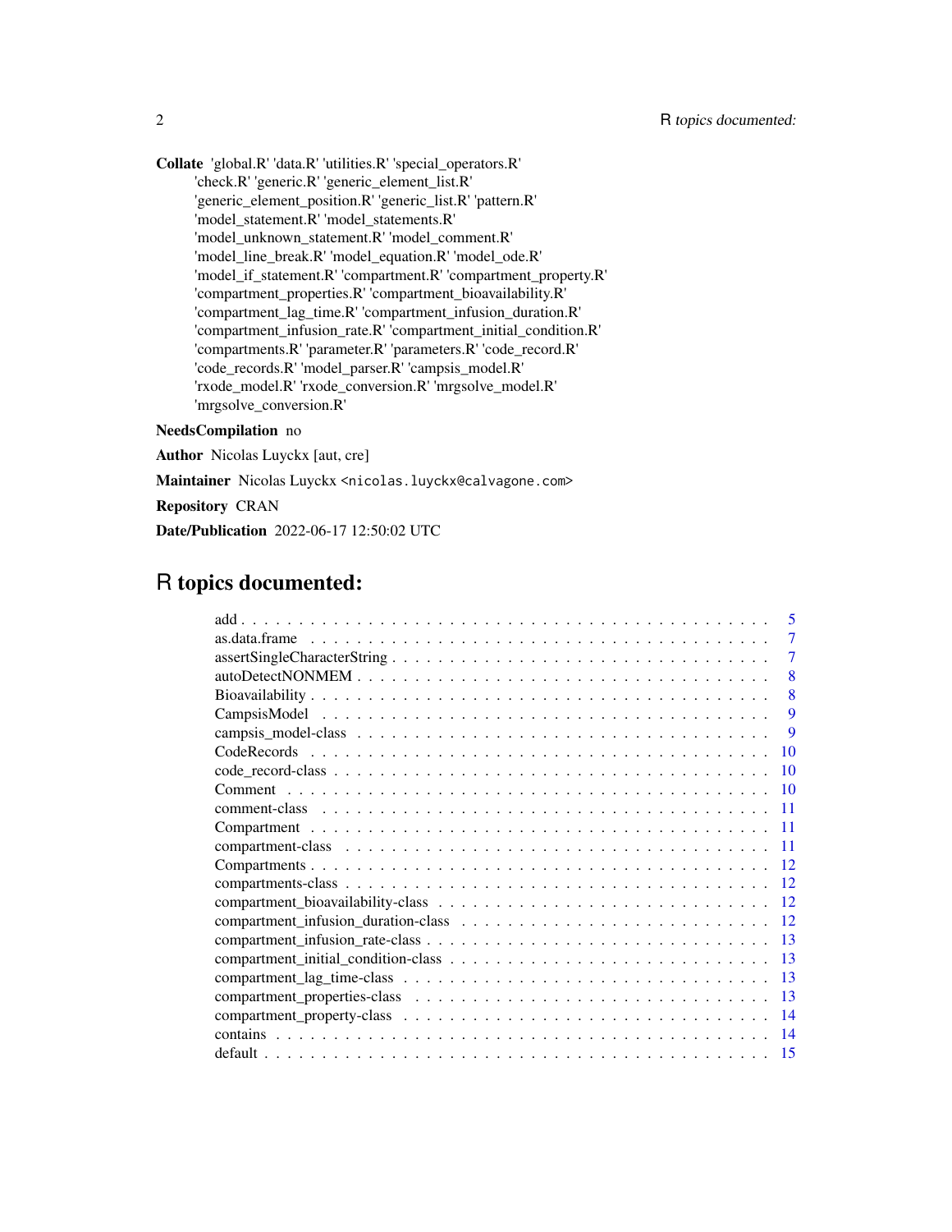**Collate** 'global.R' 'data.R' 'utilities.R' 'special_operators.R' 'check.R' 'generic.R' 'generic_element_list.R' 'generic_element_position.R' 'generic_list.R' 'pattern.R' 'model_statement.R' 'model_statements.R' 'model_unknown_statement.R' 'model_comment.R' 'model_line_break.R' 'model_equation.R' 'model_ode.R' 'model_if_statement.R' 'compartment.R' 'compartment_property.R' 'compartment_properties.R' 'compartment_bioavailability.R' 'compartment_lag_time.R' 'compartment_infusion_duration.R' 'compartment_infusion_rate.R' 'compartment_initial_condition.R' 'compartments.R' 'parameter.R' 'parameters.R' 'code_record.R' 'code_records.R' 'model_parser.R' 'campsis_model.R' 'rxode_model.R' 'rxode_conversion.R' 'mrgsolve_model.R' 'mrgsolve_conversion.R'

**NeedsCompilation** no

**Author** Nicolas Luyckx [aut, cre]

**Maintainer** Nicolas Luyckx <nicolas.luyckx@calvagone.com>

**Repository** CRAN

**Date/Publication** 2022-06-17 12:50:02 UTC

# R topics documented:

| | |
|---|---|
| add | 5 |
| as.data.frame | 7 |
| assertSingleCharacterString | 7 |
| autoDetectNONMEM | 8 |
| Bioavailability | 8 |
| CampsisModel | 9 |
| campsis_model-class | 9 |
| CodeRecords | 10 |
| code_record-class | 10 |
| Comment | 10 |
| comment-class | 11 |
| Compartment | 11 |
| compartment-class | 11 |
| Compartments | 12 |
| compartments-class | 12 |
| compartment_bioavailability-class | 12 |
| compartment_infusion_duration-class | 12 |
| compartment_infusion_rate-class | 13 |
| compartment_initial_condition-class | 13 |
| compartment_lag_time-class | 13 |
| compartment_properties-class | 13 |
| compartment_property-class | 14 |
| contains | 14 |
| default | 15 |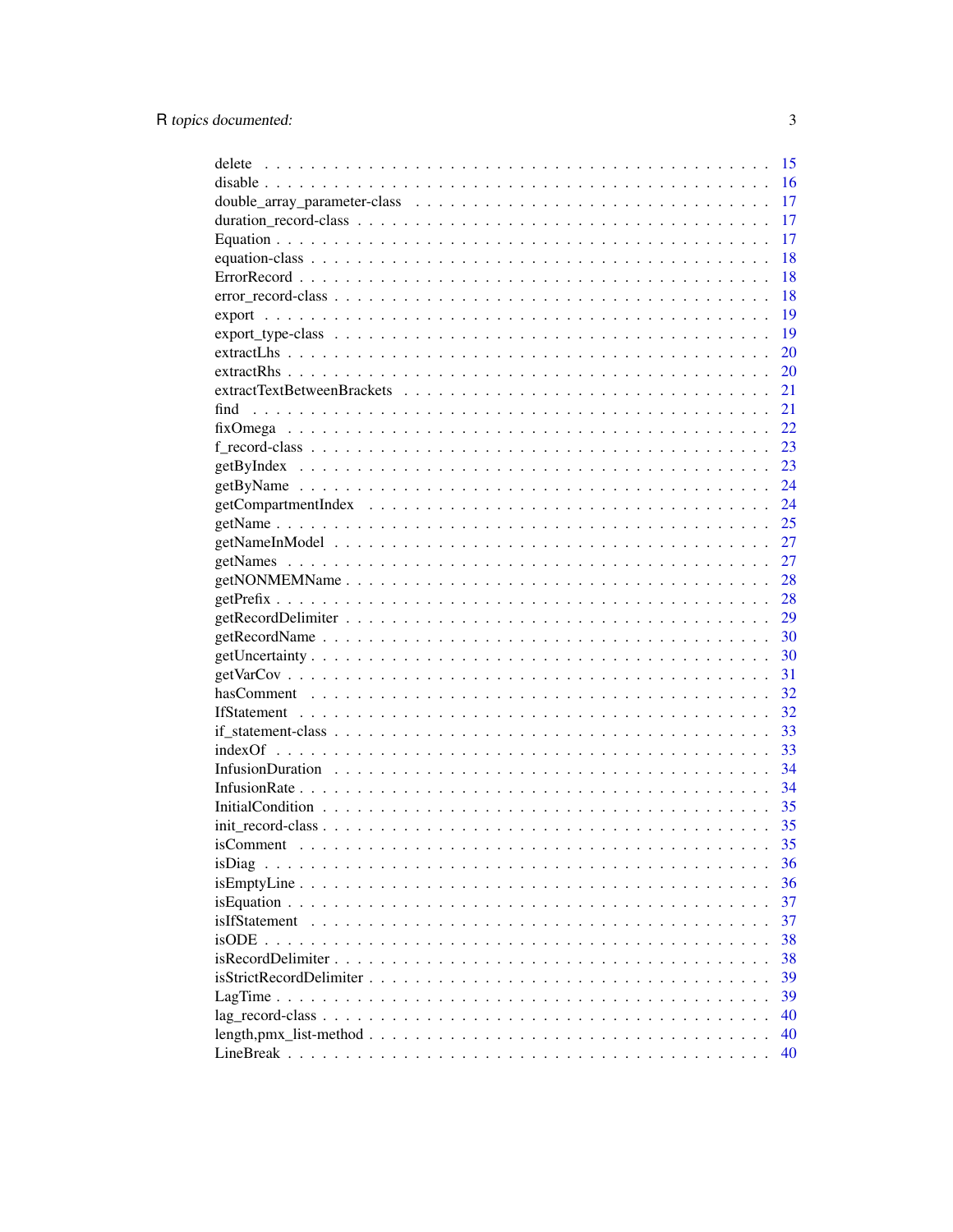delete . . . . . . . . . . . . . . . . . . . . . . . . . . . . . . . . . . . . . . . . . 15
disable . . . . . . . . . . . . . . . . . . . . . . . . . . . . . . . . . . . . . . . . . 16
double_array_parameter-class . . . . . . . . . . . . . . . . . . . . . . . . . . . . . 17
duration_record-class . . . . . . . . . . . . . . . . . . . . . . . . . . . . . . . . . 17
Equation . . . . . . . . . . . . . . . . . . . . . . . . . . . . . . . . . . . . . . . . 17
equation-class . . . . . . . . . . . . . . . . . . . . . . . . . . . . . . . . . . . . . 18
ErrorRecord . . . . . . . . . . . . . . . . . . . . . . . . . . . . . . . . . . . . . . 18
error_record-class . . . . . . . . . . . . . . . . . . . . . . . . . . . . . . . . . . . 18
export . . . . . . . . . . . . . . . . . . . . . . . . . . . . . . . . . . . . . . . . . 19
export_type-class . . . . . . . . . . . . . . . . . . . . . . . . . . . . . . . . . . . 19
extractLhs . . . . . . . . . . . . . . . . . . . . . . . . . . . . . . . . . . . . . . . 20
extractRhs . . . . . . . . . . . . . . . . . . . . . . . . . . . . . . . . . . . . . . . 20
extractTextBetweenBrackets . . . . . . . . . . . . . . . . . . . . . . . . . . . . . . 21
find . . . . . . . . . . . . . . . . . . . . . . . . . . . . . . . . . . . . . . . . . . 21
fixOmega . . . . . . . . . . . . . . . . . . . . . . . . . . . . . . . . . . . . . . . . 22
f_record-class . . . . . . . . . . . . . . . . . . . . . . . . . . . . . . . . . . . . . 23
getByIndex . . . . . . . . . . . . . . . . . . . . . . . . . . . . . . . . . . . . . . . 23
getByName . . . . . . . . . . . . . . . . . . . . . . . . . . . . . . . . . . . . . . . 24
getCompartmentIndex . . . . . . . . . . . . . . . . . . . . . . . . . . . . . . . . . . 24
getName . . . . . . . . . . . . . . . . . . . . . . . . . . . . . . . . . . . . . . . . . 25
getNameInModel . . . . . . . . . . . . . . . . . . . . . . . . . . . . . . . . . . . . . 27
getNames . . . . . . . . . . . . . . . . . . . . . . . . . . . . . . . . . . . . . . . . 27
getNONMEMName . . . . . . . . . . . . . . . . . . . . . . . . . . . . . . . . . . . . . 28
getPrefix . . . . . . . . . . . . . . . . . . . . . . . . . . . . . . . . . . . . . . . . 28
getRecordDelimiter . . . . . . . . . . . . . . . . . . . . . . . . . . . . . . . . . . . 29
getRecordName . . . . . . . . . . . . . . . . . . . . . . . . . . . . . . . . . . . . . . 30
getUncertainty . . . . . . . . . . . . . . . . . . . . . . . . . . . . . . . . . . . . . 30
getVarCov . . . . . . . . . . . . . . . . . . . . . . . . . . . . . . . . . . . . . . . . 31
hasComment . . . . . . . . . . . . . . . . . . . . . . . . . . . . . . . . . . . . . . . 32
IfStatement . . . . . . . . . . . . . . . . . . . . . . . . . . . . . . . . . . . . . . . 32
if_statement-class . . . . . . . . . . . . . . . . . . . . . . . . . . . . . . . . . . . 33
indexOf . . . . . . . . . . . . . . . . . . . . . . . . . . . . . . . . . . . . . . . . . 33
InfusionDuration . . . . . . . . . . . . . . . . . . . . . . . . . . . . . . . . . . . . 34
InfusionRate . . . . . . . . . . . . . . . . . . . . . . . . . . . . . . . . . . . . . . 34
InitialCondition . . . . . . . . . . . . . . . . . . . . . . . . . . . . . . . . . . . . 35
init_record-class . . . . . . . . . . . . . . . . . . . . . . . . . . . . . . . . . . . 35
isComment . . . . . . . . . . . . . . . . . . . . . . . . . . . . . . . . . . . . . . . 35
isDiag . . . . . . . . . . . . . . . . . . . . . . . . . . . . . . . . . . . . . . . . . 36
isEmptyLine . . . . . . . . . . . . . . . . . . . . . . . . . . . . . . . . . . . . . . 36
isEquation . . . . . . . . . . . . . . . . . . . . . . . . . . . . . . . . . . . . . . . 37
isIfStatement . . . . . . . . . . . . . . . . . . . . . . . . . . . . . . . . . . . . . 37
isODE . . . . . . . . . . . . . . . . . . . . . . . . . . . . . . . . . . . . . . . . . . 38
isRecordDelimiter . . . . . . . . . . . . . . . . . . . . . . . . . . . . . . . . . . . 38
isStrictRecordDelimiter . . . . . . . . . . . . . . . . . . . . . . . . . . . . . . . . 39
LagTime . . . . . . . . . . . . . . . . . . . . . . . . . . . . . . . . . . . . . . . . . 39
lag_record-class . . . . . . . . . . . . . . . . . . . . . . . . . . . . . . . . . . . . 40
length,pmx_list-method . . . . . . . . . . . . . . . . . . . . . . . . . . . . . . . . . 40
LineBreak . . . . . . . . . . . . . . . . . . . . . . . . . . . . . . . . . . . . . . . . 40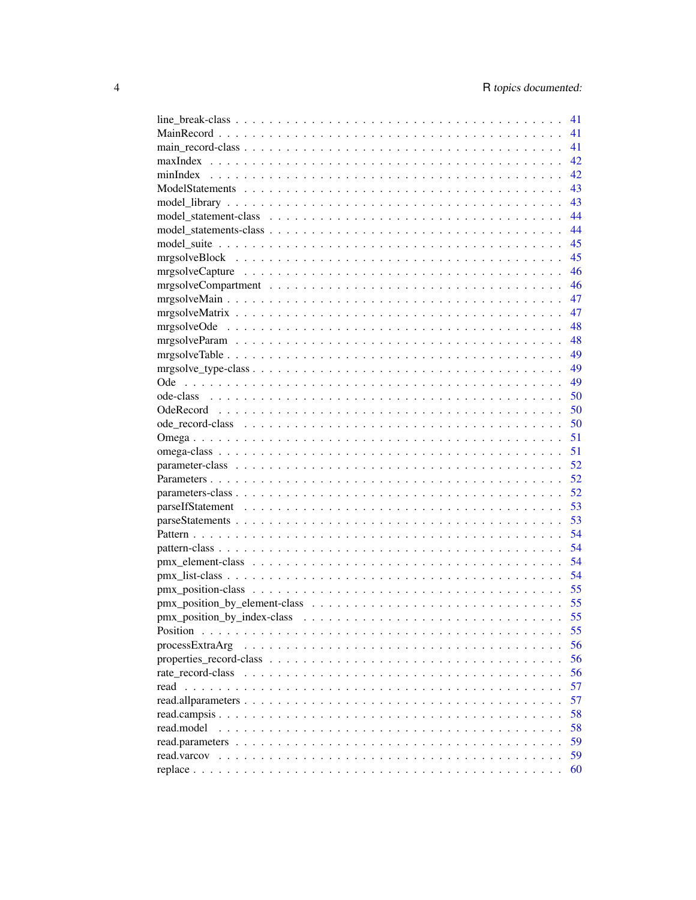line_break-class . . . . . . . . . . . . . . . . . . . . . . . . . . . . . . . . . . 41
MainRecord . . . . . . . . . . . . . . . . . . . . . . . . . . . . . . . . . . . . 41
main_record-class . . . . . . . . . . . . . . . . . . . . . . . . . . . . . . . . . 41
maxIndex . . . . . . . . . . . . . . . . . . . . . . . . . . . . . . . . . . . . . 42
minIndex . . . . . . . . . . . . . . . . . . . . . . . . . . . . . . . . . . . . . 42
ModelStatements . . . . . . . . . . . . . . . . . . . . . . . . . . . . . . . . . 43
model_library . . . . . . . . . . . . . . . . . . . . . . . . . . . . . . . . . . 43
model_statement-class . . . . . . . . . . . . . . . . . . . . . . . . . . . . . . 44
model_statements-class . . . . . . . . . . . . . . . . . . . . . . . . . . . . . . 44
model_suite . . . . . . . . . . . . . . . . . . . . . . . . . . . . . . . . . . . 45
mrgsolveBlock . . . . . . . . . . . . . . . . . . . . . . . . . . . . . . . . . . 45
mrgsolveCapture . . . . . . . . . . . . . . . . . . . . . . . . . . . . . . . . . 46
mrgsolveCompartment . . . . . . . . . . . . . . . . . . . . . . . . . . . . . . 46
mrgsolveMain . . . . . . . . . . . . . . . . . . . . . . . . . . . . . . . . . . 47
mrgsolveMatrix . . . . . . . . . . . . . . . . . . . . . . . . . . . . . . . . . 47
mrgsolveOde . . . . . . . . . . . . . . . . . . . . . . . . . . . . . . . . . . . 48
mrgsolveParam . . . . . . . . . . . . . . . . . . . . . . . . . . . . . . . . . . 48
mrgsolveTable . . . . . . . . . . . . . . . . . . . . . . . . . . . . . . . . . . 49
mrgsolve_type-class . . . . . . . . . . . . . . . . . . . . . . . . . . . . . . . 49
Ode . . . . . . . . . . . . . . . . . . . . . . . . . . . . . . . . . . . . . . . 49
ode-class . . . . . . . . . . . . . . . . . . . . . . . . . . . . . . . . . . . . 50
OdeRecord . . . . . . . . . . . . . . . . . . . . . . . . . . . . . . . . . . . . 50
ode_record-class . . . . . . . . . . . . . . . . . . . . . . . . . . . . . . . . . 50
Omega . . . . . . . . . . . . . . . . . . . . . . . . . . . . . . . . . . . . . . 51
omega-class . . . . . . . . . . . . . . . . . . . . . . . . . . . . . . . . . . . 51
parameter-class . . . . . . . . . . . . . . . . . . . . . . . . . . . . . . . . . 52
Parameters . . . . . . . . . . . . . . . . . . . . . . . . . . . . . . . . . . . . 52
parameters-class . . . . . . . . . . . . . . . . . . . . . . . . . . . . . . . . . 52
parseIfStatement . . . . . . . . . . . . . . . . . . . . . . . . . . . . . . . . . 53
parseStatements . . . . . . . . . . . . . . . . . . . . . . . . . . . . . . . . . 53
Pattern . . . . . . . . . . . . . . . . . . . . . . . . . . . . . . . . . . . . . 54
pattern-class . . . . . . . . . . . . . . . . . . . . . . . . . . . . . . . . . . . 54
pmx_element-class . . . . . . . . . . . . . . . . . . . . . . . . . . . . . . . . 54
pmx_list-class . . . . . . . . . . . . . . . . . . . . . . . . . . . . . . . . . . 54
pmx_position-class . . . . . . . . . . . . . . . . . . . . . . . . . . . . . . . . 55
pmx_position_by_element-class . . . . . . . . . . . . . . . . . . . . . . . . . . 55
pmx_position_by_index-class . . . . . . . . . . . . . . . . . . . . . . . . . . . 55
Position . . . . . . . . . . . . . . . . . . . . . . . . . . . . . . . . . . . . . 55
processExtraArg . . . . . . . . . . . . . . . . . . . . . . . . . . . . . . . . . 56
properties_record-class . . . . . . . . . . . . . . . . . . . . . . . . . . . . . 56
rate_record-class . . . . . . . . . . . . . . . . . . . . . . . . . . . . . . . . . 56
read . . . . . . . . . . . . . . . . . . . . . . . . . . . . . . . . . . . . . . . 57
read.allparameters . . . . . . . . . . . . . . . . . . . . . . . . . . . . . . . . 57
read.campsis . . . . . . . . . . . . . . . . . . . . . . . . . . . . . . . . . . . 58
read.model . . . . . . . . . . . . . . . . . . . . . . . . . . . . . . . . . . . . 58
read.parameters . . . . . . . . . . . . . . . . . . . . . . . . . . . . . . . . . 59
read.varcov . . . . . . . . . . . . . . . . . . . . . . . . . . . . . . . . . . . 59
replace . . . . . . . . . . . . . . . . . . . . . . . . . . . . . . . . . . . . . 60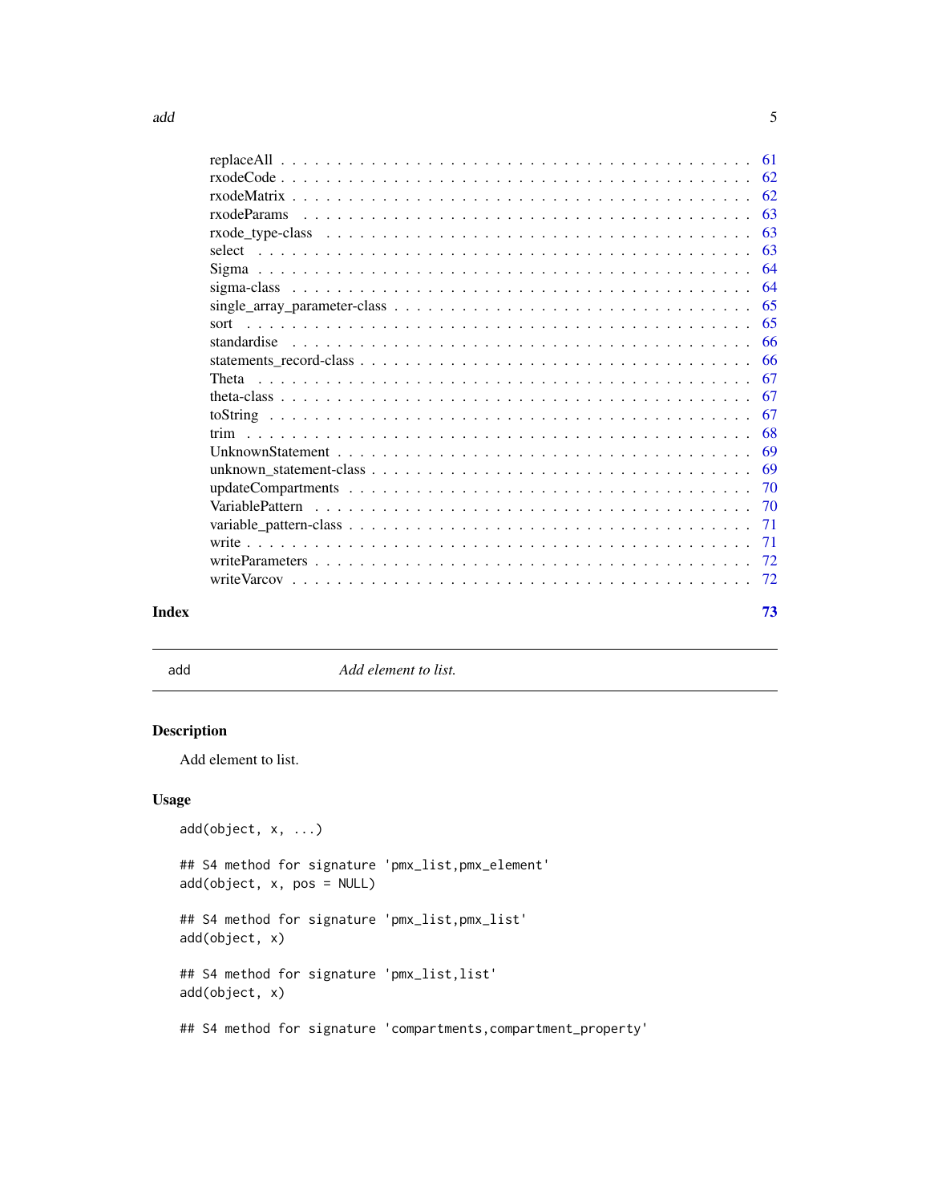replaceAll . . . . . . . . . . . . . . . . . . . . . . . . . . . . . . . . . . . . . . . . 61
rxodeCode . . . . . . . . . . . . . . . . . . . . . . . . . . . . . . . . . . . . . . . . 62
rxodeMatrix . . . . . . . . . . . . . . . . . . . . . . . . . . . . . . . . . . . . . . . . 62
rxodeParams . . . . . . . . . . . . . . . . . . . . . . . . . . . . . . . . . . . . . . . . 63
rxode_type-class . . . . . . . . . . . . . . . . . . . . . . . . . . . . . . . . . . . . . . 63
select . . . . . . . . . . . . . . . . . . . . . . . . . . . . . . . . . . . . . . . . . . . 63
Sigma . . . . . . . . . . . . . . . . . . . . . . . . . . . . . . . . . . . . . . . . . . . 64
sigma-class . . . . . . . . . . . . . . . . . . . . . . . . . . . . . . . . . . . . . . . . 64
single_array_parameter-class . . . . . . . . . . . . . . . . . . . . . . . . . . . . . . . 65
sort . . . . . . . . . . . . . . . . . . . . . . . . . . . . . . . . . . . . . . . . . . . . 65
standardise . . . . . . . . . . . . . . . . . . . . . . . . . . . . . . . . . . . . . . . . 66
statements_record-class . . . . . . . . . . . . . . . . . . . . . . . . . . . . . . . . . . 66
Theta . . . . . . . . . . . . . . . . . . . . . . . . . . . . . . . . . . . . . . . . . . . 67
theta-class . . . . . . . . . . . . . . . . . . . . . . . . . . . . . . . . . . . . . . . . 67
toString . . . . . . . . . . . . . . . . . . . . . . . . . . . . . . . . . . . . . . . . . 67
trim . . . . . . . . . . . . . . . . . . . . . . . . . . . . . . . . . . . . . . . . . . . . 68
UnknownStatement . . . . . . . . . . . . . . . . . . . . . . . . . . . . . . . . . . . . 69
unknown_statement-class . . . . . . . . . . . . . . . . . . . . . . . . . . . . . . . . . 69
updateCompartments . . . . . . . . . . . . . . . . . . . . . . . . . . . . . . . . . . . 70
VariablePattern . . . . . . . . . . . . . . . . . . . . . . . . . . . . . . . . . . . . . . 70
variable_pattern-class . . . . . . . . . . . . . . . . . . . . . . . . . . . . . . . . . . 71
write . . . . . . . . . . . . . . . . . . . . . . . . . . . . . . . . . . . . . . . . . . . 71
writeParameters . . . . . . . . . . . . . . . . . . . . . . . . . . . . . . . . . . . . . . 72
writeVarcov . . . . . . . . . . . . . . . . . . . . . . . . . . . . . . . . . . . . . . . . 72

**Index** 73

---

## add — *Add element to list.*

### Description

Add element to list.

### Usage

```
add(object, x, ...)

## S4 method for signature 'pmx_list,pmx_element'
add(object, x, pos = NULL)

## S4 method for signature 'pmx_list,pmx_list'
add(object, x)

## S4 method for signature 'pmx_list,list'
add(object, x)

## S4 method for signature 'compartments,compartment_property'
```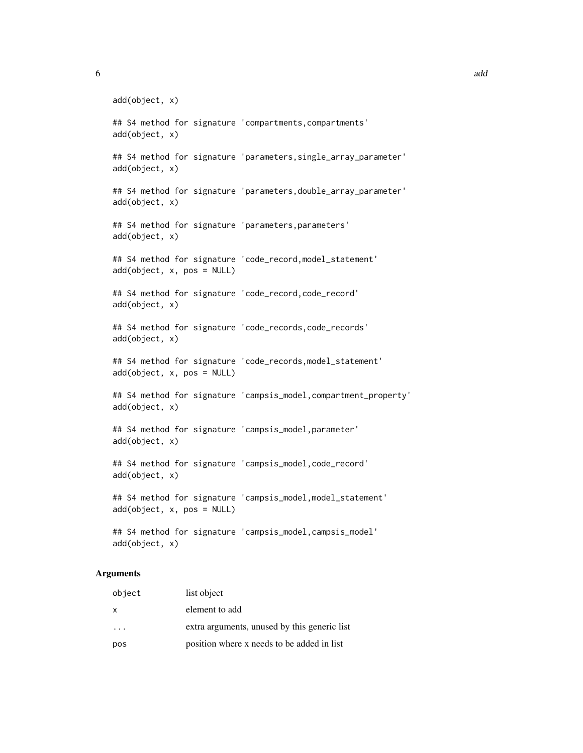```
add(object, x)

## S4 method for signature 'compartments,compartments'
add(object, x)

## S4 method for signature 'parameters,single_array_parameter'
add(object, x)

## S4 method for signature 'parameters,double_array_parameter'
add(object, x)

## S4 method for signature 'parameters,parameters'
add(object, x)

## S4 method for signature 'code_record,model_statement'
add(object, x, pos = NULL)

## S4 method for signature 'code_record,code_record'
add(object, x)

## S4 method for signature 'code_records,code_records'
add(object, x)

## S4 method for signature 'code_records,model_statement'
add(object, x, pos = NULL)

## S4 method for signature 'campsis_model,compartment_property'
add(object, x)

## S4 method for signature 'campsis_model,parameter'
add(object, x)

## S4 method for signature 'campsis_model,code_record'
add(object, x)

## S4 method for signature 'campsis_model,model_statement'
add(object, x, pos = NULL)

## S4 method for signature 'campsis_model,campsis_model'
add(object, x)
```

### Arguments

| | |
|---|---|
| `object` | list object |
| `x` | element to add |
| `...` | extra arguments, unused by this generic list |
| `pos` | position where x needs to be added in list |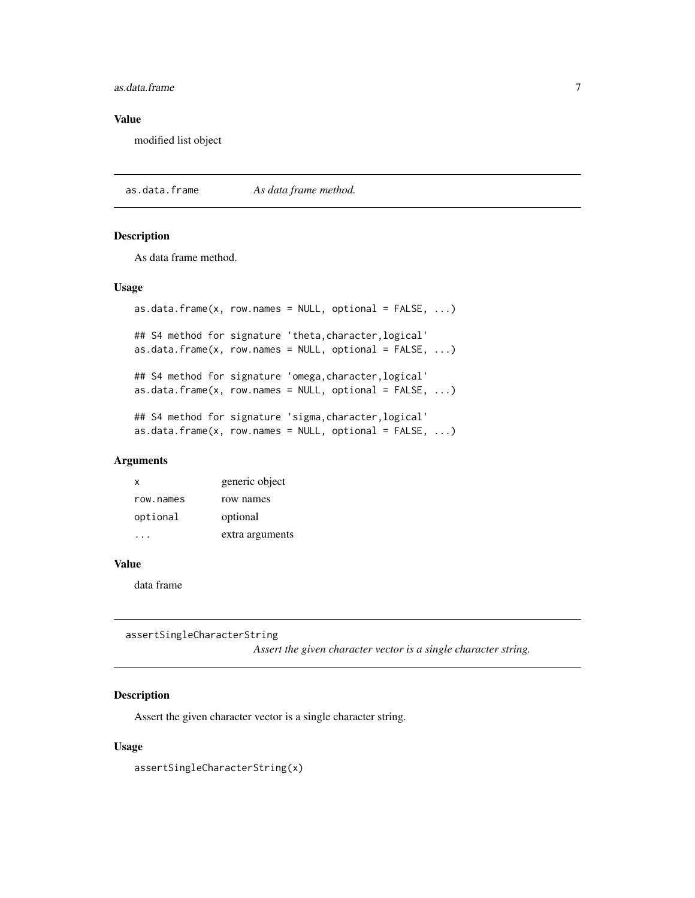### Value

modified list object

## as.data.frame *As data frame method.*

### Description

As data frame method.

### Usage

```
as.data.frame(x, row.names = NULL, optional = FALSE, ...)

## S4 method for signature 'theta,character,logical'
as.data.frame(x, row.names = NULL, optional = FALSE, ...)

## S4 method for signature 'omega,character,logical'
as.data.frame(x, row.names = NULL, optional = FALSE, ...)

## S4 method for signature 'sigma,character,logical'
as.data.frame(x, row.names = NULL, optional = FALSE, ...)
```

### Arguments

| | |
|---|---|
| `x` | generic object |
| `row.names` | row names |
| `optional` | optional |
| `...` | extra arguments |

### Value

data frame

## assertSingleCharacterString *Assert the given character vector is a single character string.*

### Description

Assert the given character vector is a single character string.

### Usage

```
assertSingleCharacterString(x)
```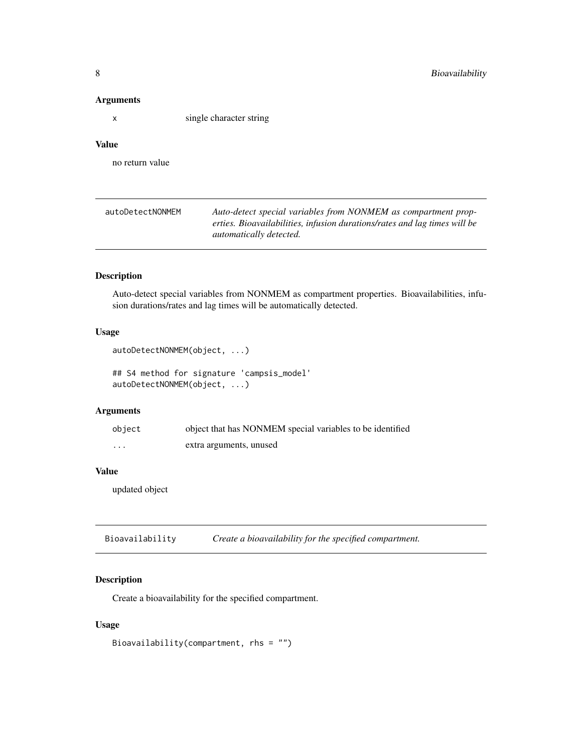### Arguments

| | |
|---|---|
| x | single character string |

### Value

no return value

---

## autoDetectNONMEM

*Auto-detect special variables from NONMEM as compartment properties. Bioavailabilities, infusion durations/rates and lag times will be automatically detected.*

### Description

Auto-detect special variables from NONMEM as compartment properties. Bioavailabilities, infusion durations/rates and lag times will be automatically detected.

### Usage

```
autoDetectNONMEM(object, ...)

## S4 method for signature 'campsis_model'
autoDetectNONMEM(object, ...)
```

### Arguments

| | |
|---|---|
| object | object that has NONMEM special variables to be identified |
| ... | extra arguments, unused |

### Value

updated object

---

## Bioavailability

*Create a bioavailability for the specified compartment.*

### Description

Create a bioavailability for the specified compartment.

### Usage

```
Bioavailability(compartment, rhs = "")
```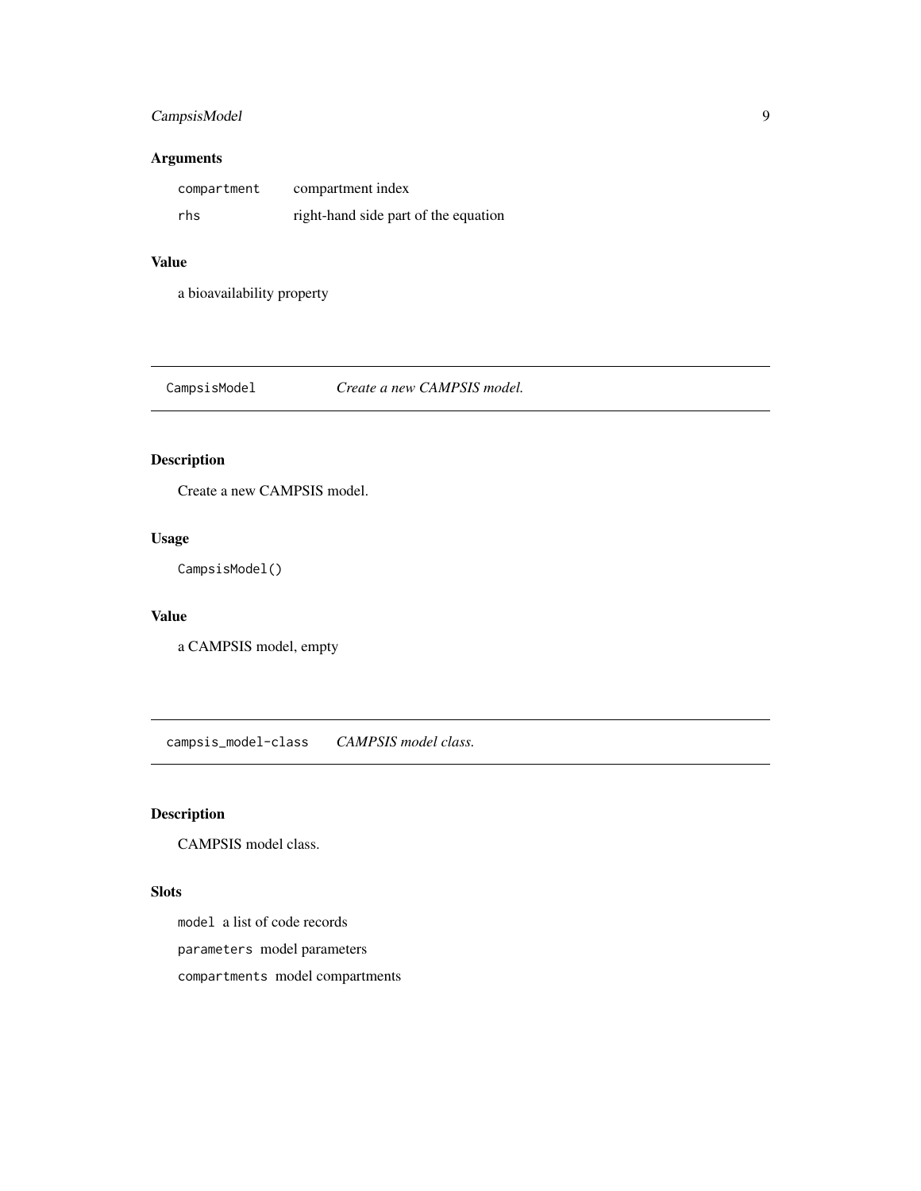### Arguments

| | |
|---|---|
| `compartment` | compartment index |
| `rhs` | right-hand side part of the equation |

### Value

a bioavailability property

---

## `CampsisModel` *Create a new CAMPSIS model.*

---

### Description

Create a new CAMPSIS model.

### Usage

```
CampsisModel()
```

### Value

a CAMPSIS model, empty

---

## `campsis_model-class` *CAMPSIS model class.*

---

### Description

CAMPSIS model class.

### Slots

`model` a list of code records

`parameters` model parameters

`compartments` model compartments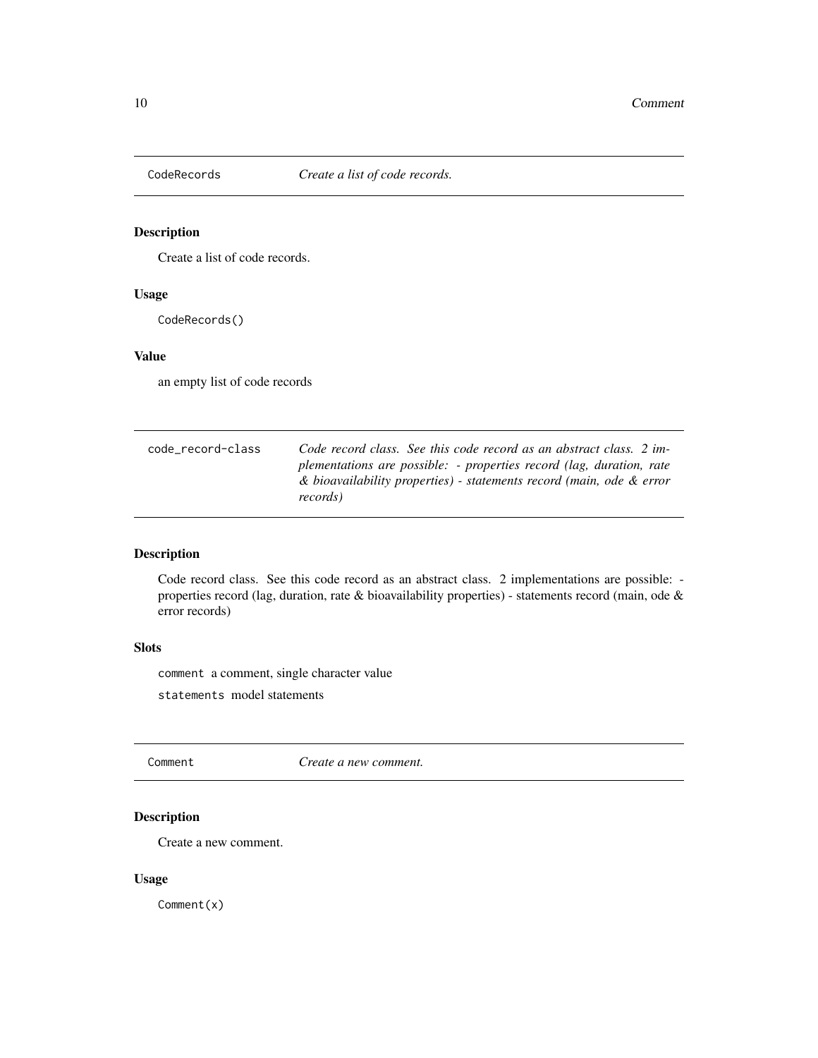## CodeRecords *Create a list of code records.*

### Description

Create a list of code records.

### Usage

```
CodeRecords()
```

### Value

an empty list of code records

## code_record-class *Code record class. See this code record as an abstract class. 2 implementations are possible: - properties record (lag, duration, rate & bioavailability properties) - statements record (main, ode & error records)*

### Description

Code record class. See this code record as an abstract class. 2 implementations are possible: - properties record (lag, duration, rate & bioavailability properties) - statements record (main, ode & error records)

### Slots

`comment` a comment, single character value

`statements` model statements

## Comment *Create a new comment.*

### Description

Create a new comment.

### Usage

```
Comment(x)
```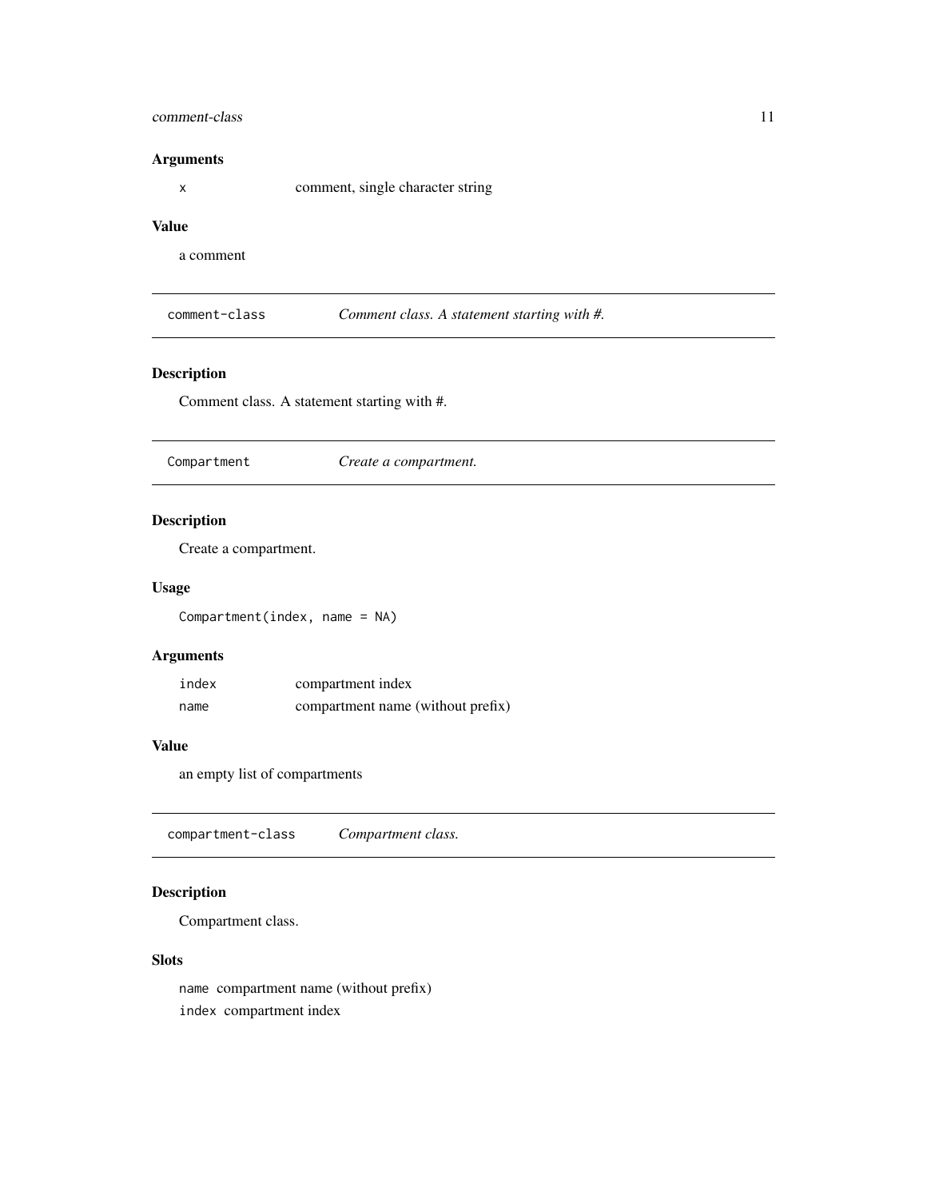### Arguments

| | |
|---|---|
| `x` | comment, single character string |

### Value

a comment

---

## `comment-class` *Comment class. A statement starting with #.*

### Description

Comment class. A statement starting with #.

---

## `Compartment` *Create a compartment.*

### Description

Create a compartment.

### Usage

```
Compartment(index, name = NA)
```

### Arguments

| | |
|---|---|
| `index` | compartment index |
| `name` | compartment name (without prefix) |

### Value

an empty list of compartments

---

## `compartment-class` *Compartment class.*

### Description

Compartment class.

### Slots

`name` compartment name (without prefix)

`index` compartment index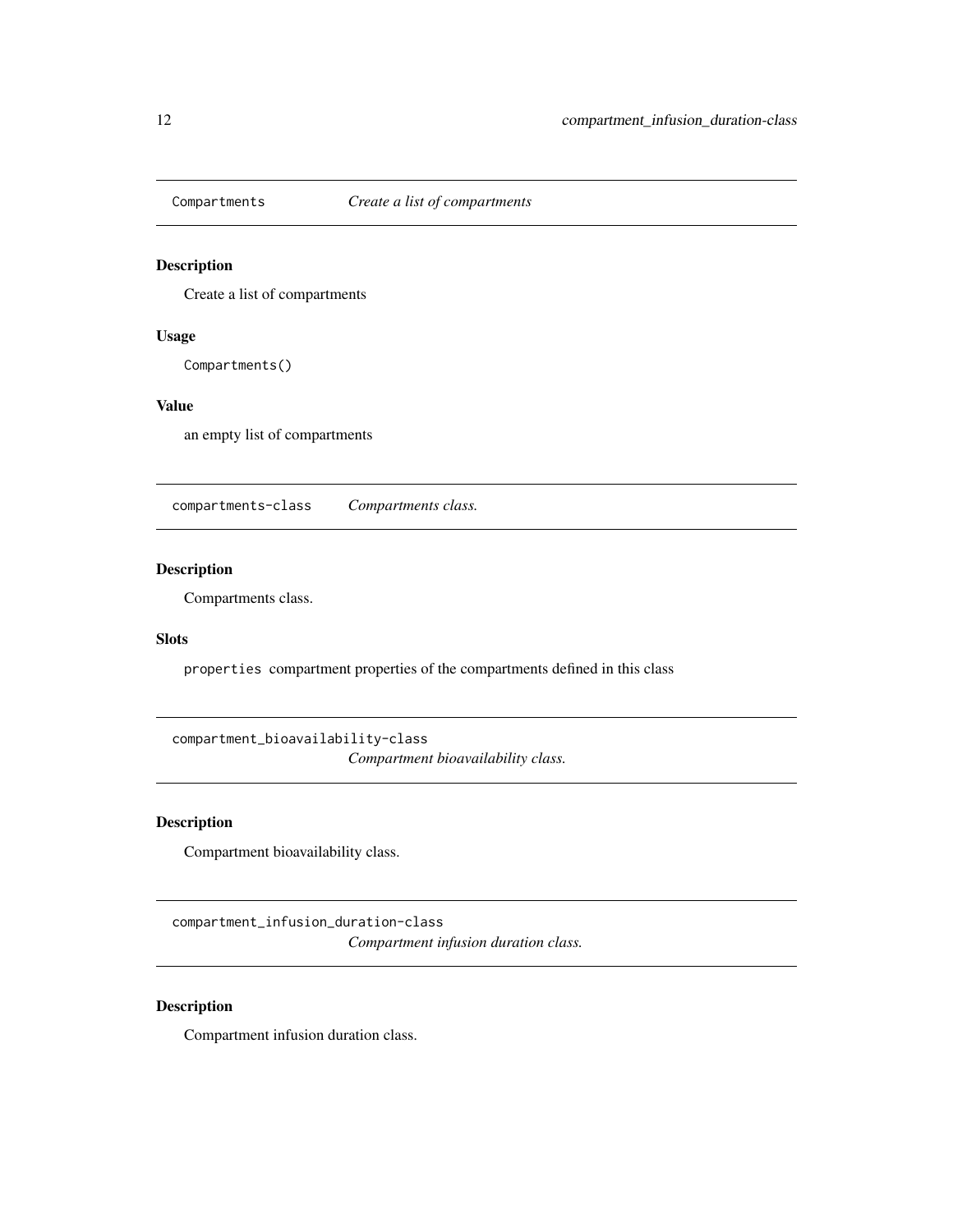## Compartments — *Create a list of compartments*

### Description

Create a list of compartments

### Usage

```
Compartments()
```

### Value

an empty list of compartments

## compartments-class — *Compartments class.*

### Description

Compartments class.

### Slots

`properties` compartment properties of the compartments defined in this class

## compartment_bioavailability-class — *Compartment bioavailability class.*

### Description

Compartment bioavailability class.

## compartment_infusion_duration-class — *Compartment infusion duration class.*

### Description

Compartment infusion duration class.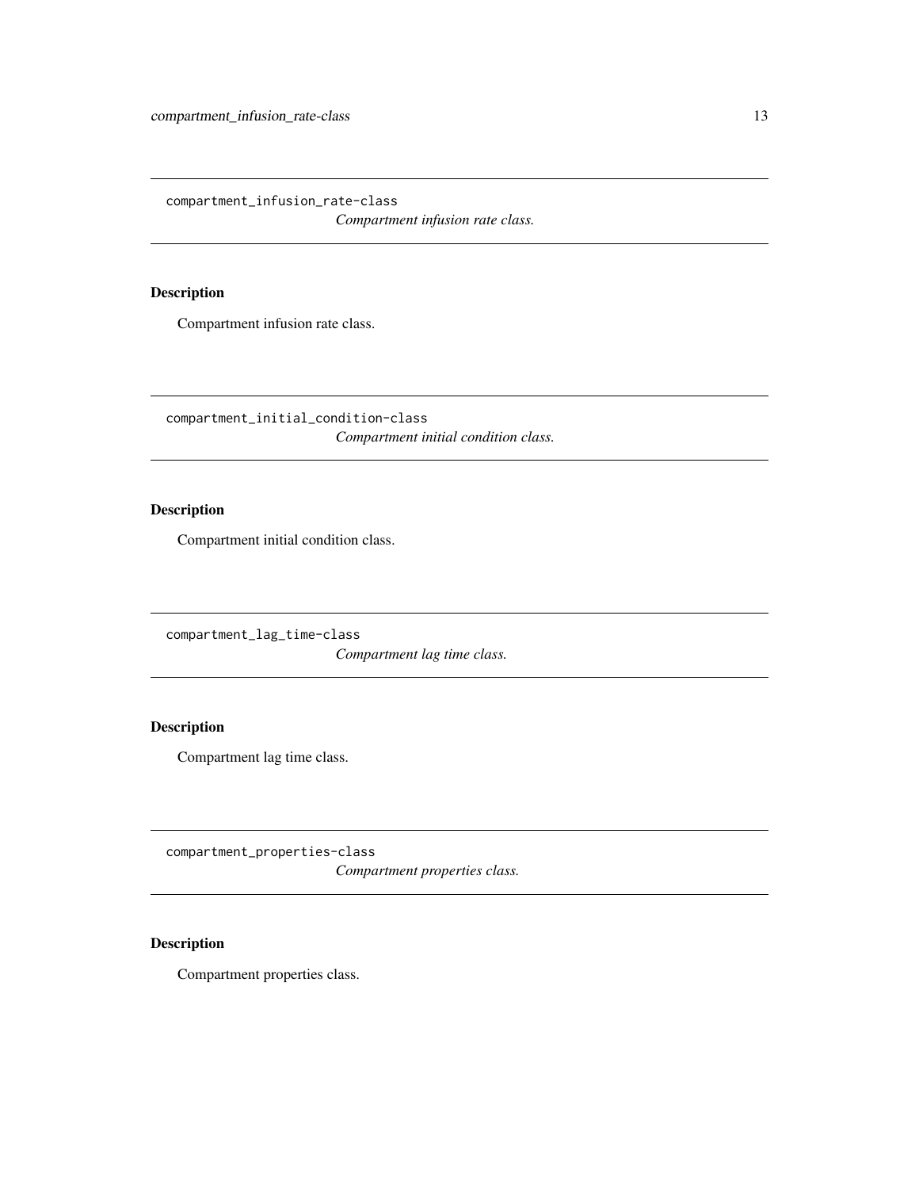## compartment_infusion_rate-class

*Compartment infusion rate class.*

### Description

Compartment infusion rate class.

## compartment_initial_condition-class

*Compartment initial condition class.*

### Description

Compartment initial condition class.

## compartment_lag_time-class

*Compartment lag time class.*

### Description

Compartment lag time class.

## compartment_properties-class

*Compartment properties class.*

### Description

Compartment properties class.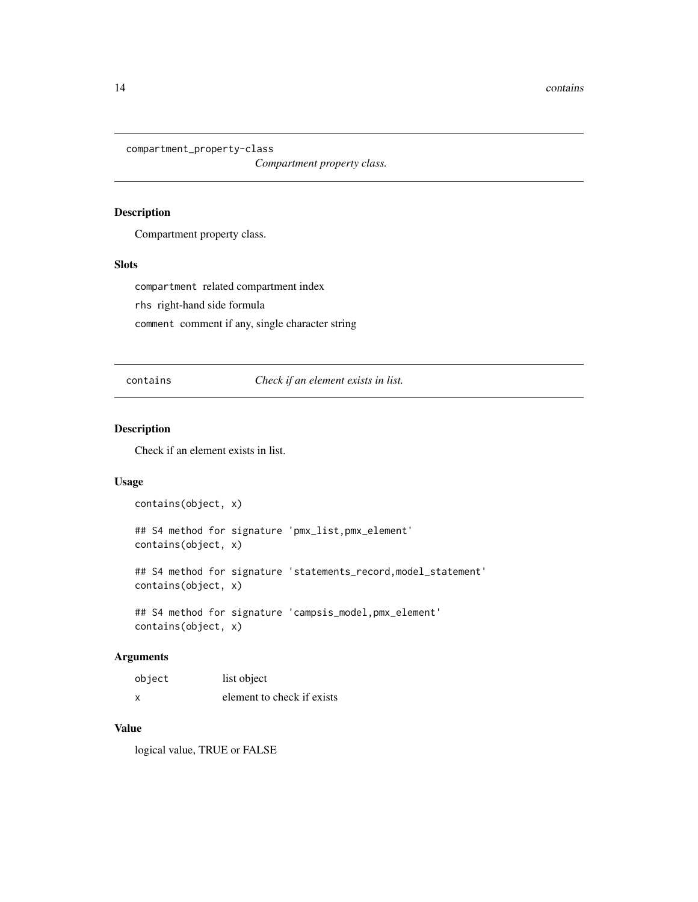## compartment_property-class

*Compartment property class.*

### Description

Compartment property class.

### Slots

`compartment` related compartment index

`rhs` right-hand side formula

`comment` comment if any, single character string

## contains

*Check if an element exists in list.*

### Description

Check if an element exists in list.

### Usage

```
contains(object, x)

## S4 method for signature 'pmx_list,pmx_element'
contains(object, x)

## S4 method for signature 'statements_record,model_statement'
contains(object, x)

## S4 method for signature 'campsis_model,pmx_element'
contains(object, x)
```

### Arguments

| | |
|---|---|
| `object` | list object |
| `x` | element to check if exists |

### Value

logical value, TRUE or FALSE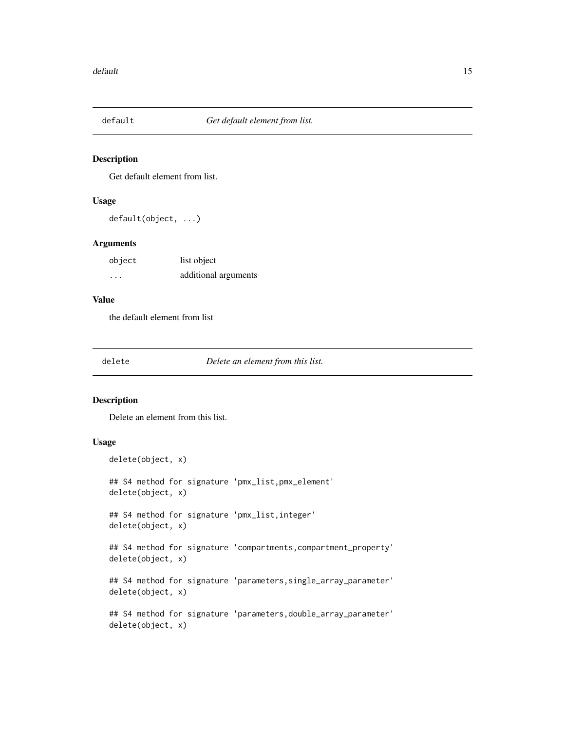## default *Get default element from list.*

### Description

Get default element from list.

### Usage

```
default(object, ...)
```

### Arguments

| | |
|---|---|
| object | list object |
| ... | additional arguments |

### Value

the default element from list

## delete *Delete an element from this list.*

### Description

Delete an element from this list.

### Usage

```
delete(object, x)

## S4 method for signature 'pmx_list,pmx_element'
delete(object, x)

## S4 method for signature 'pmx_list,integer'
delete(object, x)

## S4 method for signature 'compartments,compartment_property'
delete(object, x)

## S4 method for signature 'parameters,single_array_parameter'
delete(object, x)

## S4 method for signature 'parameters,double_array_parameter'
delete(object, x)
```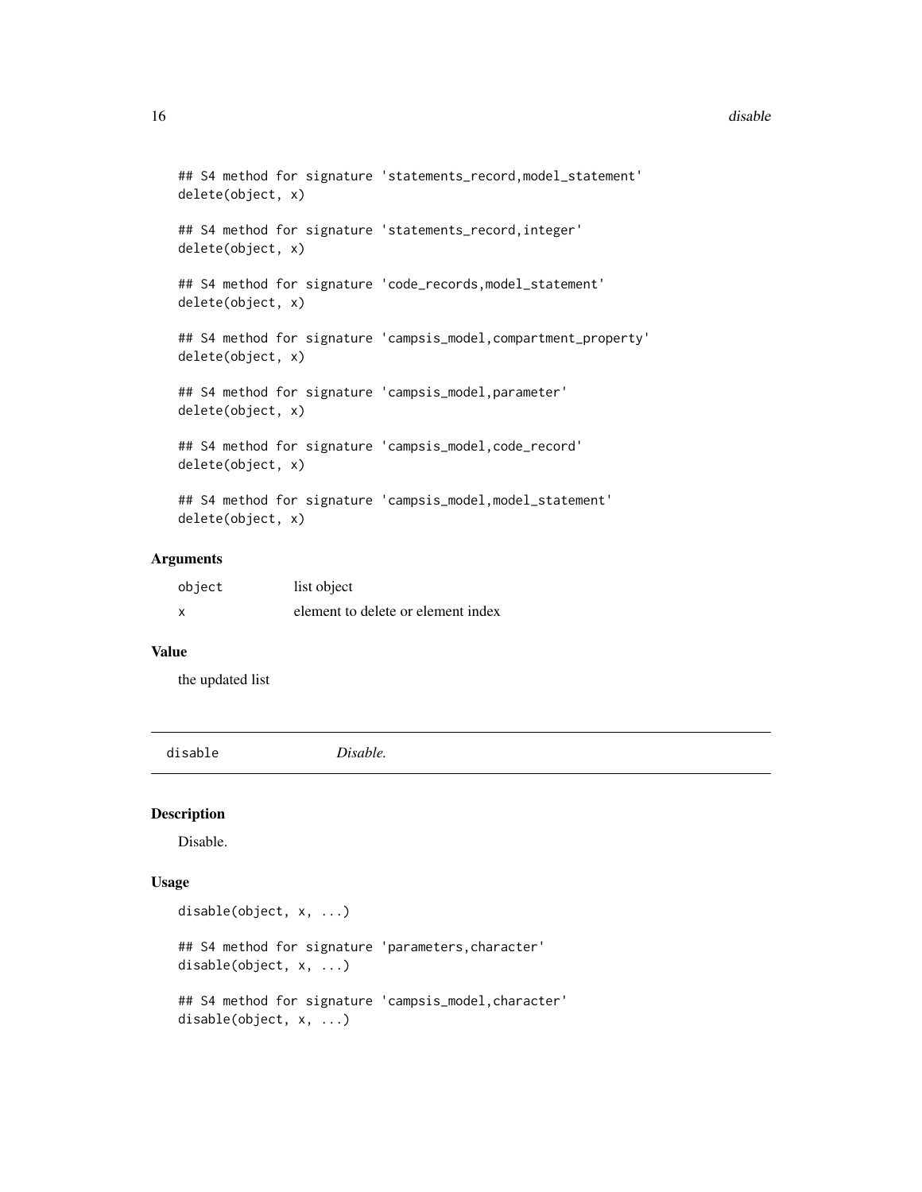```
## S4 method for signature 'statements_record,model_statement'
delete(object, x)

## S4 method for signature 'statements_record,integer'
delete(object, x)

## S4 method for signature 'code_records,model_statement'
delete(object, x)

## S4 method for signature 'campsis_model,compartment_property'
delete(object, x)

## S4 method for signature 'campsis_model,parameter'
delete(object, x)

## S4 method for signature 'campsis_model,code_record'
delete(object, x)

## S4 method for signature 'campsis_model,model_statement'
delete(object, x)
```

### Arguments

| | |
|---|---|
| `object` | list object |
| `x` | element to delete or element index |

### Value

the updated list

---

## `disable` *Disable.*

---

### Description

Disable.

### Usage

```
disable(object, x, ...)

## S4 method for signature 'parameters,character'
disable(object, x, ...)

## S4 method for signature 'campsis_model,character'
disable(object, x, ...)
```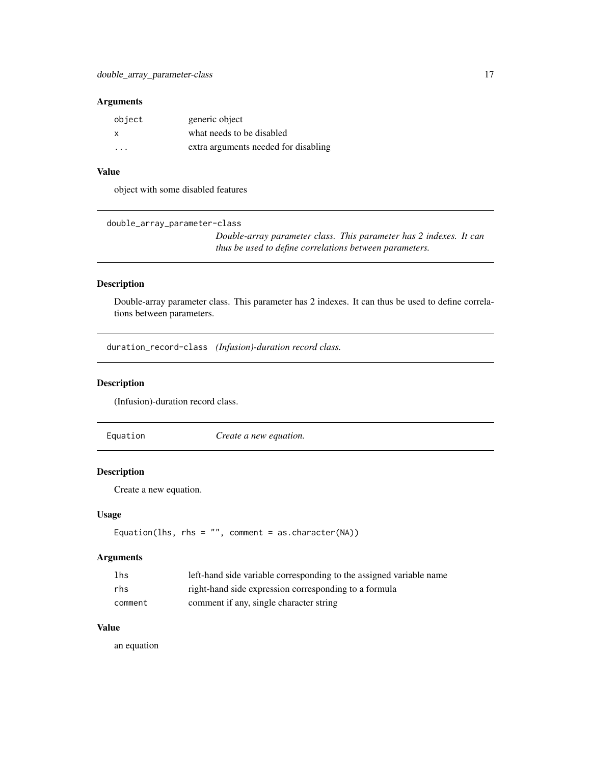### Arguments

| | |
|---|---|
| `object` | generic object |
| `x` | what needs to be disabled |
| `...` | extra arguments needed for disabling |

### Value

object with some disabled features

---

## double_array_parameter-class

*Double-array parameter class. This parameter has 2 indexes. It can thus be used to define correlations between parameters.*

### Description

Double-array parameter class. This parameter has 2 indexes. It can thus be used to define correlations between parameters.

---

## duration_record-class

*(Infusion)-duration record class.*

### Description

(Infusion)-duration record class.

---

## Equation

*Create a new equation.*

### Description

Create a new equation.

### Usage

```
Equation(lhs, rhs = "", comment = as.character(NA))
```

### Arguments

| | |
|---|---|
| `lhs` | left-hand side variable corresponding to the assigned variable name |
| `rhs` | right-hand side expression corresponding to a formula |
| `comment` | comment if any, single character string |

### Value

an equation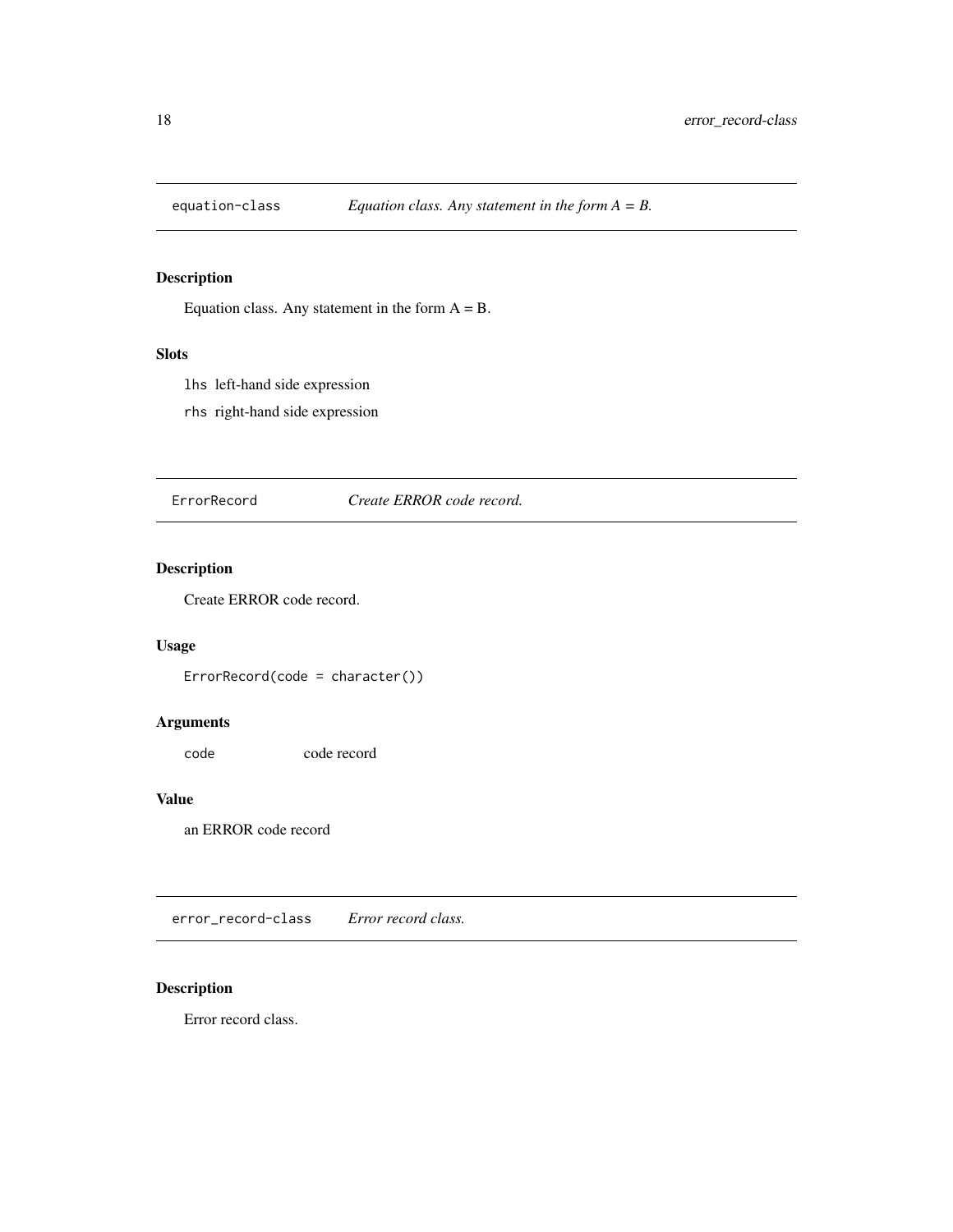## equation-class — *Equation class. Any statement in the form A = B.*

### Description

Equation class. Any statement in the form A = B.

### Slots

`lhs` left-hand side expression

`rhs` right-hand side expression

## ErrorRecord — *Create ERROR code record.*

### Description

Create ERROR code record.

### Usage

```
ErrorRecord(code = character())
```

### Arguments

| | |
|---|---|
| `code` | code record |

### Value

an ERROR code record

## error_record-class — *Error record class.*

### Description

Error record class.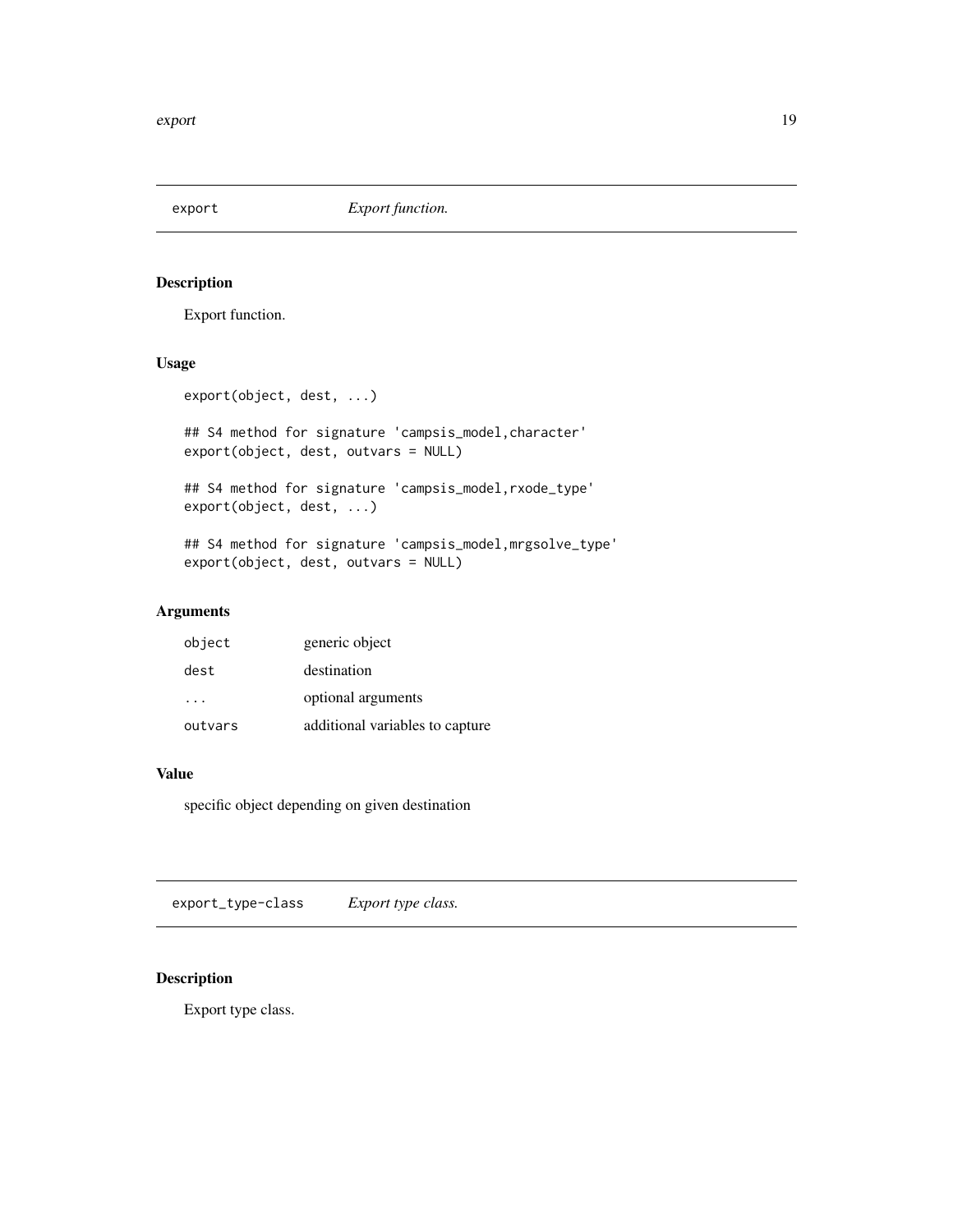## export — *Export function.*

### Description

Export function.

### Usage

```
export(object, dest, ...)

## S4 method for signature 'campsis_model,character'
export(object, dest, outvars = NULL)

## S4 method for signature 'campsis_model,rxode_type'
export(object, dest, ...)

## S4 method for signature 'campsis_model,mrgsolve_type'
export(object, dest, outvars = NULL)
```

### Arguments

| | |
|---|---|
| `object` | generic object |
| `dest` | destination |
| `...` | optional arguments |
| `outvars` | additional variables to capture |

### Value

specific object depending on given destination

## export_type-class — *Export type class.*

### Description

Export type class.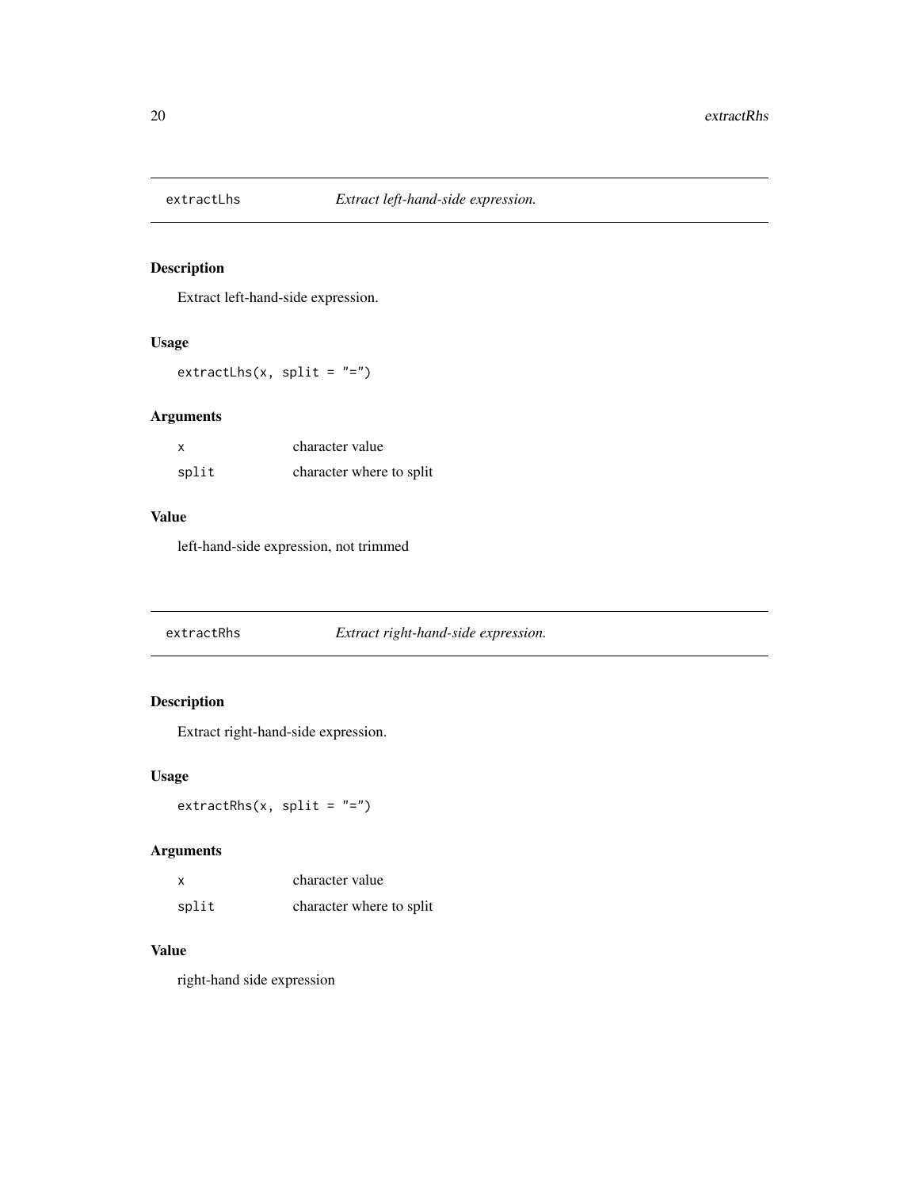## extractLhs — *Extract left-hand-side expression.*

### Description

Extract left-hand-side expression.

### Usage

```
extractLhs(x, split = "=")
```

### Arguments

| | |
|---|---|
| x | character value |
| split | character where to split |

### Value

left-hand-side expression, not trimmed

## extractRhs — *Extract right-hand-side expression.*

### Description

Extract right-hand-side expression.

### Usage

```
extractRhs(x, split = "=")
```

### Arguments

| | |
|---|---|
| x | character value |
| split | character where to split |

### Value

right-hand side expression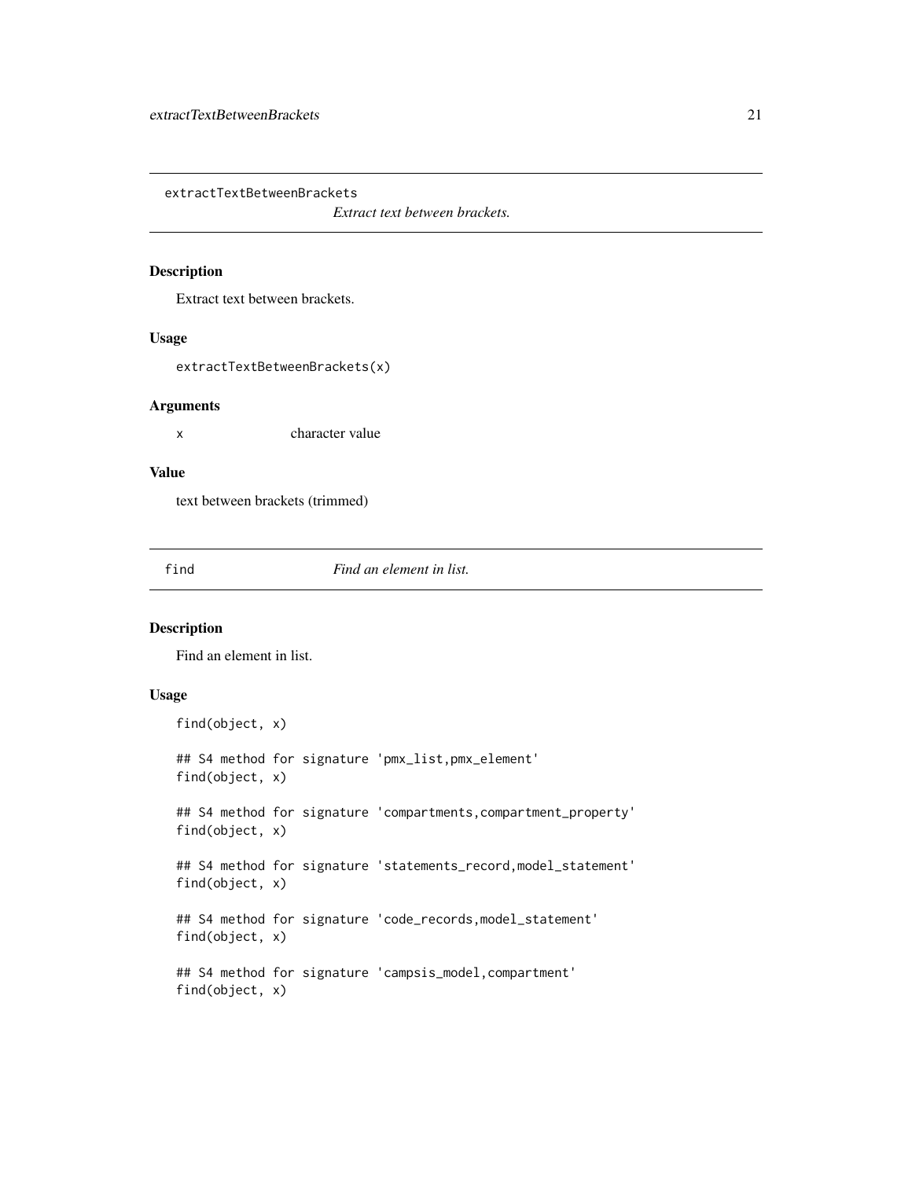## extractTextBetweenBrackets

*Extract text between brackets.*

### Description

Extract text between brackets.

### Usage

```
extractTextBetweenBrackets(x)
```

### Arguments

| | |
|---|---|
| x | character value |

### Value

text between brackets (trimmed)

## find

*Find an element in list.*

### Description

Find an element in list.

### Usage

```
find(object, x)

## S4 method for signature 'pmx_list,pmx_element'
find(object, x)

## S4 method for signature 'compartments,compartment_property'
find(object, x)

## S4 method for signature 'statements_record,model_statement'
find(object, x)

## S4 method for signature 'code_records,model_statement'
find(object, x)

## S4 method for signature 'campsis_model,compartment'
find(object, x)
```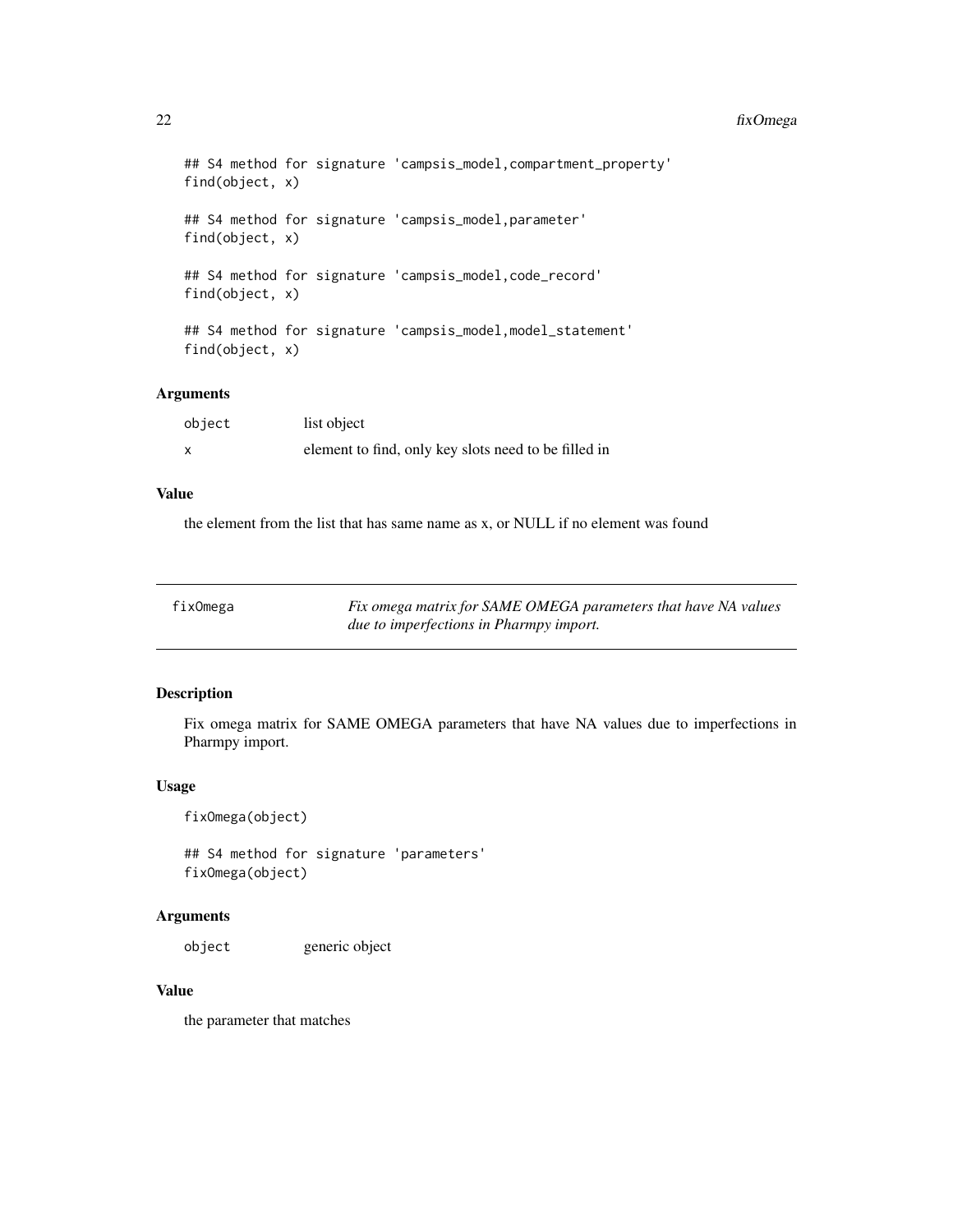```
## S4 method for signature 'campsis_model,compartment_property'
find(object, x)

## S4 method for signature 'campsis_model,parameter'
find(object, x)

## S4 method for signature 'campsis_model,code_record'
find(object, x)

## S4 method for signature 'campsis_model,model_statement'
find(object, x)
```

### Arguments

| | |
|---|---|
| object | list object |
| x | element to find, only key slots need to be filled in |

### Value

the element from the list that has same name as x, or NULL if no element was found

## fixOmega — *Fix omega matrix for SAME OMEGA parameters that have NA values due to imperfections in Pharmpy import.*

### Description

Fix omega matrix for SAME OMEGA parameters that have NA values due to imperfections in Pharmpy import.

### Usage

```
fixOmega(object)

## S4 method for signature 'parameters'
fixOmega(object)
```

### Arguments

| | |
|---|---|
| object | generic object |

### Value

the parameter that matches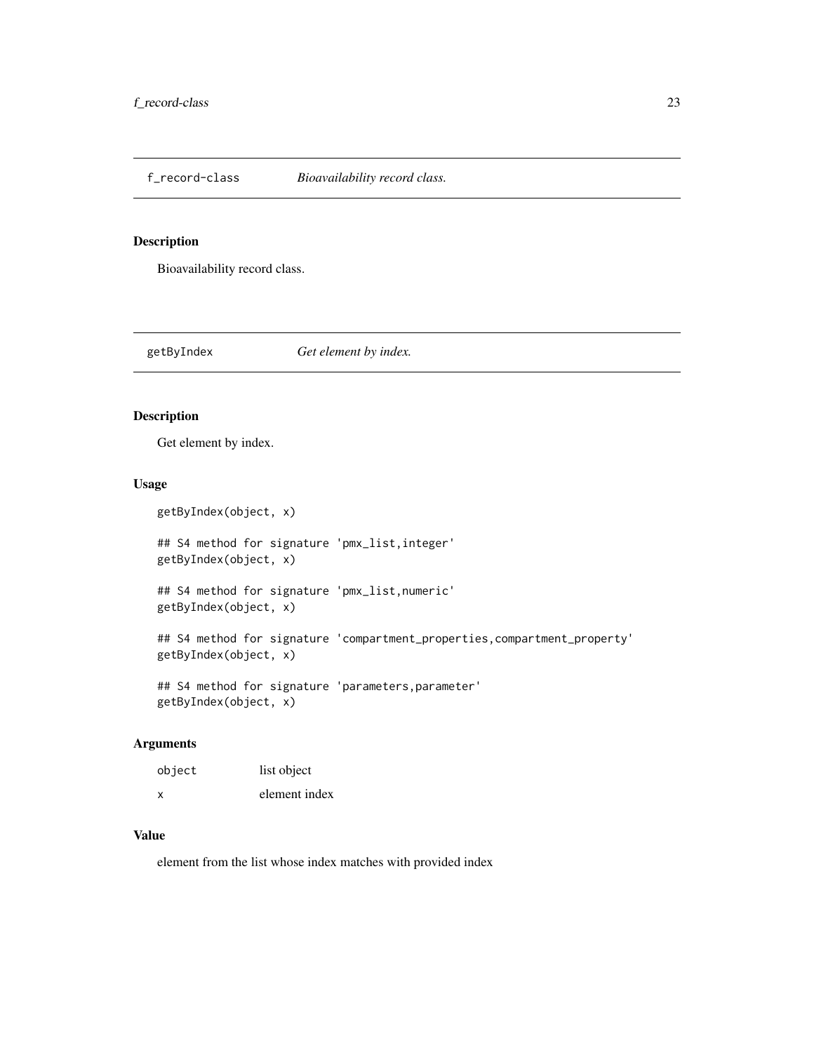## f_record-class *Bioavailability record class.*

### Description

Bioavailability record class.

## getByIndex *Get element by index.*

### Description

Get element by index.

### Usage

```
getByIndex(object, x)

## S4 method for signature 'pmx_list,integer'
getByIndex(object, x)

## S4 method for signature 'pmx_list,numeric'
getByIndex(object, x)

## S4 method for signature 'compartment_properties,compartment_property'
getByIndex(object, x)

## S4 method for signature 'parameters,parameter'
getByIndex(object, x)
```

### Arguments

| | |
|---|---|
| `object` | list object |
| `x` | element index |

### Value

element from the list whose index matches with provided index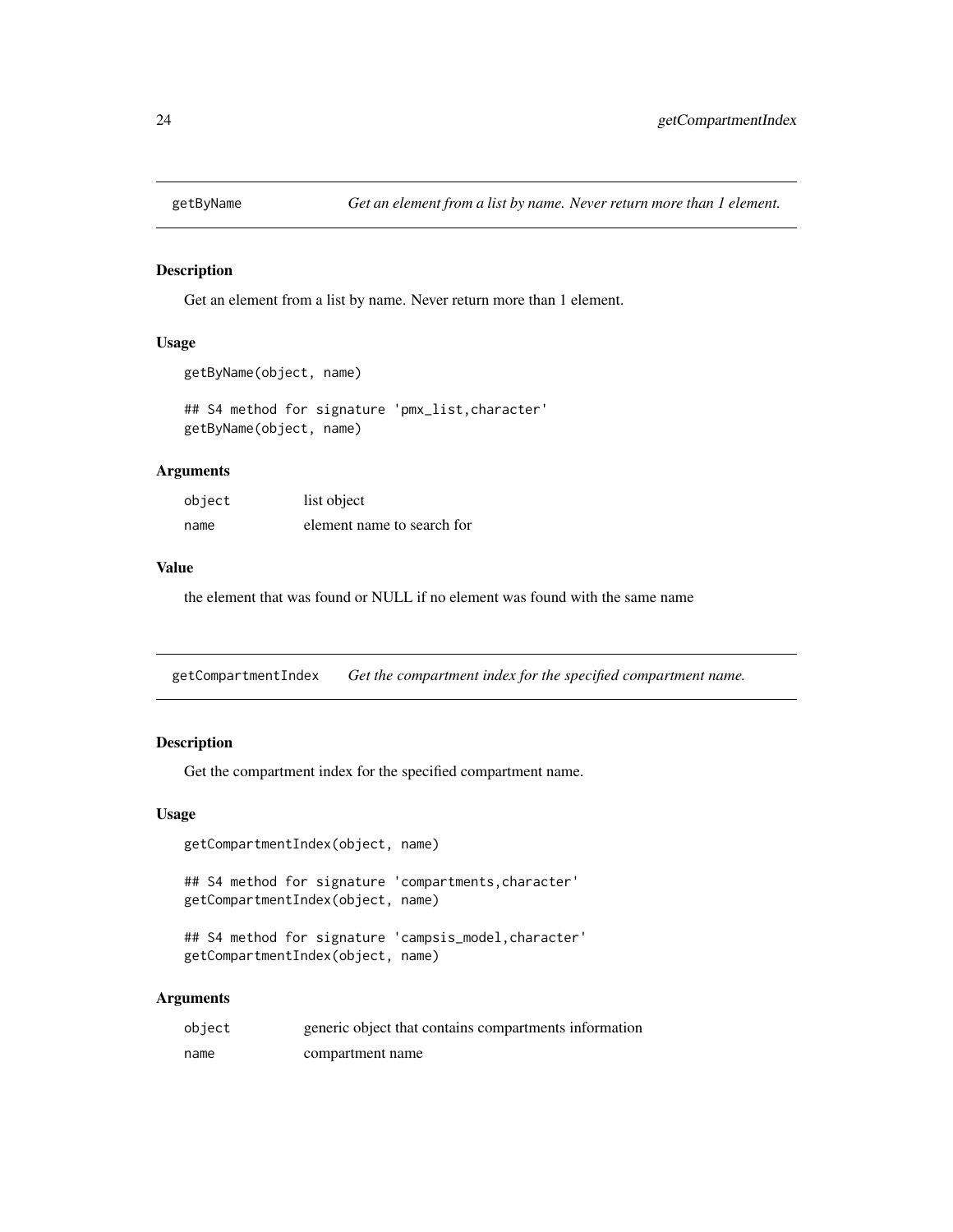## getByName — *Get an element from a list by name. Never return more than 1 element.*

### Description

Get an element from a list by name. Never return more than 1 element.

### Usage

```
getByName(object, name)

## S4 method for signature 'pmx_list,character'
getByName(object, name)
```

### Arguments

| | |
|---|---|
| `object` | list object |
| `name` | element name to search for |

### Value

the element that was found or NULL if no element was found with the same name

## getCompartmentIndex — *Get the compartment index for the specified compartment name.*

### Description

Get the compartment index for the specified compartment name.

### Usage

```
getCompartmentIndex(object, name)

## S4 method for signature 'compartments,character'
getCompartmentIndex(object, name)

## S4 method for signature 'campsis_model,character'
getCompartmentIndex(object, name)
```

### Arguments

| | |
|---|---|
| `object` | generic object that contains compartments information |
| `name` | compartment name |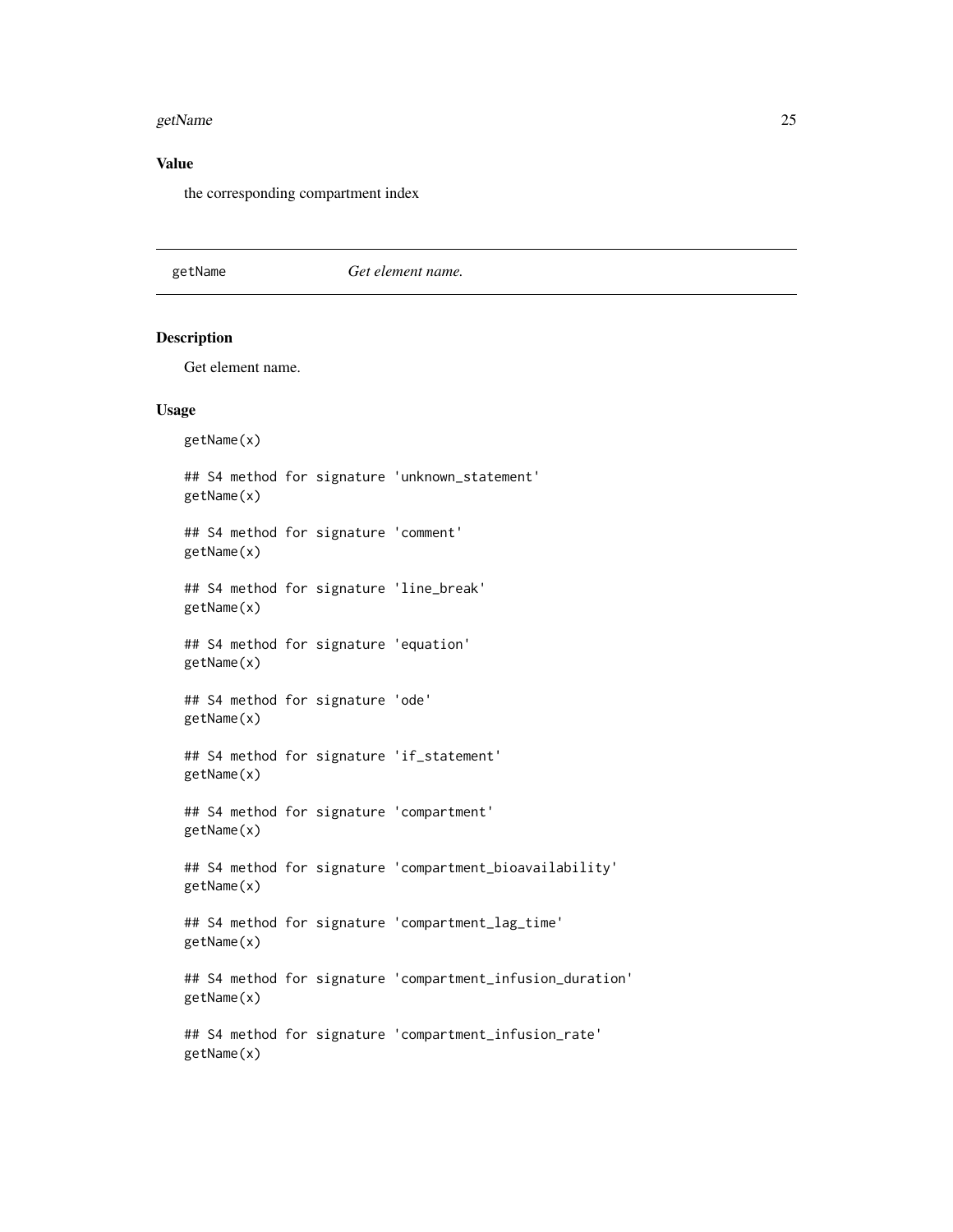## Value

the corresponding compartment index

---

getName *Get element name.*

---

## Description

Get element name.

## Usage

```
getName(x)

## S4 method for signature 'unknown_statement'
getName(x)

## S4 method for signature 'comment'
getName(x)

## S4 method for signature 'line_break'
getName(x)

## S4 method for signature 'equation'
getName(x)

## S4 method for signature 'ode'
getName(x)

## S4 method for signature 'if_statement'
getName(x)

## S4 method for signature 'compartment'
getName(x)

## S4 method for signature 'compartment_bioavailability'
getName(x)

## S4 method for signature 'compartment_lag_time'
getName(x)

## S4 method for signature 'compartment_infusion_duration'
getName(x)

## S4 method for signature 'compartment_infusion_rate'
getName(x)
```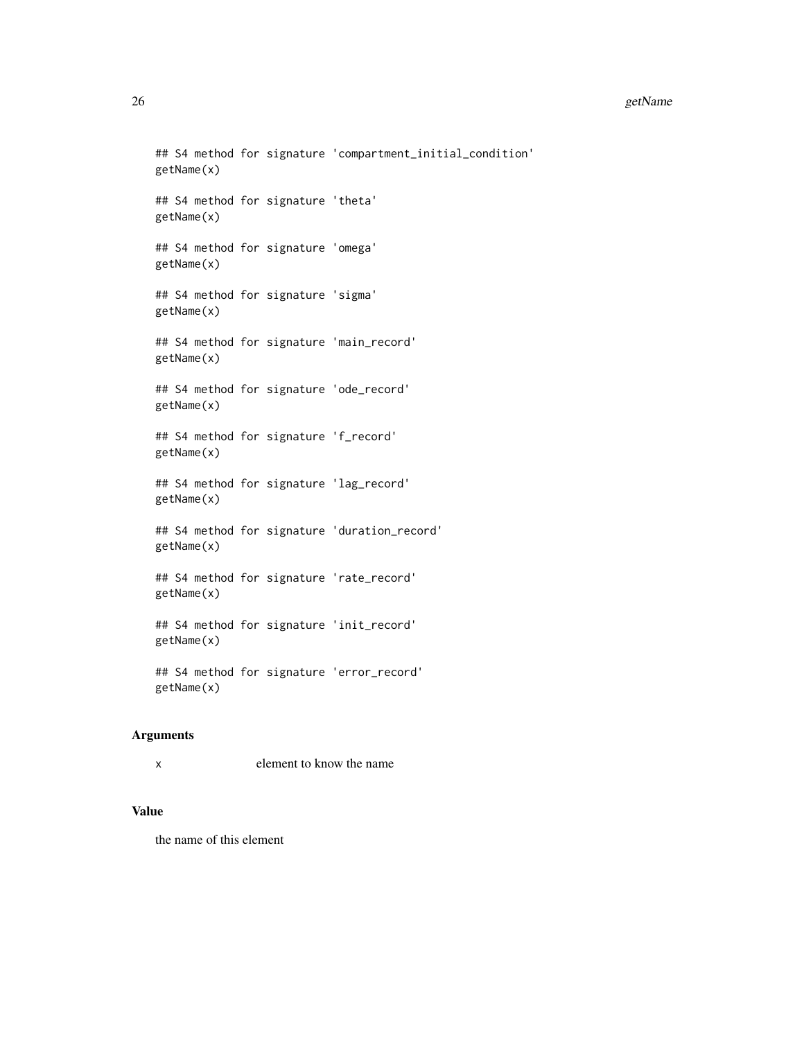```
## S4 method for signature 'compartment_initial_condition'
getName(x)

## S4 method for signature 'theta'
getName(x)

## S4 method for signature 'omega'
getName(x)

## S4 method for signature 'sigma'
getName(x)

## S4 method for signature 'main_record'
getName(x)

## S4 method for signature 'ode_record'
getName(x)

## S4 method for signature 'f_record'
getName(x)

## S4 method for signature 'lag_record'
getName(x)

## S4 method for signature 'duration_record'
getName(x)

## S4 method for signature 'rate_record'
getName(x)

## S4 method for signature 'init_record'
getName(x)

## S4 method for signature 'error_record'
getName(x)
```

## Arguments

| | |
|---|---|
| x | element to know the name |

## Value

the name of this element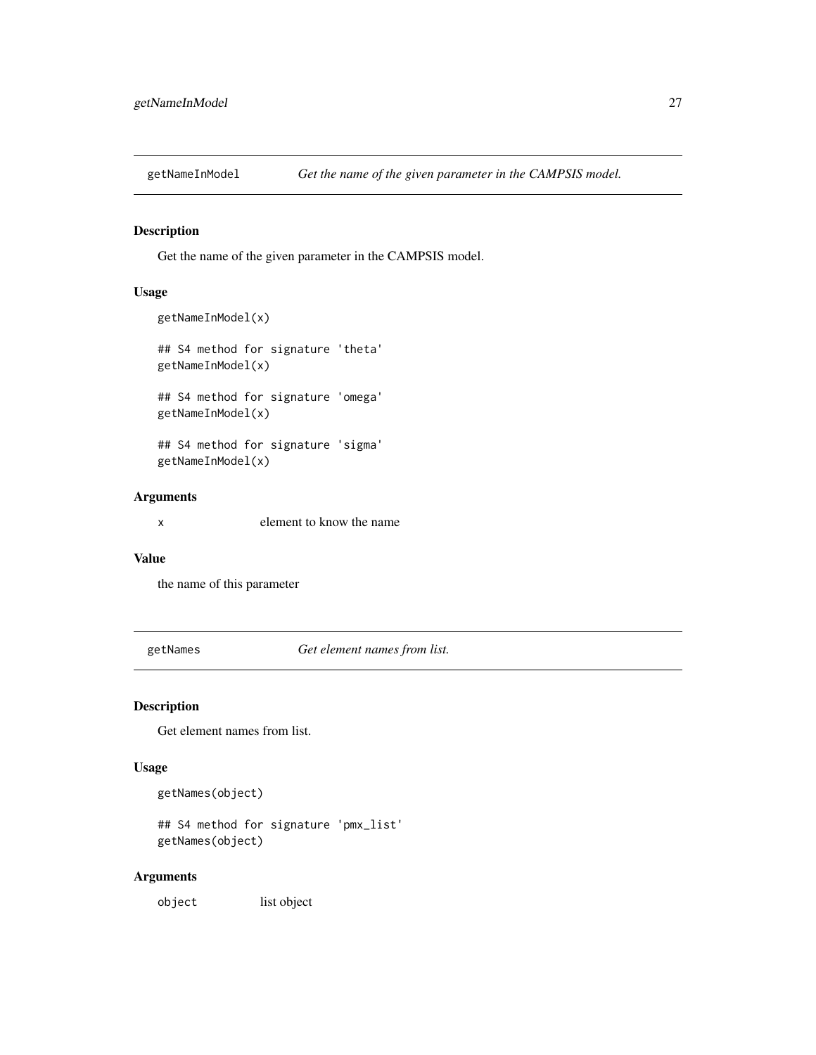## getNameInModel — *Get the name of the given parameter in the CAMPSIS model.*

### Description

Get the name of the given parameter in the CAMPSIS model.

### Usage

```
getNameInModel(x)

## S4 method for signature 'theta'
getNameInModel(x)

## S4 method for signature 'omega'
getNameInModel(x)

## S4 method for signature 'sigma'
getNameInModel(x)
```

### Arguments

| | |
|---|---|
| `x` | element to know the name |

### Value

the name of this parameter

## getNames — *Get element names from list.*

### Description

Get element names from list.

### Usage

```
getNames(object)

## S4 method for signature 'pmx_list'
getNames(object)
```

### Arguments

| | |
|---|---|
| `object` | list object |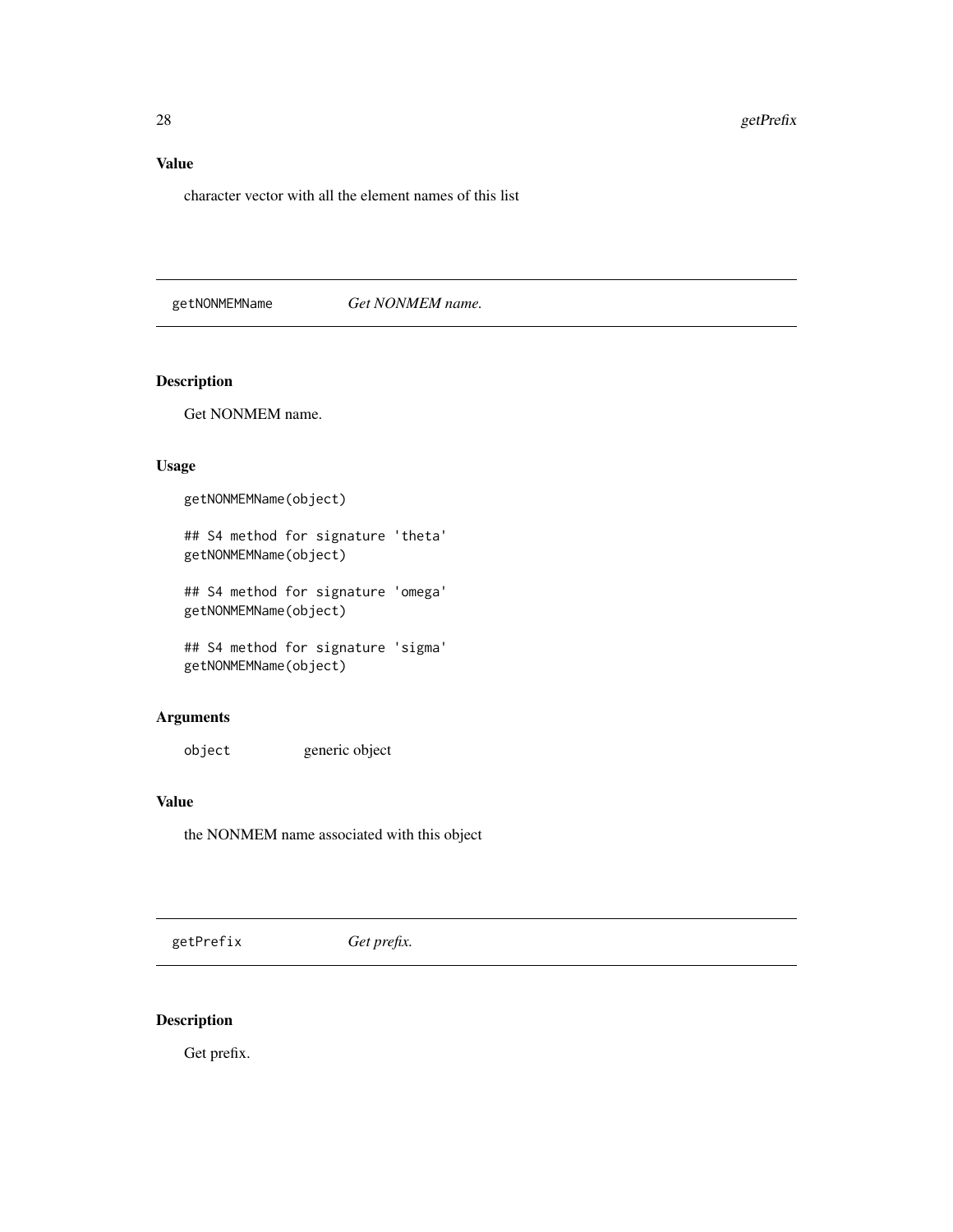### Value

character vector with all the element names of this list

## getNONMEMName *Get NONMEM name.*

### Description

Get NONMEM name.

### Usage

```
getNONMEMName(object)

## S4 method for signature 'theta'
getNONMEMName(object)

## S4 method for signature 'omega'
getNONMEMName(object)

## S4 method for signature 'sigma'
getNONMEMName(object)
```

### Arguments

| | |
|---|---|
| object | generic object |

### Value

the NONMEM name associated with this object

## getPrefix *Get prefix.*

### Description

Get prefix.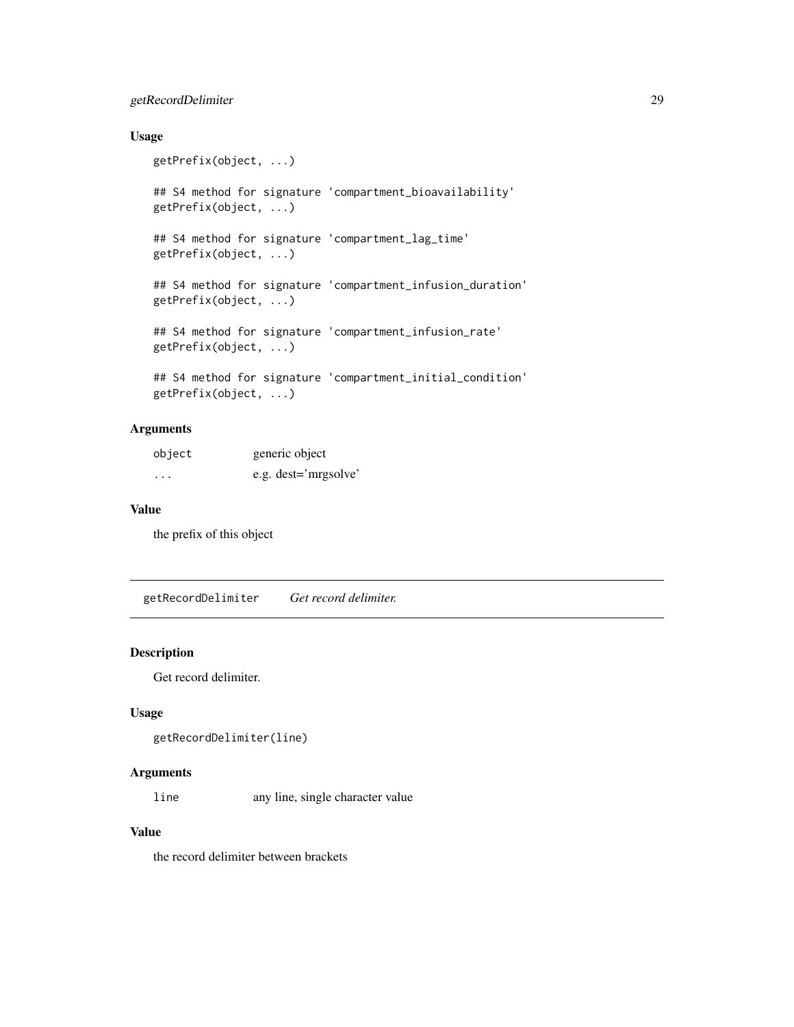### Usage

```
getPrefix(object, ...)

## S4 method for signature 'compartment_bioavailability'
getPrefix(object, ...)

## S4 method for signature 'compartment_lag_time'
getPrefix(object, ...)

## S4 method for signature 'compartment_infusion_duration'
getPrefix(object, ...)

## S4 method for signature 'compartment_infusion_rate'
getPrefix(object, ...)

## S4 method for signature 'compartment_initial_condition'
getPrefix(object, ...)
```

### Arguments

| | |
|---|---|
| `object` | generic object |
| `...` | e.g. dest='mrgsolve' |

### Value

the prefix of this object

---

## getRecordDelimiter *Get record delimiter.*

### Description

Get record delimiter.

### Usage

```
getRecordDelimiter(line)
```

### Arguments

| | |
|---|---|
| `line` | any line, single character value |

### Value

the record delimiter between brackets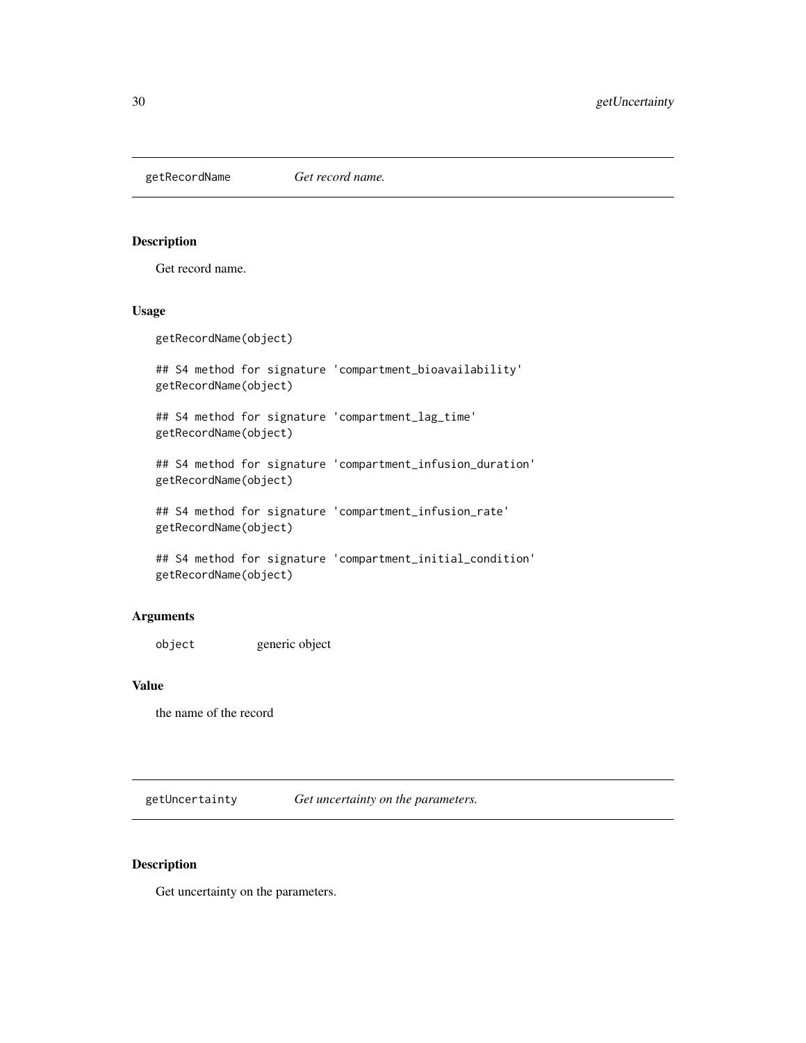## getRecordName *Get record name.*

### Description

Get record name.

### Usage

```
getRecordName(object)

## S4 method for signature 'compartment_bioavailability'
getRecordName(object)

## S4 method for signature 'compartment_lag_time'
getRecordName(object)

## S4 method for signature 'compartment_infusion_duration'
getRecordName(object)

## S4 method for signature 'compartment_infusion_rate'
getRecordName(object)

## S4 method for signature 'compartment_initial_condition'
getRecordName(object)
```

### Arguments

| | |
|---|---|
| `object` | generic object |

### Value

the name of the record

## getUncertainty *Get uncertainty on the parameters.*

### Description

Get uncertainty on the parameters.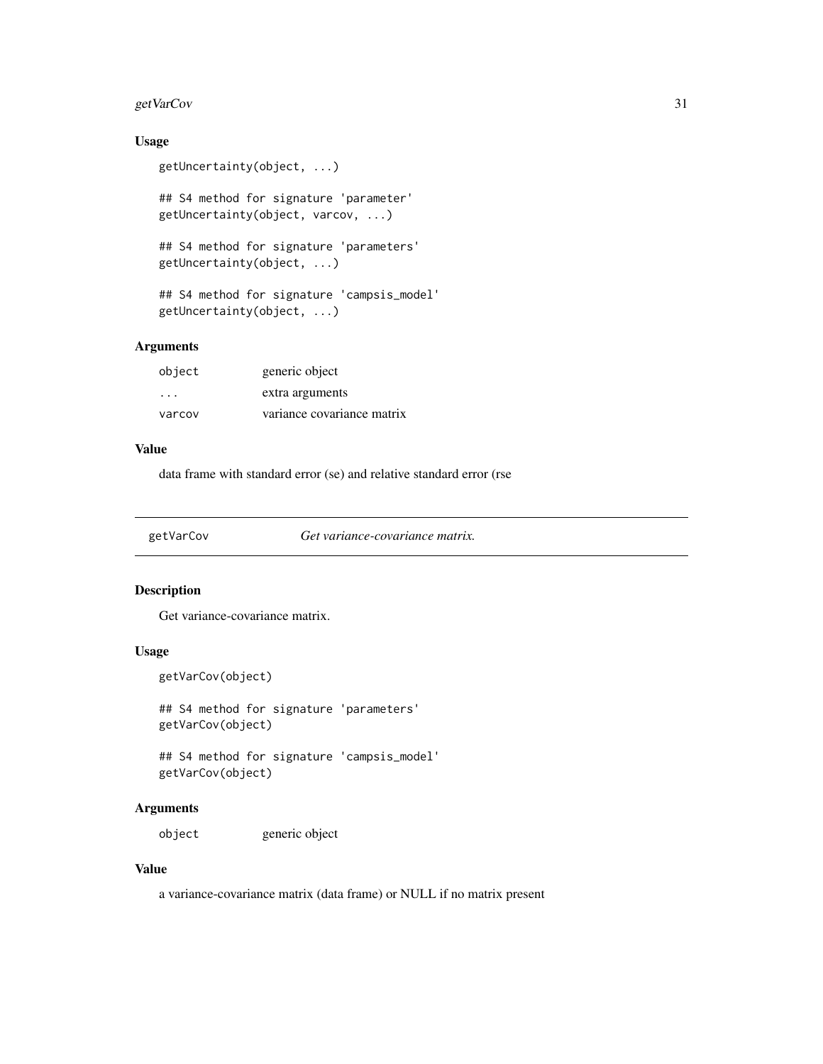### Usage

```
getUncertainty(object, ...)

## S4 method for signature 'parameter'
getUncertainty(object, varcov, ...)

## S4 method for signature 'parameters'
getUncertainty(object, ...)

## S4 method for signature 'campsis_model'
getUncertainty(object, ...)
```

### Arguments

| | |
|---|---|
| object | generic object |
| ... | extra arguments |
| varcov | variance covariance matrix |

### Value

data frame with standard error (se) and relative standard error (rse

---

## getVarCov    *Get variance-covariance matrix.*

---

### Description

Get variance-covariance matrix.

### Usage

```
getVarCov(object)

## S4 method for signature 'parameters'
getVarCov(object)

## S4 method for signature 'campsis_model'
getVarCov(object)
```

### Arguments

| | |
|---|---|
| object | generic object |

### Value

a variance-covariance matrix (data frame) or NULL if no matrix present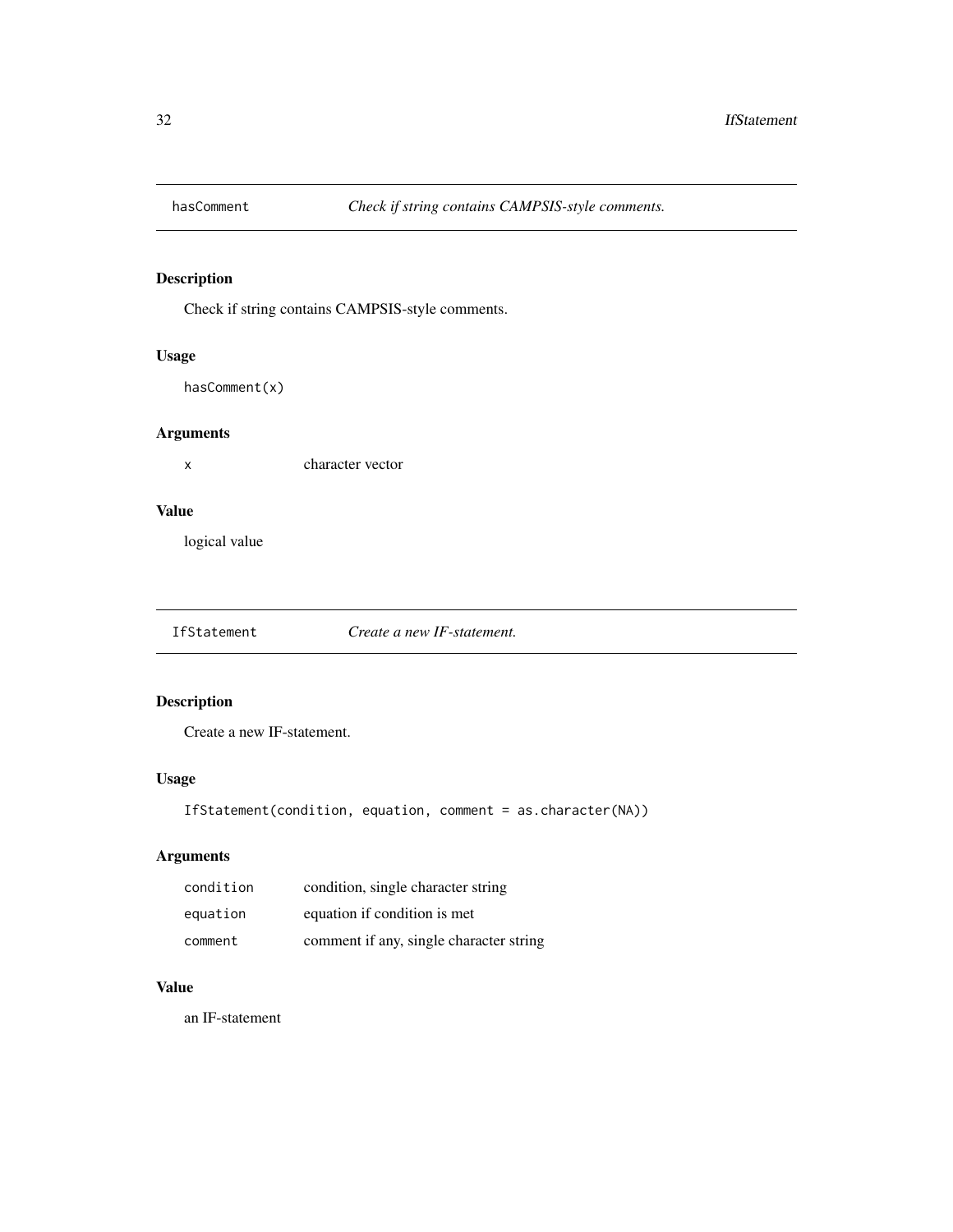## hasComment    *Check if string contains CAMPSIS-style comments.*

### Description

Check if string contains CAMPSIS-style comments.

### Usage

```
hasComment(x)
```

### Arguments

| | |
|---|---|
| x | character vector |

### Value

logical value

## IfStatement    *Create a new IF-statement.*

### Description

Create a new IF-statement.

### Usage

```
IfStatement(condition, equation, comment = as.character(NA))
```

### Arguments

| | |
|---|---|
| condition | condition, single character string |
| equation | equation if condition is met |
| comment | comment if any, single character string |

### Value

an IF-statement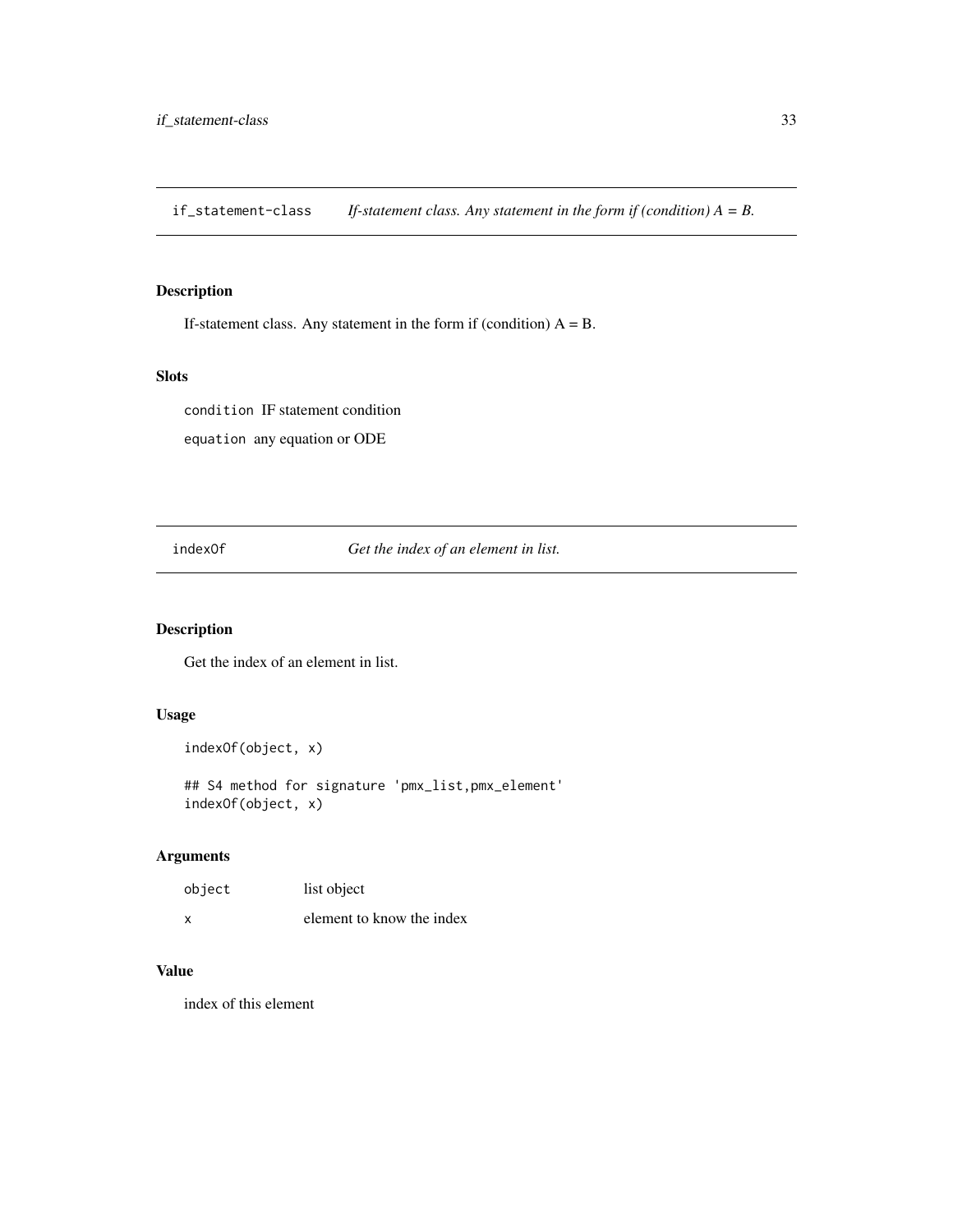## if_statement-class — *If-statement class. Any statement in the form if (condition) A = B.*

### Description

If-statement class. Any statement in the form if (condition) A = B.

### Slots

`condition` IF statement condition

`equation` any equation or ODE

## indexOf — *Get the index of an element in list.*

### Description

Get the index of an element in list.

### Usage

```
indexOf(object, x)

## S4 method for signature 'pmx_list,pmx_element'
indexOf(object, x)
```

### Arguments

| | |
|---|---|
| `object` | list object |
| `x` | element to know the index |

### Value

index of this element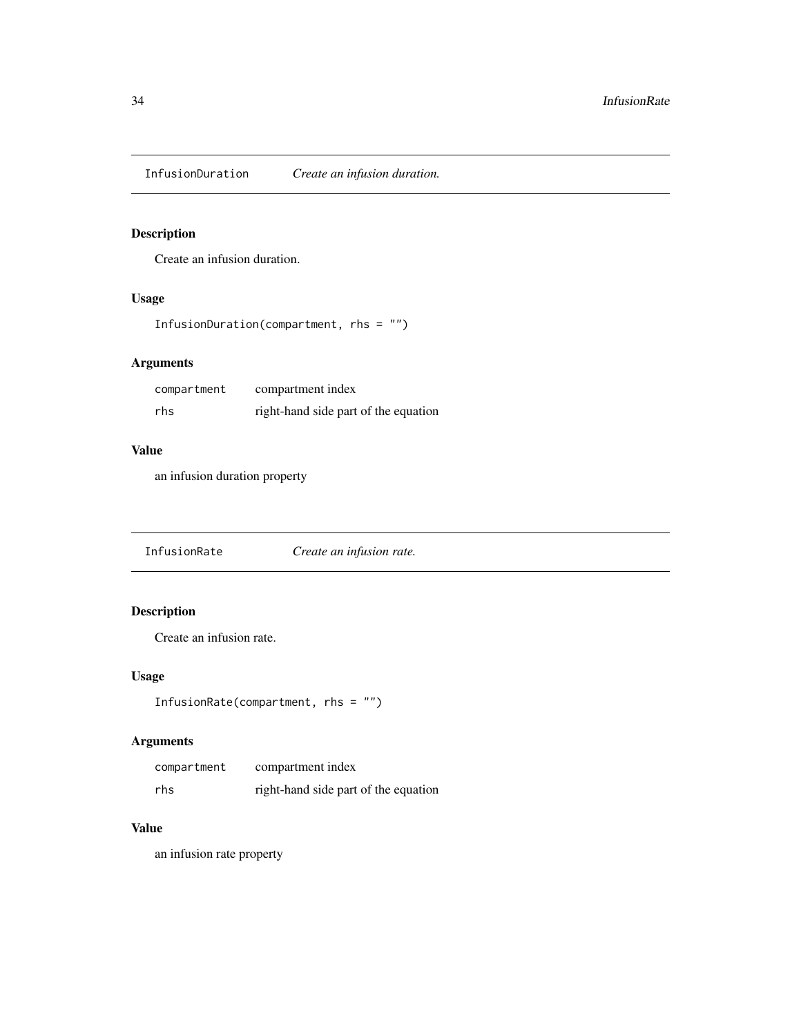## `InfusionDuration` *Create an infusion duration.*

### Description

Create an infusion duration.

### Usage

```
InfusionDuration(compartment, rhs = "")
```

### Arguments

| | |
|---|---|
| `compartment` | compartment index |
| `rhs` | right-hand side part of the equation |

### Value

an infusion duration property

## `InfusionRate` *Create an infusion rate.*

### Description

Create an infusion rate.

### Usage

```
InfusionRate(compartment, rhs = "")
```

### Arguments

| | |
|---|---|
| `compartment` | compartment index |
| `rhs` | right-hand side part of the equation |

### Value

an infusion rate property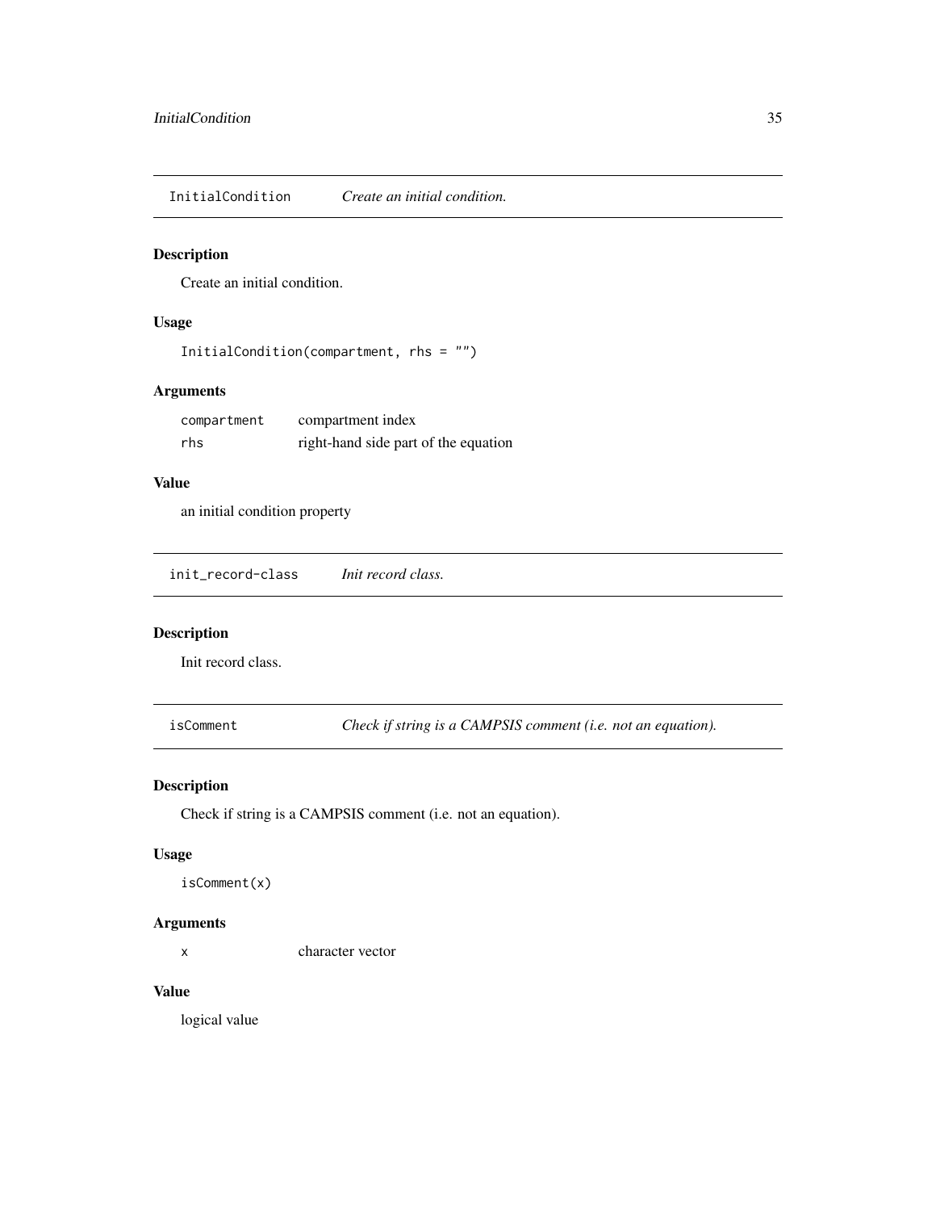## InitialCondition — *Create an initial condition.*

### Description

Create an initial condition.

### Usage

```
InitialCondition(compartment, rhs = "")
```

### Arguments

| | |
|---|---|
| compartment | compartment index |
| rhs | right-hand side part of the equation |

### Value

an initial condition property

## init_record-class — *Init record class.*

### Description

Init record class.

## isComment — *Check if string is a CAMPSIS comment (i.e. not an equation).*

### Description

Check if string is a CAMPSIS comment (i.e. not an equation).

### Usage

```
isComment(x)
```

### Arguments

| | |
|---|---|
| x | character vector |

### Value

logical value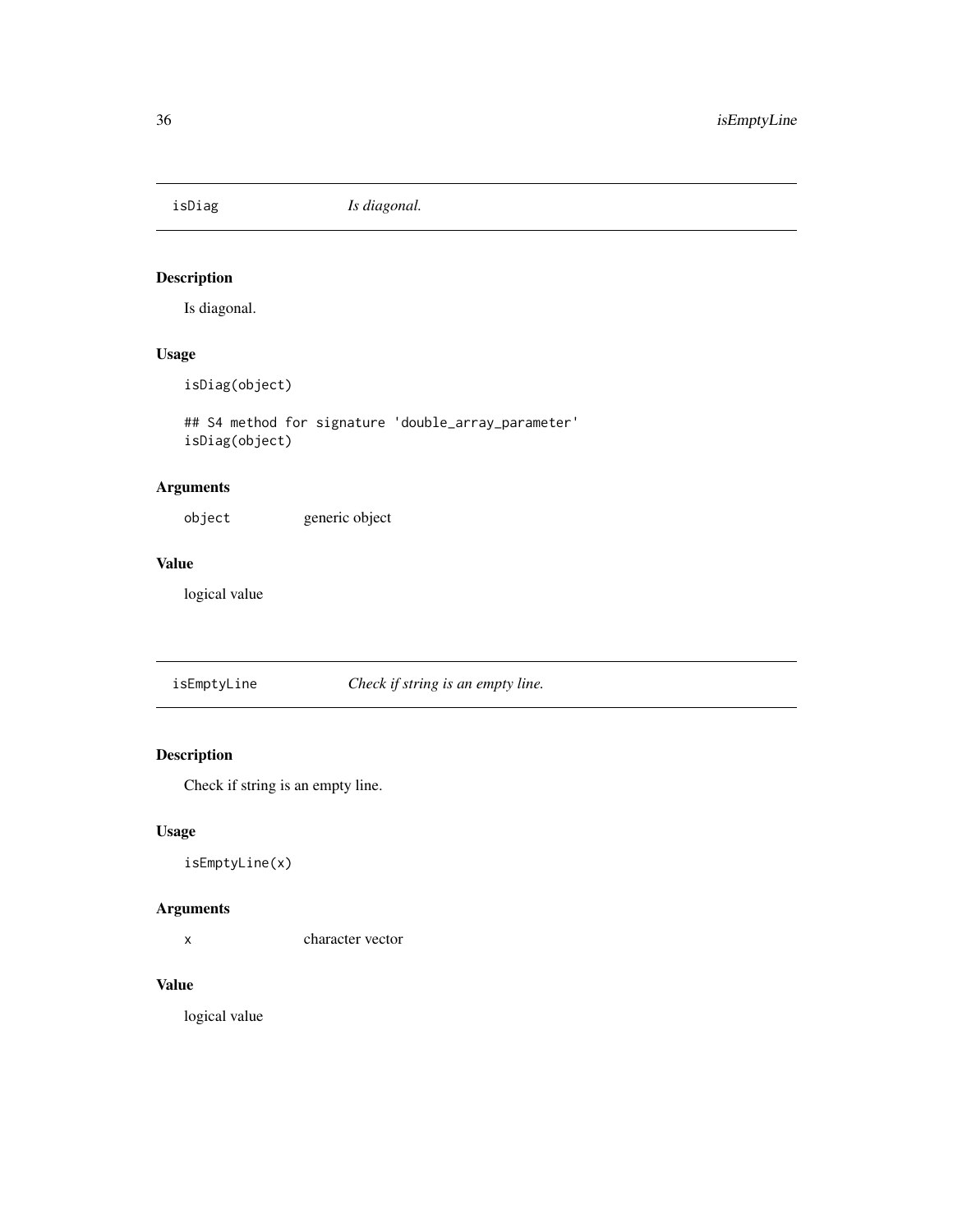## isDiag — *Is diagonal.*

### Description

Is diagonal.

### Usage

```
isDiag(object)

## S4 method for signature 'double_array_parameter'
isDiag(object)
```

### Arguments

| | |
|---|---|
| `object` | generic object |

### Value

logical value

## isEmptyLine — *Check if string is an empty line.*

### Description

Check if string is an empty line.

### Usage

```
isEmptyLine(x)
```

### Arguments

| | |
|---|---|
| `x` | character vector |

### Value

logical value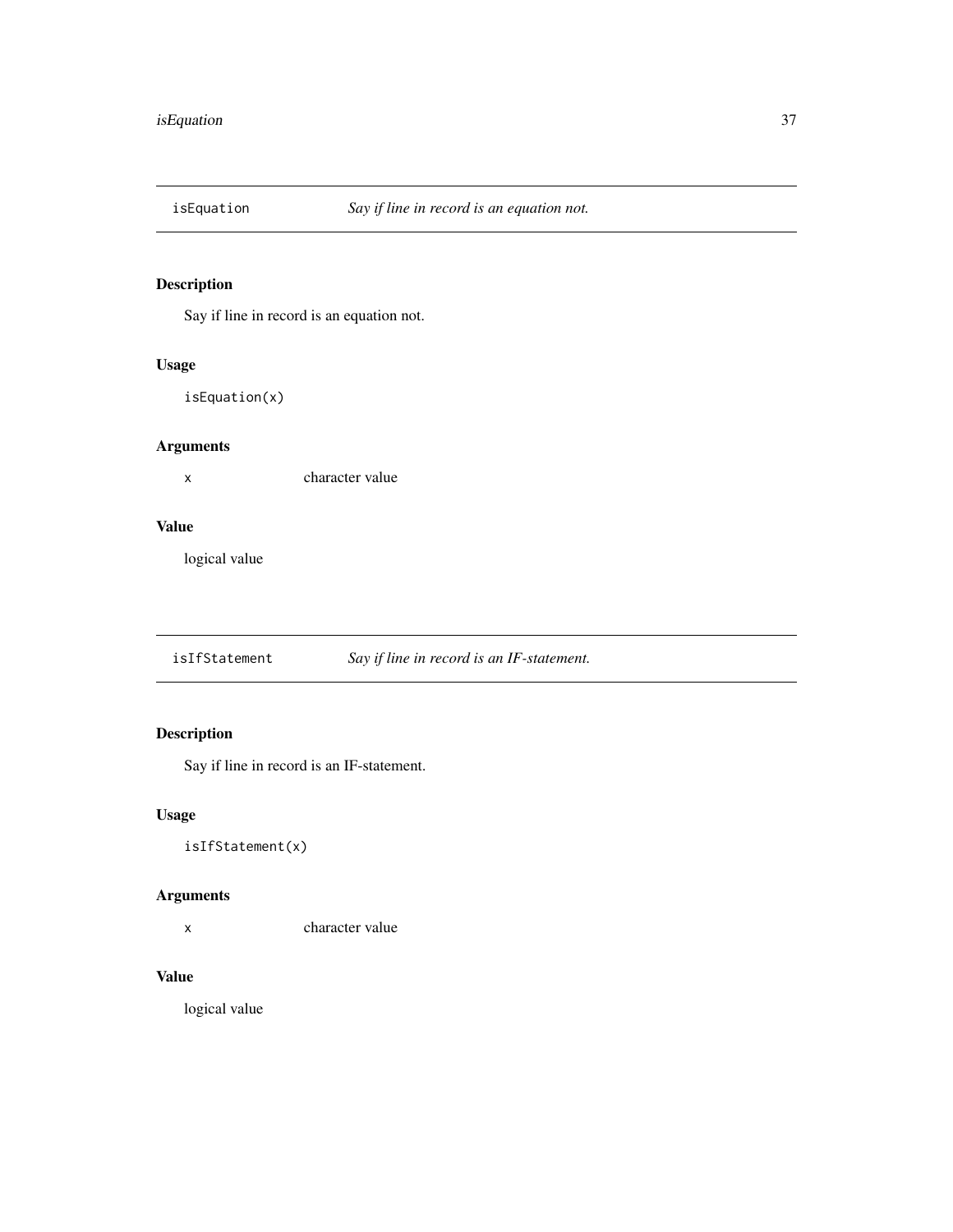## isEquation — *Say if line in record is an equation not.*

### Description

Say if line in record is an equation not.

### Usage

```
isEquation(x)
```

### Arguments

| | |
|---|---|
| x | character value |

### Value

logical value

## isIfStatement — *Say if line in record is an IF-statement.*

### Description

Say if line in record is an IF-statement.

### Usage

```
isIfStatement(x)
```

### Arguments

| | |
|---|---|
| x | character value |

### Value

logical value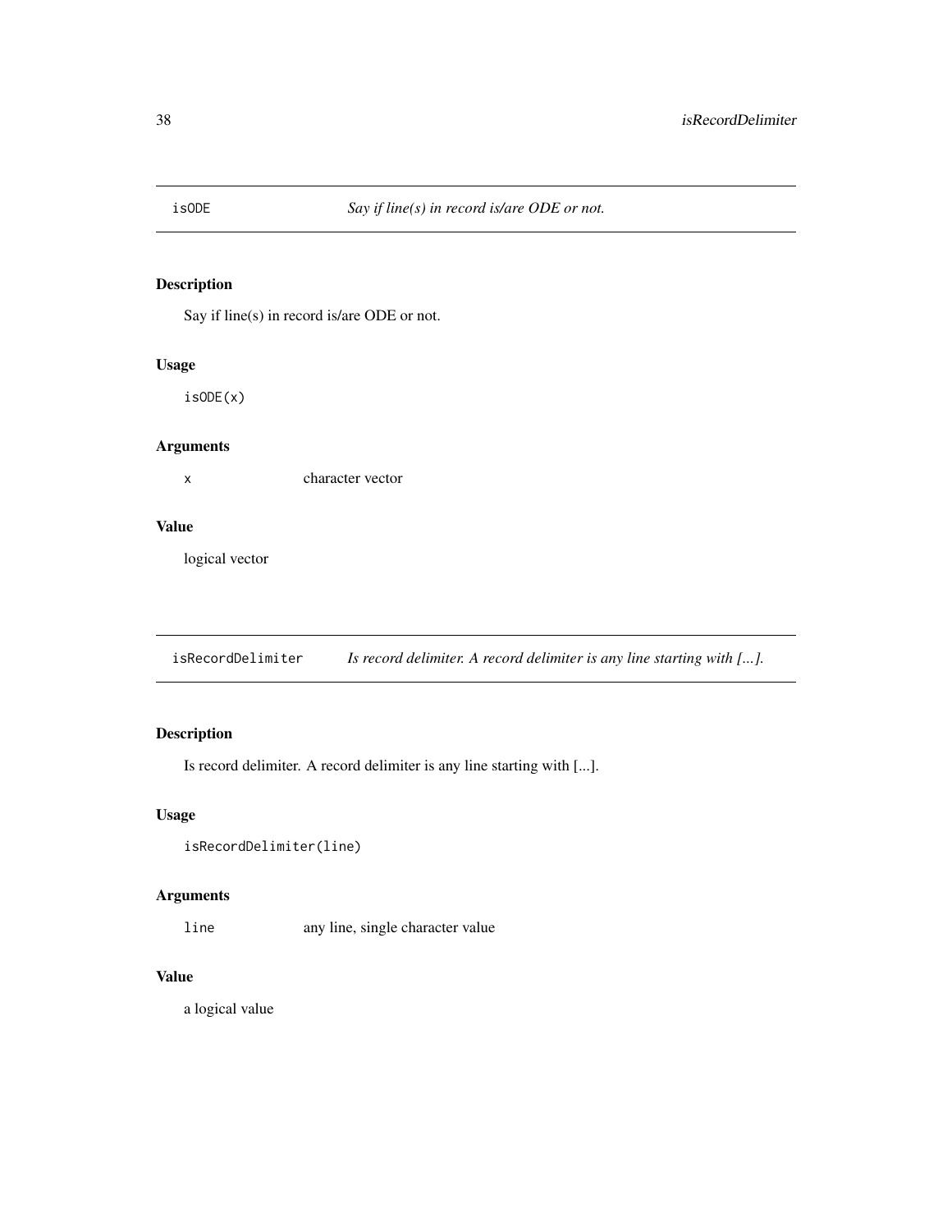## isODE *Say if line(s) in record is/are ODE or not.*

### Description

Say if line(s) in record is/are ODE or not.

### Usage

```
isODE(x)
```

### Arguments

| | |
|---|---|
| x | character vector |

### Value

logical vector

## isRecordDelimiter *Is record delimiter. A record delimiter is any line starting with [...].*

### Description

Is record delimiter. A record delimiter is any line starting with [...].

### Usage

```
isRecordDelimiter(line)
```

### Arguments

| | |
|---|---|
| line | any line, single character value |

### Value

a logical value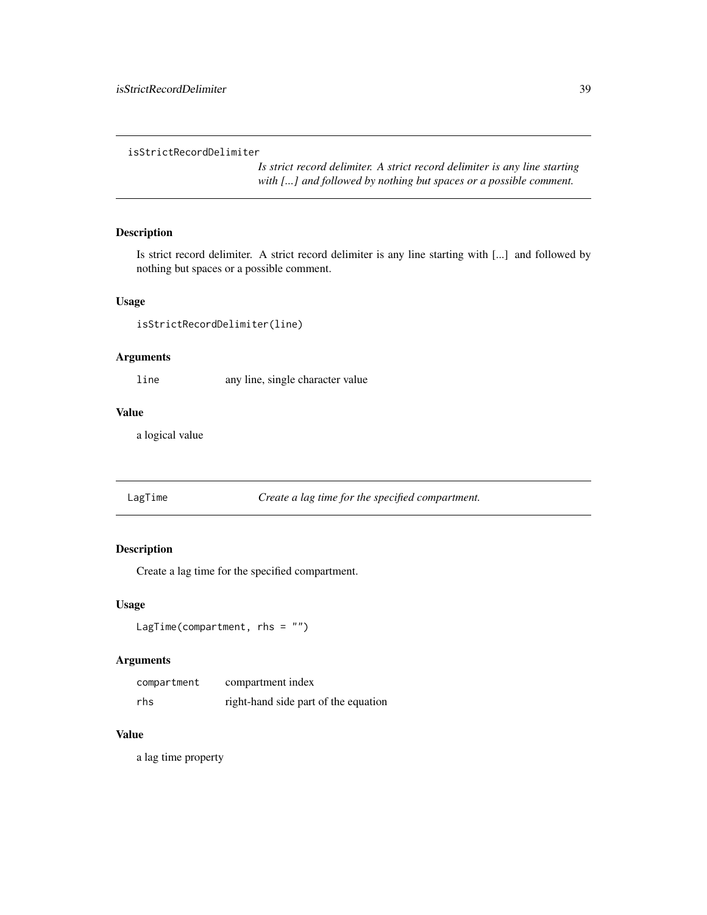## isStrictRecordDelimiter

*Is strict record delimiter. A strict record delimiter is any line starting with [...] and followed by nothing but spaces or a possible comment.*

### Description

Is strict record delimiter. A strict record delimiter is any line starting with [...] and followed by nothing but spaces or a possible comment.

### Usage

```
isStrictRecordDelimiter(line)
```

### Arguments

| | |
|---|---|
| line | any line, single character value |

### Value

a logical value

## LagTime

*Create a lag time for the specified compartment.*

### Description

Create a lag time for the specified compartment.

### Usage

```
LagTime(compartment, rhs = "")
```

### Arguments

| | |
|---|---|
| compartment | compartment index |
| rhs | right-hand side part of the equation |

### Value

a lag time property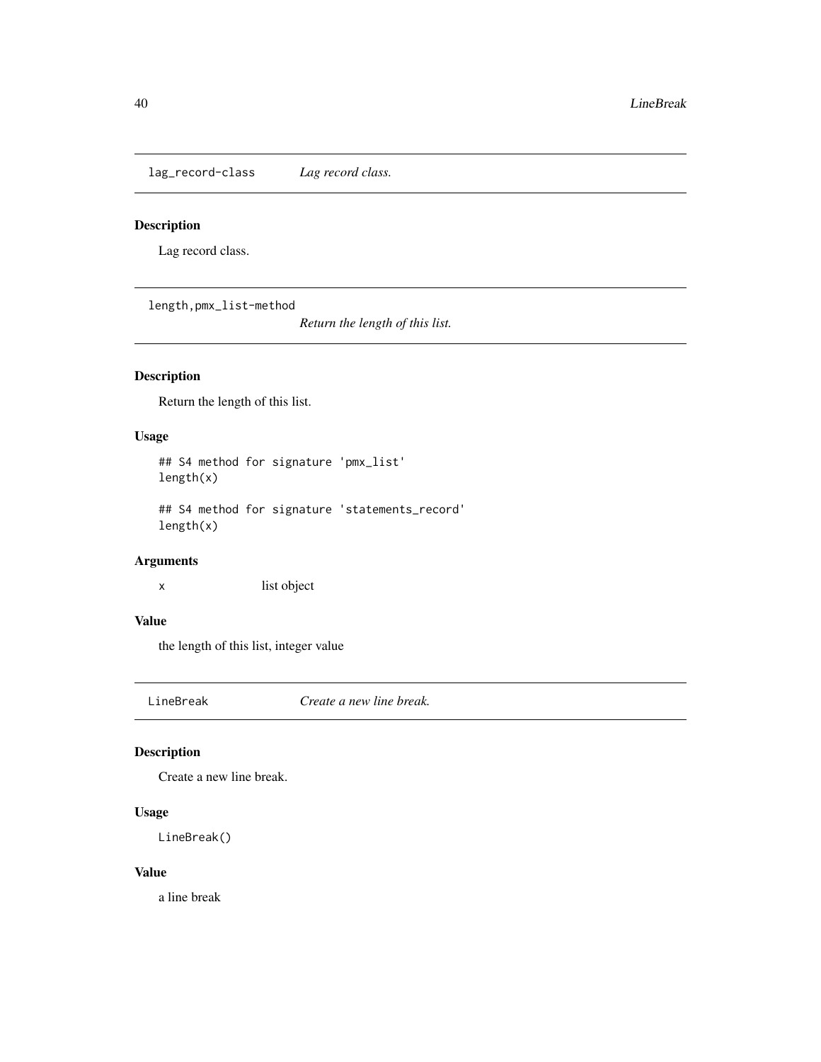## `lag_record-class` *Lag record class.*

### Description

Lag record class.

## `length,pmx_list-method` *Return the length of this list.*

### Description

Return the length of this list.

### Usage

```
## S4 method for signature 'pmx_list'
length(x)

## S4 method for signature 'statements_record'
length(x)
```

### Arguments

| | |
|---|---|
| `x` | list object |

### Value

the length of this list, integer value

## `LineBreak` *Create a new line break.*

### Description

Create a new line break.

### Usage

```
LineBreak()
```

### Value

a line break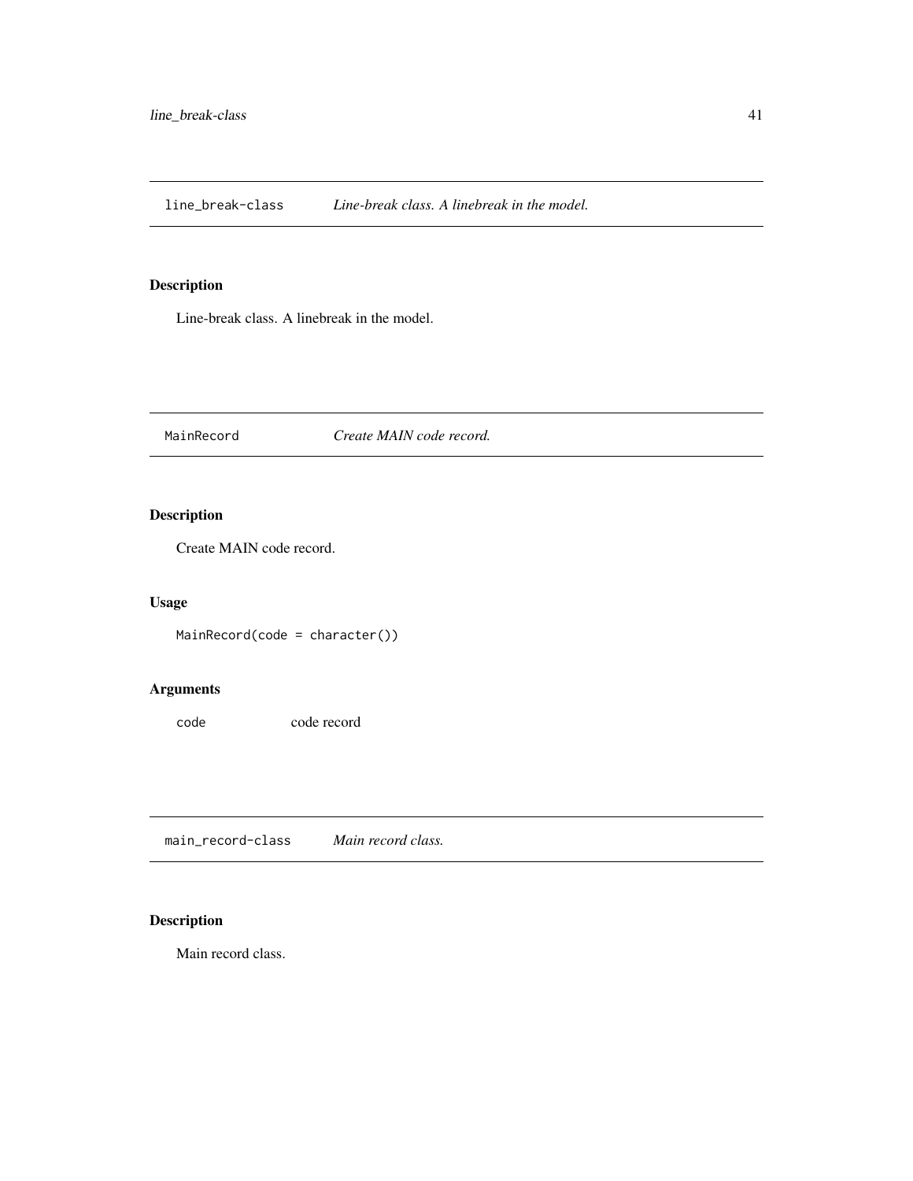## line_break-class &nbsp;&nbsp;&nbsp; *Line-break class. A linebreak in the model.*

### Description

Line-break class. A linebreak in the model.

## MainRecord &nbsp;&nbsp;&nbsp; *Create MAIN code record.*

### Description

Create MAIN code record.

### Usage

```
MainRecord(code = character())
```

### Arguments

| | |
|---|---|
| `code` | code record |

## main_record-class &nbsp;&nbsp;&nbsp; *Main record class.*

### Description

Main record class.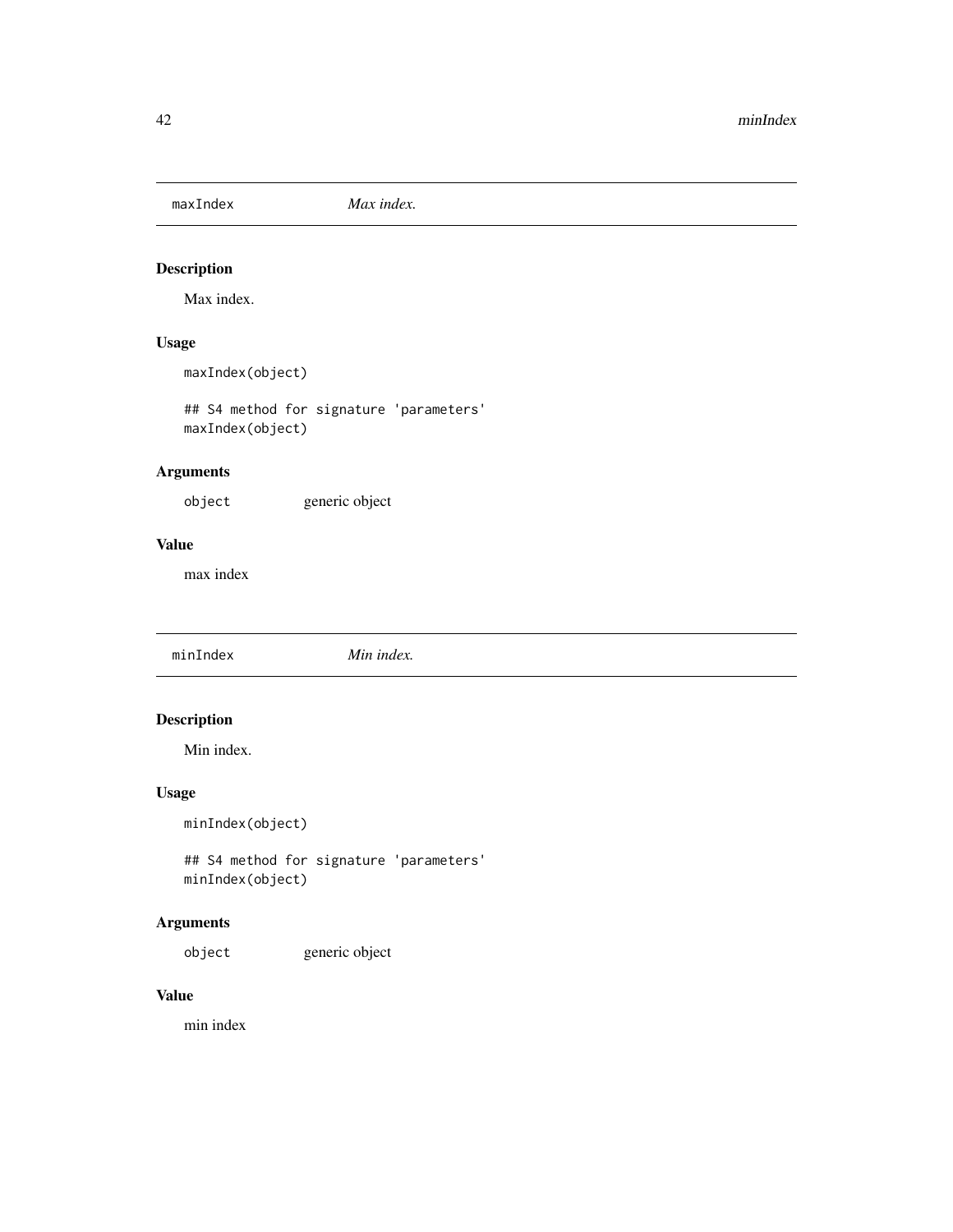## maxIndex — *Max index.*

### Description

Max index.

### Usage

```
maxIndex(object)

## S4 method for signature 'parameters'
maxIndex(object)
```

### Arguments

| | |
|---|---|
| `object` | generic object |

### Value

max index

## minIndex — *Min index.*

### Description

Min index.

### Usage

```
minIndex(object)

## S4 method for signature 'parameters'
minIndex(object)
```

### Arguments

| | |
|---|---|
| `object` | generic object |

### Value

min index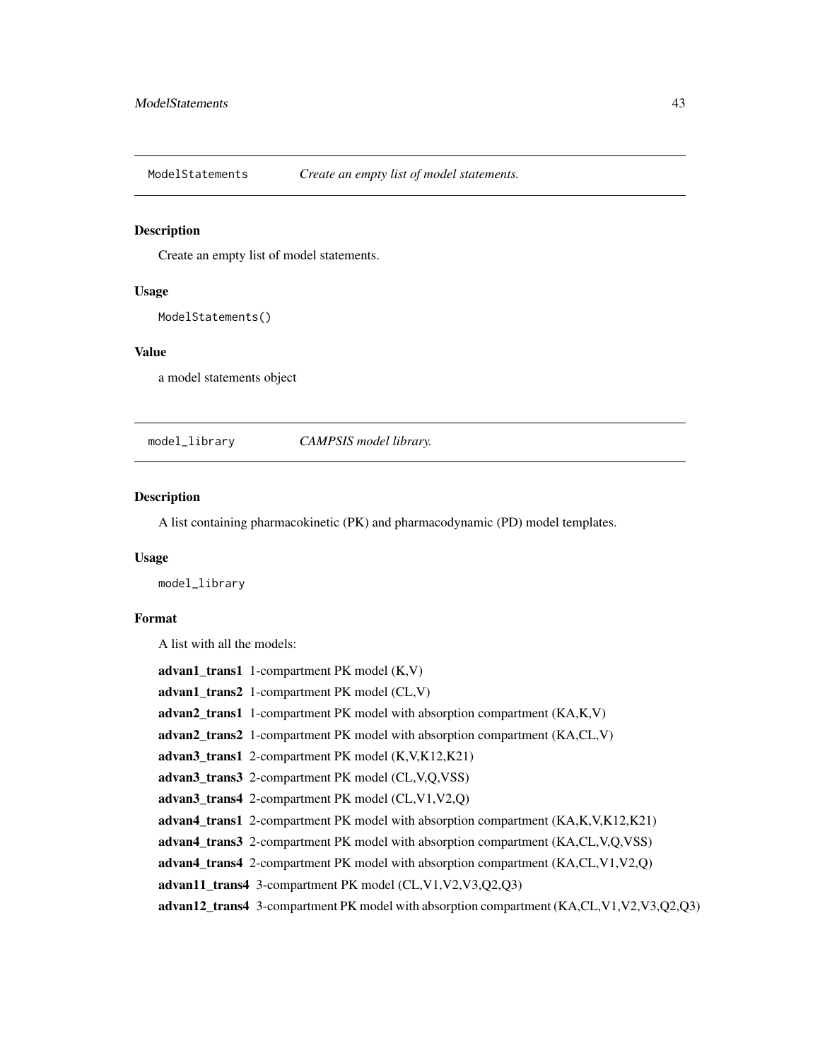## ModelStatements *Create an empty list of model statements.*

### Description

Create an empty list of model statements.

### Usage

```
ModelStatements()
```

### Value

a model statements object

## model_library *CAMPSIS model library.*

### Description

A list containing pharmacokinetic (PK) and pharmacodynamic (PD) model templates.

### Usage

```
model_library
```

### Format

A list with all the models:

**advan1_trans1** 1-compartment PK model (K,V)

**advan1_trans2** 1-compartment PK model (CL,V)

**advan2_trans1** 1-compartment PK model with absorption compartment (KA,K,V)

**advan2_trans2** 1-compartment PK model with absorption compartment (KA,CL,V)

**advan3_trans1** 2-compartment PK model (K,V,K12,K21)

**advan3_trans3** 2-compartment PK model (CL,V,Q,VSS)

**advan3_trans4** 2-compartment PK model (CL,V1,V2,Q)

**advan4_trans1** 2-compartment PK model with absorption compartment (KA,K,V,K12,K21)

**advan4_trans3** 2-compartment PK model with absorption compartment (KA,CL,V,Q,VSS)

**advan4_trans4** 2-compartment PK model with absorption compartment (KA,CL,V1,V2,Q)

**advan11_trans4** 3-compartment PK model (CL,V1,V2,V3,Q2,Q3)

**advan12_trans4** 3-compartment PK model with absorption compartment (KA,CL,V1,V2,V3,Q2,Q3)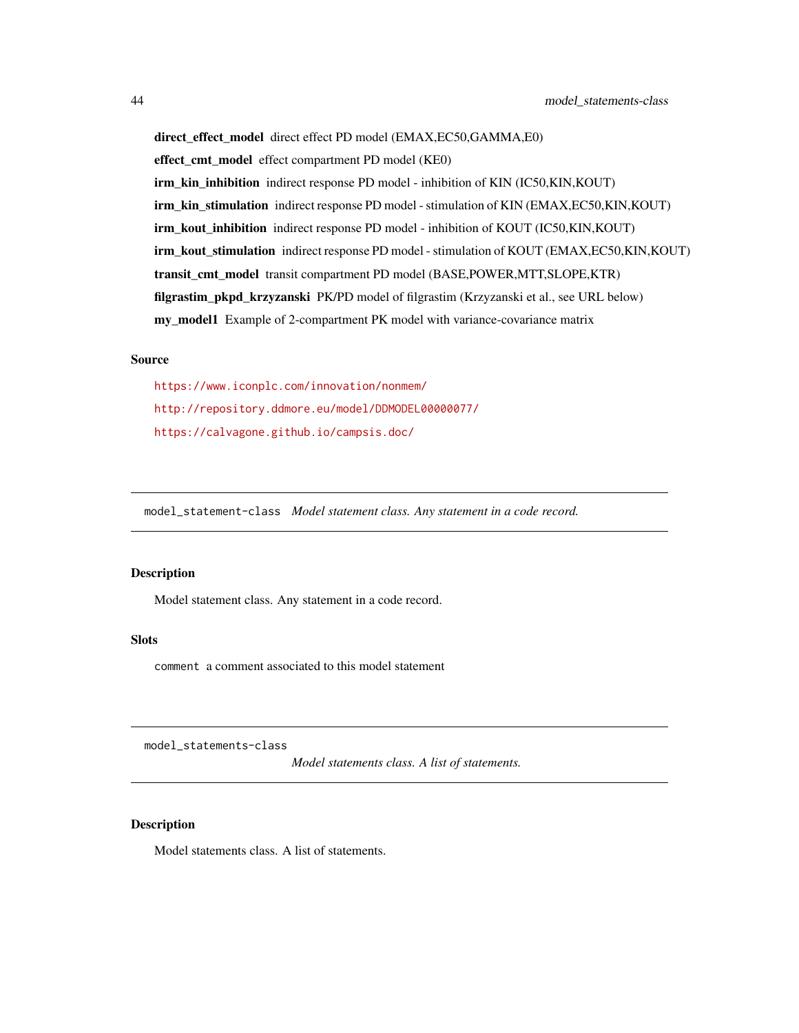**direct_effect_model** direct effect PD model (EMAX,EC50,GAMMA,E0)

**effect_cmt_model** effect compartment PD model (KE0)

**irm_kin_inhibition** indirect response PD model - inhibition of KIN (IC50,KIN,KOUT)

**irm_kin_stimulation** indirect response PD model - stimulation of KIN (EMAX,EC50,KIN,KOUT)

**irm_kout_inhibition** indirect response PD model - inhibition of KOUT (IC50,KIN,KOUT)

**irm_kout_stimulation** indirect response PD model - stimulation of KOUT (EMAX,EC50,KIN,KOUT)

**transit_cmt_model** transit compartment PD model (BASE,POWER,MTT,SLOPE,KTR)

**filgrastim_pkpd_krzyzanski** PK/PD model of filgrastim (Krzyzanski et al., see URL below)

**my_model1** Example of 2-compartment PK model with variance-covariance matrix

### Source

https://www.iconplc.com/innovation/nonmem/

http://repository.ddmore.eu/model/DDMODEL00000077/

https://calvagone.github.io/campsis.doc/

---

## model_statement-class *Model statement class. Any statement in a code record.*

### Description

Model statement class. Any statement in a code record.

### Slots

`comment` a comment associated to this model statement

---

## model_statements-class *Model statements class. A list of statements.*

### Description

Model statements class. A list of statements.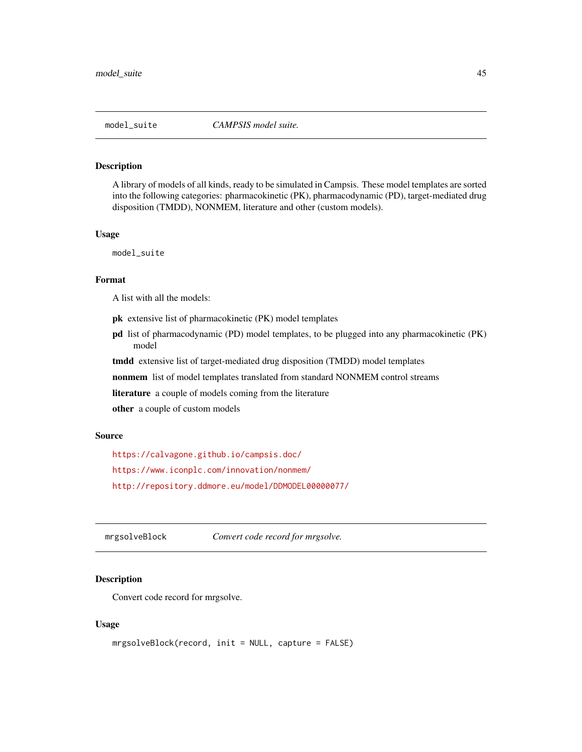## model_suite — *CAMPSIS model suite.*

### Description

A library of models of all kinds, ready to be simulated in Campsis. These model templates are sorted into the following categories: pharmacokinetic (PK), pharmacodynamic (PD), target-mediated drug disposition (TMDD), NONMEM, literature and other (custom models).

### Usage

```
model_suite
```

### Format

A list with all the models:

- **pk** extensive list of pharmacokinetic (PK) model templates
- **pd** list of pharmacodynamic (PD) model templates, to be plugged into any pharmacokinetic (PK) model
- **tmdd** extensive list of target-mediated drug disposition (TMDD) model templates
- **nonmem** list of model templates translated from standard NONMEM control streams
- **literature** a couple of models coming from the literature
- **other** a couple of custom models

### Source

https://calvagone.github.io/campsis.doc/

https://www.iconplc.com/innovation/nonmem/

http://repository.ddmore.eu/model/DDMODEL00000077/

## mrgsolveBlock — *Convert code record for mrgsolve.*

### Description

Convert code record for mrgsolve.

### Usage

```
mrgsolveBlock(record, init = NULL, capture = FALSE)
```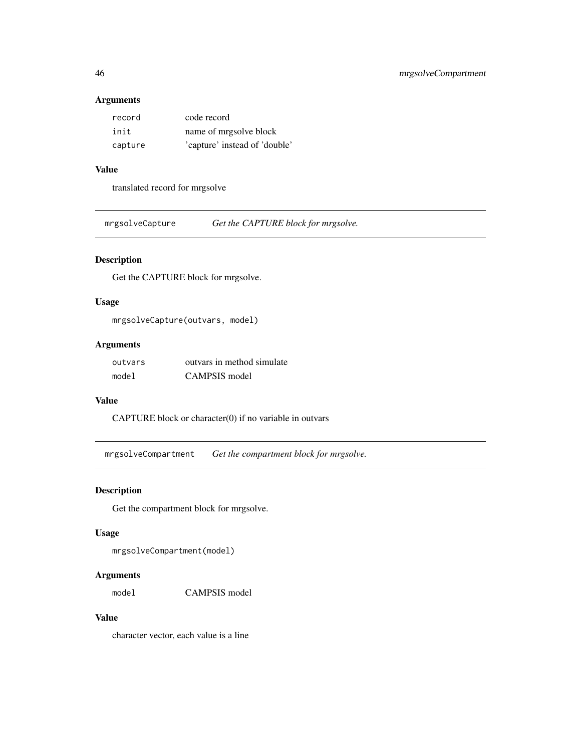### Arguments

| | |
|---|---|
| `record` | code record |
| `init` | name of mrgsolve block |
| `capture` | 'capture' instead of 'double' |

### Value

translated record for mrgsolve

---

## `mrgsolveCapture` *Get the CAPTURE block for mrgsolve.*

---

### Description

Get the CAPTURE block for mrgsolve.

### Usage

```
mrgsolveCapture(outvars, model)
```

### Arguments

| | |
|---|---|
| `outvars` | outvars in method simulate |
| `model` | CAMPSIS model |

### Value

CAPTURE block or character(0) if no variable in outvars

---

## `mrgsolveCompartment` *Get the compartment block for mrgsolve.*

---

### Description

Get the compartment block for mrgsolve.

### Usage

```
mrgsolveCompartment(model)
```

### Arguments

| | |
|---|---|
| `model` | CAMPSIS model |

### Value

character vector, each value is a line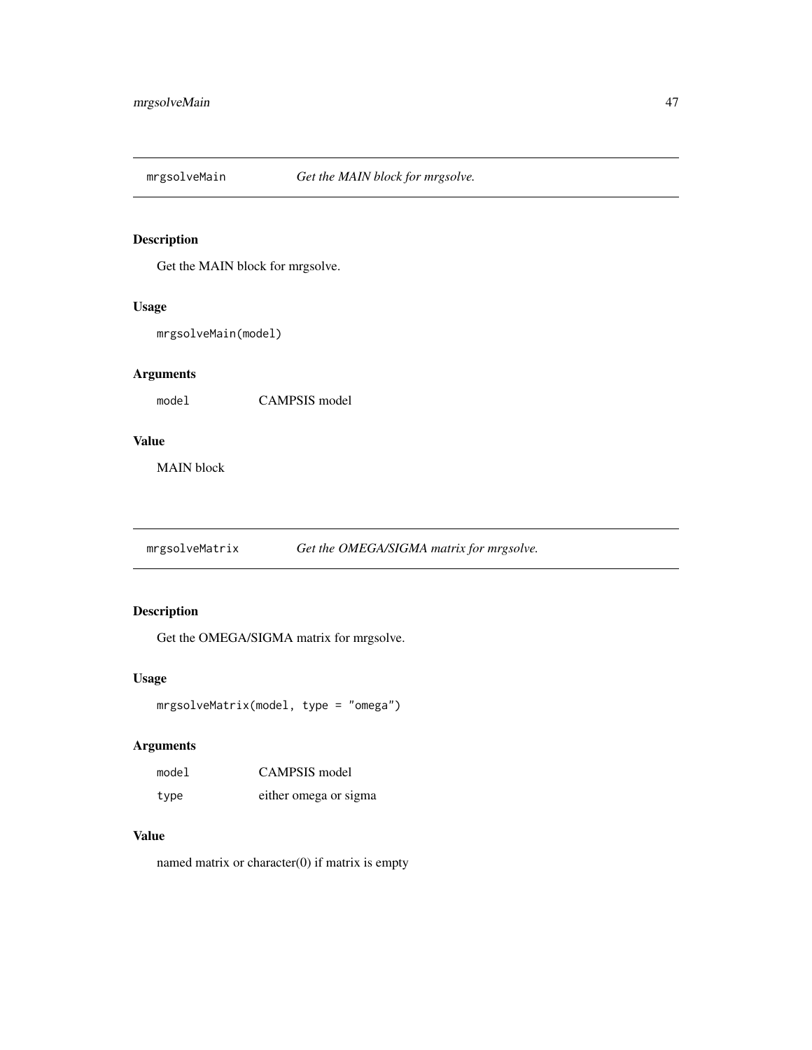## mrgsolveMain    *Get the MAIN block for mrgsolve.*

### Description

Get the MAIN block for mrgsolve.

### Usage

```
mrgsolveMain(model)
```

### Arguments

| | |
|---|---|
| `model` | CAMPSIS model |

### Value

MAIN block

## mrgsolveMatrix    *Get the OMEGA/SIGMA matrix for mrgsolve.*

### Description

Get the OMEGA/SIGMA matrix for mrgsolve.

### Usage

```
mrgsolveMatrix(model, type = "omega")
```

### Arguments

| | |
|---|---|
| `model` | CAMPSIS model |
| `type` | either omega or sigma |

### Value

named matrix or character(0) if matrix is empty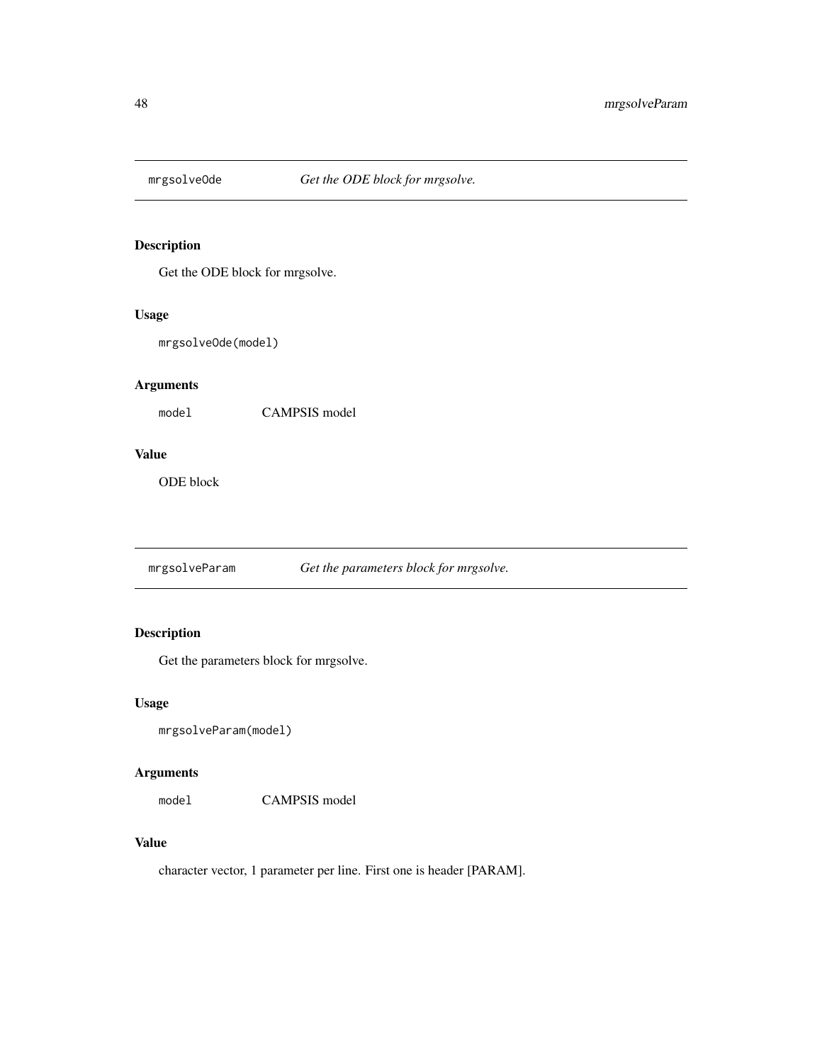## mrgsolveOde — *Get the ODE block for mrgsolve.*

### Description

Get the ODE block for mrgsolve.

### Usage

```
mrgsolveOde(model)
```

### Arguments

| | |
|---|---|
| `model` | CAMPSIS model |

### Value

ODE block

## mrgsolveParam — *Get the parameters block for mrgsolve.*

### Description

Get the parameters block for mrgsolve.

### Usage

```
mrgsolveParam(model)
```

### Arguments

| | |
|---|---|
| `model` | CAMPSIS model |

### Value

character vector, 1 parameter per line. First one is header [PARAM].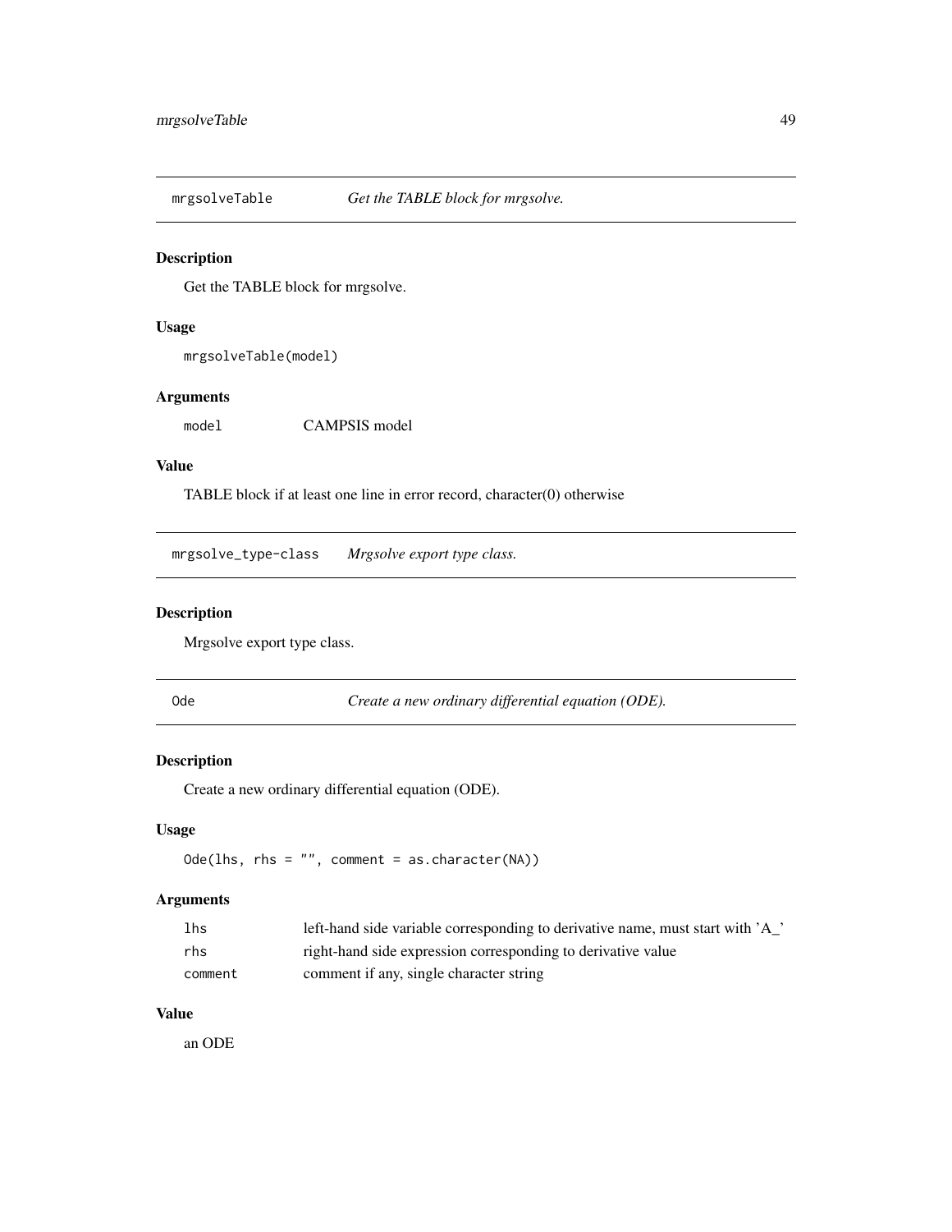## mrgsolveTable *Get the TABLE block for mrgsolve.*

### Description

Get the TABLE block for mrgsolve.

### Usage

```
mrgsolveTable(model)
```

### Arguments

| | |
|---|---|
| model | CAMPSIS model |

### Value

TABLE block if at least one line in error record, character(0) otherwise

## mrgsolve_type-class *Mrgsolve export type class.*

### Description

Mrgsolve export type class.

## Ode *Create a new ordinary differential equation (ODE).*

### Description

Create a new ordinary differential equation (ODE).

### Usage

```
Ode(lhs, rhs = "", comment = as.character(NA))
```

### Arguments

| | |
|---|---|
| lhs | left-hand side variable corresponding to derivative name, must start with 'A_' |
| rhs | right-hand side expression corresponding to derivative value |
| comment | comment if any, single character string |

### Value

an ODE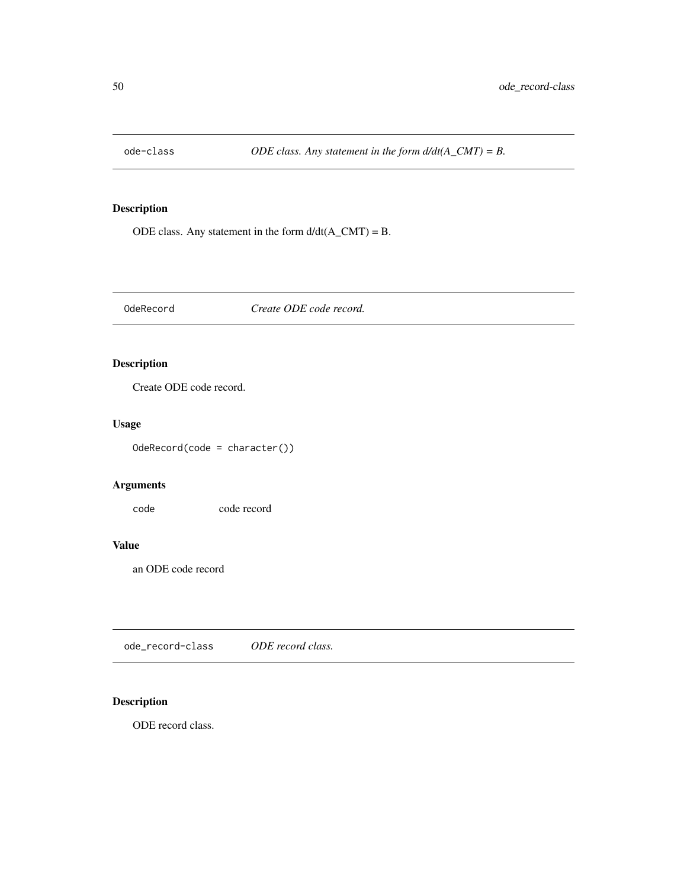## ode-class — *ODE class. Any statement in the form d/dt(A_CMT) = B.*

### Description

ODE class. Any statement in the form d/dt(A_CMT) = B.

## OdeRecord — *Create ODE code record.*

### Description

Create ODE code record.

### Usage

```
OdeRecord(code = character())
```

### Arguments

| | |
|---|---|
| `code` | code record |

### Value

an ODE code record

## ode_record-class — *ODE record class.*

### Description

ODE record class.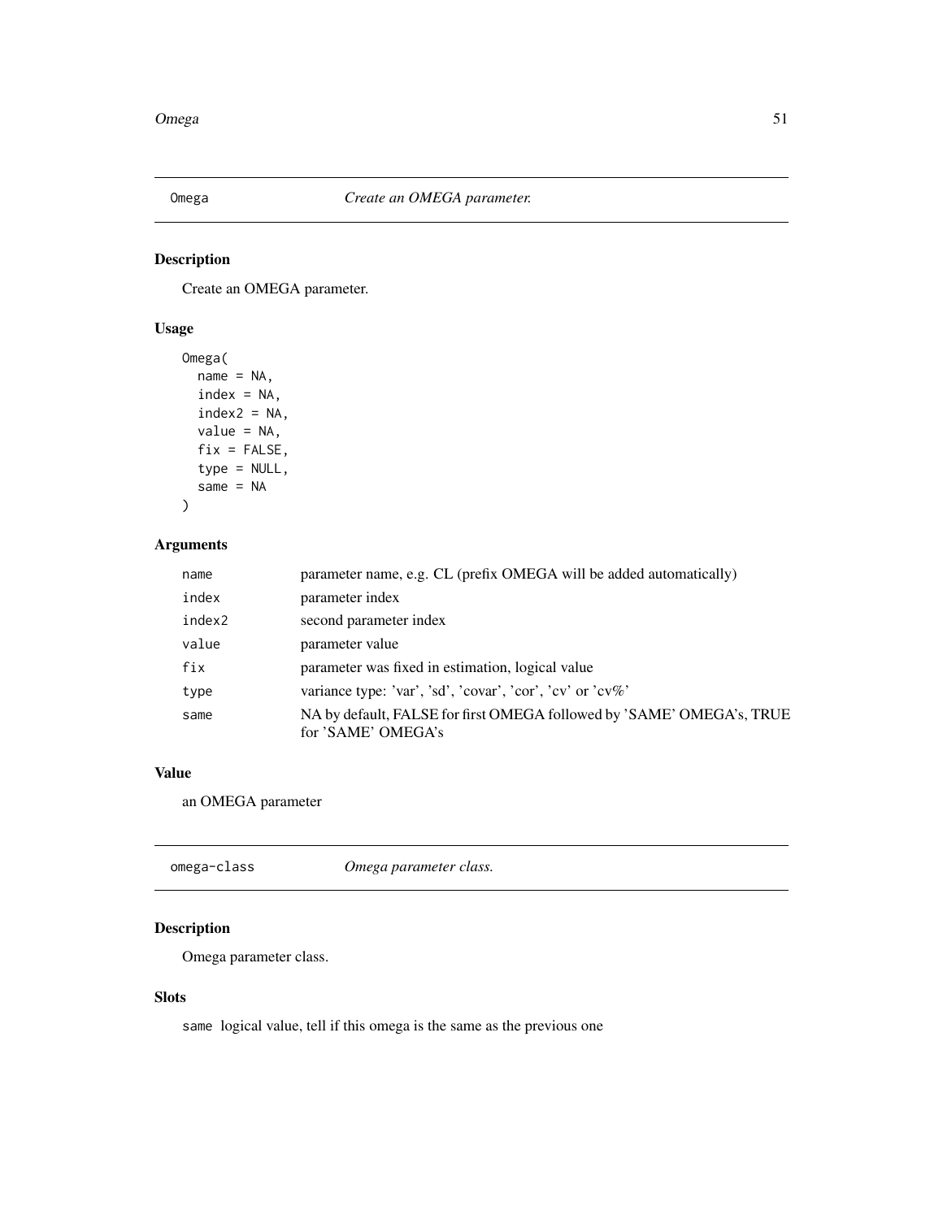## Omega — *Create an OMEGA parameter.*

### Description

Create an OMEGA parameter.

### Usage

```
Omega(
  name = NA,
  index = NA,
  index2 = NA,
  value = NA,
  fix = FALSE,
  type = NULL,
  same = NA
)
```

### Arguments

| | |
|---|---|
| `name` | parameter name, e.g. CL (prefix OMEGA will be added automatically) |
| `index` | parameter index |
| `index2` | second parameter index |
| `value` | parameter value |
| `fix` | parameter was fixed in estimation, logical value |
| `type` | variance type: 'var', 'sd', 'covar', 'cor', 'cv' or 'cv%' |
| `same` | NA by default, FALSE for first OMEGA followed by 'SAME' OMEGA's, TRUE for 'SAME' OMEGA's |

### Value

an OMEGA parameter

## omega-class — *Omega parameter class.*

### Description

Omega parameter class.

### Slots

`same` logical value, tell if this omega is the same as the previous one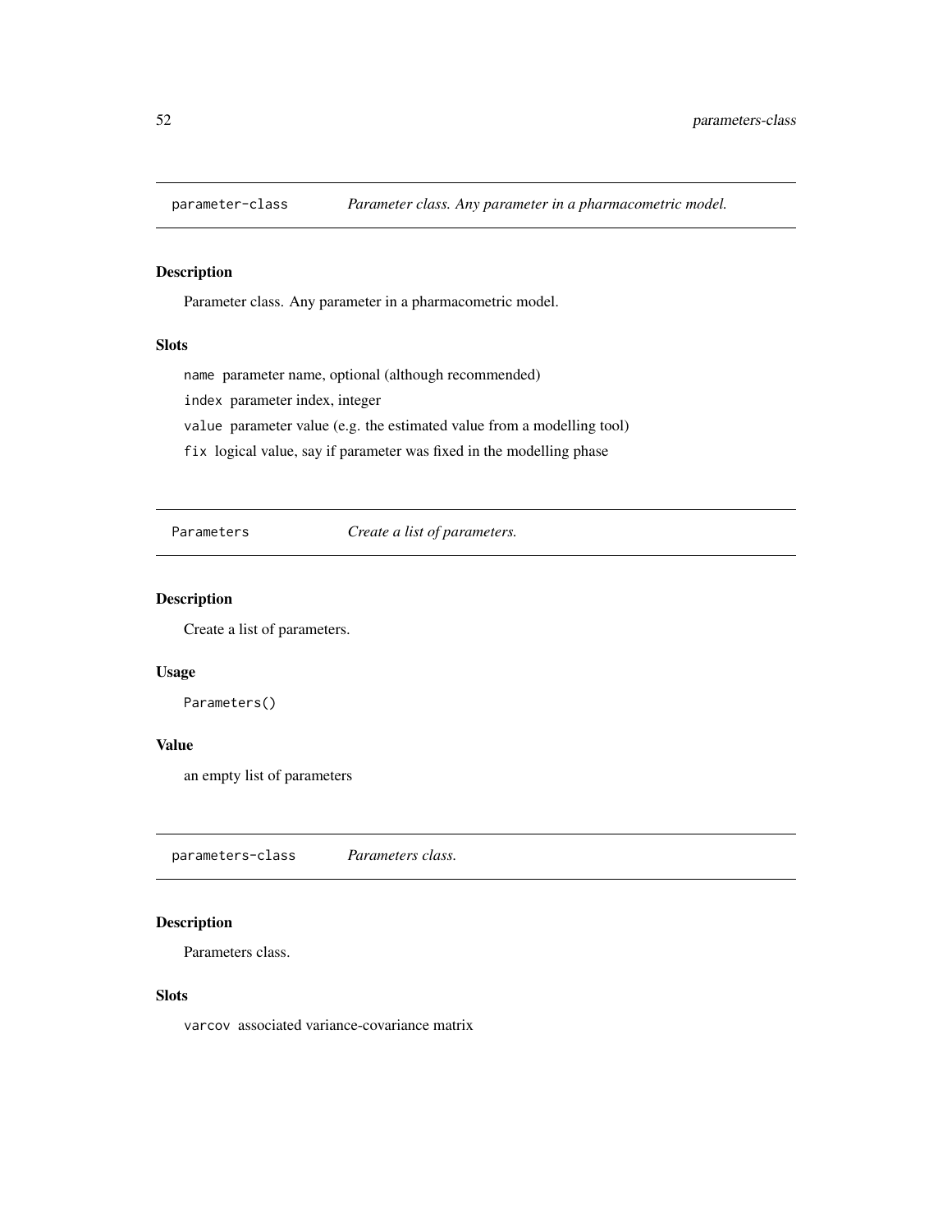## parameter-class *Parameter class. Any parameter in a pharmacometric model.*

### Description

Parameter class. Any parameter in a pharmacometric model.

### Slots

`name` parameter name, optional (although recommended)

`index` parameter index, integer

`value` parameter value (e.g. the estimated value from a modelling tool)

`fix` logical value, say if parameter was fixed in the modelling phase

## Parameters *Create a list of parameters.*

### Description

Create a list of parameters.

### Usage

```
Parameters()
```

### Value

an empty list of parameters

## parameters-class *Parameters class.*

### Description

Parameters class.

### Slots

`varcov` associated variance-covariance matrix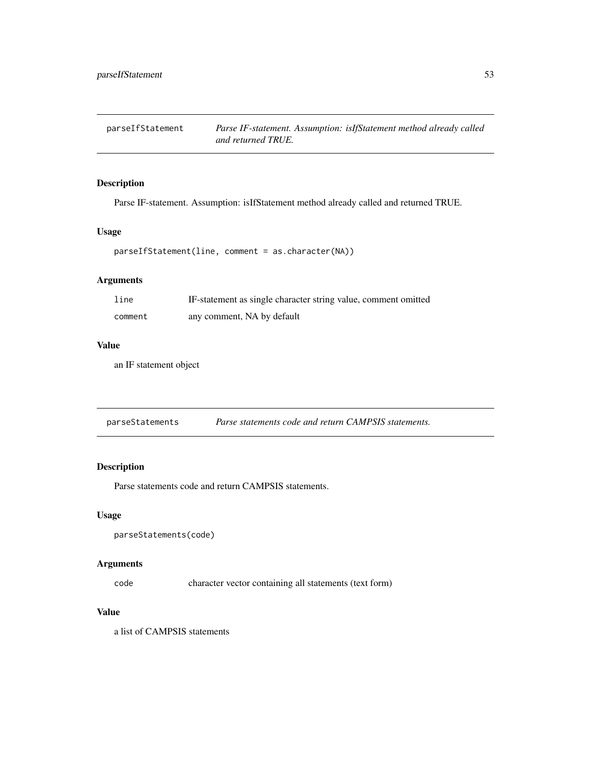## parseIfStatement

*Parse IF-statement. Assumption: isIfStatement method already called and returned TRUE.*

### Description

Parse IF-statement. Assumption: isIfStatement method already called and returned TRUE.

### Usage

```
parseIfStatement(line, comment = as.character(NA))
```

### Arguments

| | |
|---|---|
| line | IF-statement as single character string value, comment omitted |
| comment | any comment, NA by default |

### Value

an IF statement object

## parseStatements

*Parse statements code and return CAMPSIS statements.*

### Description

Parse statements code and return CAMPSIS statements.

### Usage

```
parseStatements(code)
```

### Arguments

| | |
|---|---|
| code | character vector containing all statements (text form) |

### Value

a list of CAMPSIS statements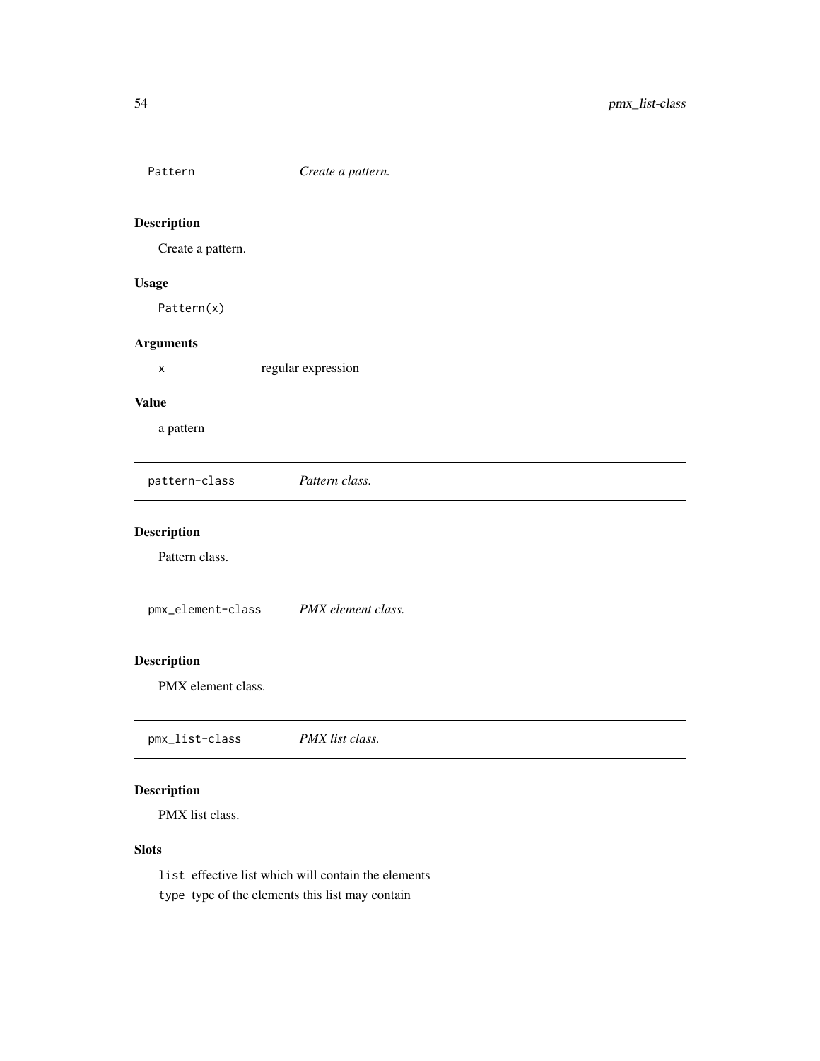## Pattern    *Create a pattern.*

### Description

Create a pattern.

### Usage

```
Pattern(x)
```

### Arguments

| | |
|---|---|
| x | regular expression |

### Value

a pattern

## pattern-class    *Pattern class.*

### Description

Pattern class.

## pmx_element-class    *PMX element class.*

### Description

PMX element class.

## pmx_list-class    *PMX list class.*

### Description

PMX list class.

### Slots

- `list` effective list which will contain the elements
- `type` type of the elements this list may contain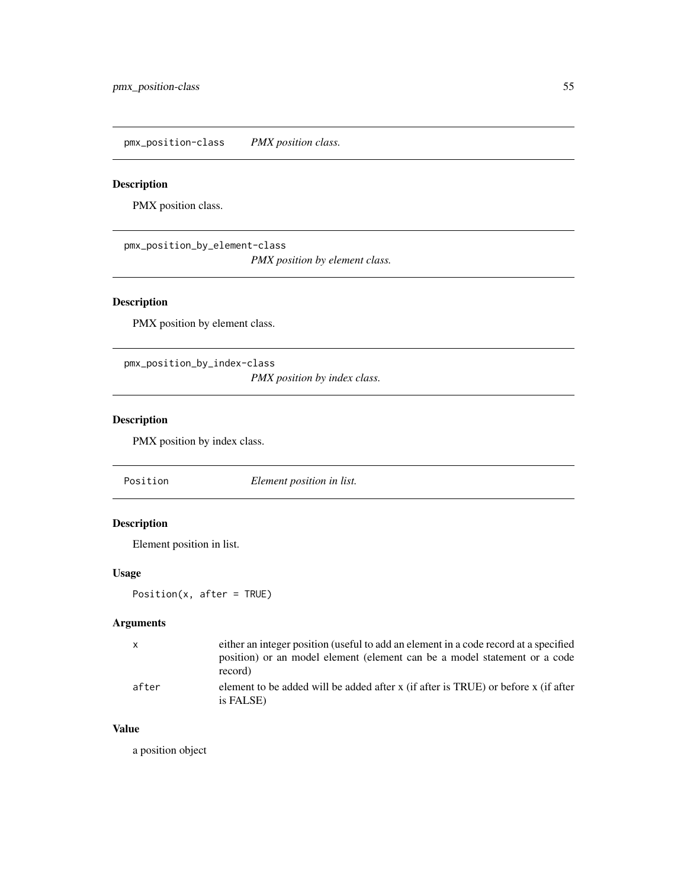## pmx_position-class — *PMX position class.*

### Description

PMX position class.

## pmx_position_by_element-class — *PMX position by element class.*

### Description

PMX position by element class.

## pmx_position_by_index-class — *PMX position by index class.*

### Description

PMX position by index class.

## Position — *Element position in list.*

### Description

Element position in list.

### Usage

```
Position(x, after = TRUE)
```

### Arguments

| | |
|---|---|
| x | either an integer position (useful to add an element in a code record at a specified position) or an model element (element can be a model statement or a code record) |
| after | element to be added will be added after x (if after is TRUE) or before x (if after is FALSE) |

### Value

a position object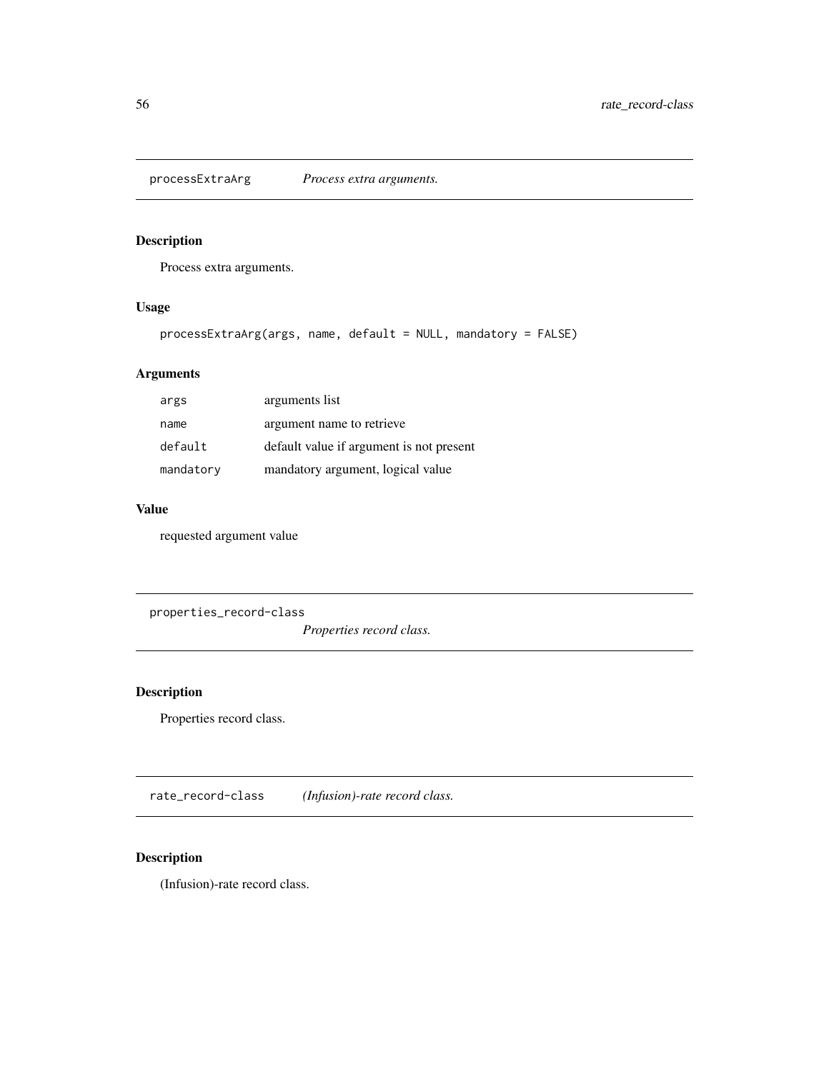## processExtraArg *Process extra arguments.*

### Description

Process extra arguments.

### Usage

```
processExtraArg(args, name, default = NULL, mandatory = FALSE)
```

### Arguments

| | |
|---|---|
| args | arguments list |
| name | argument name to retrieve |
| default | default value if argument is not present |
| mandatory | mandatory argument, logical value |

### Value

requested argument value

## properties_record-class *Properties record class.*

### Description

Properties record class.

## rate_record-class *(Infusion)-rate record class.*

### Description

(Infusion)-rate record class.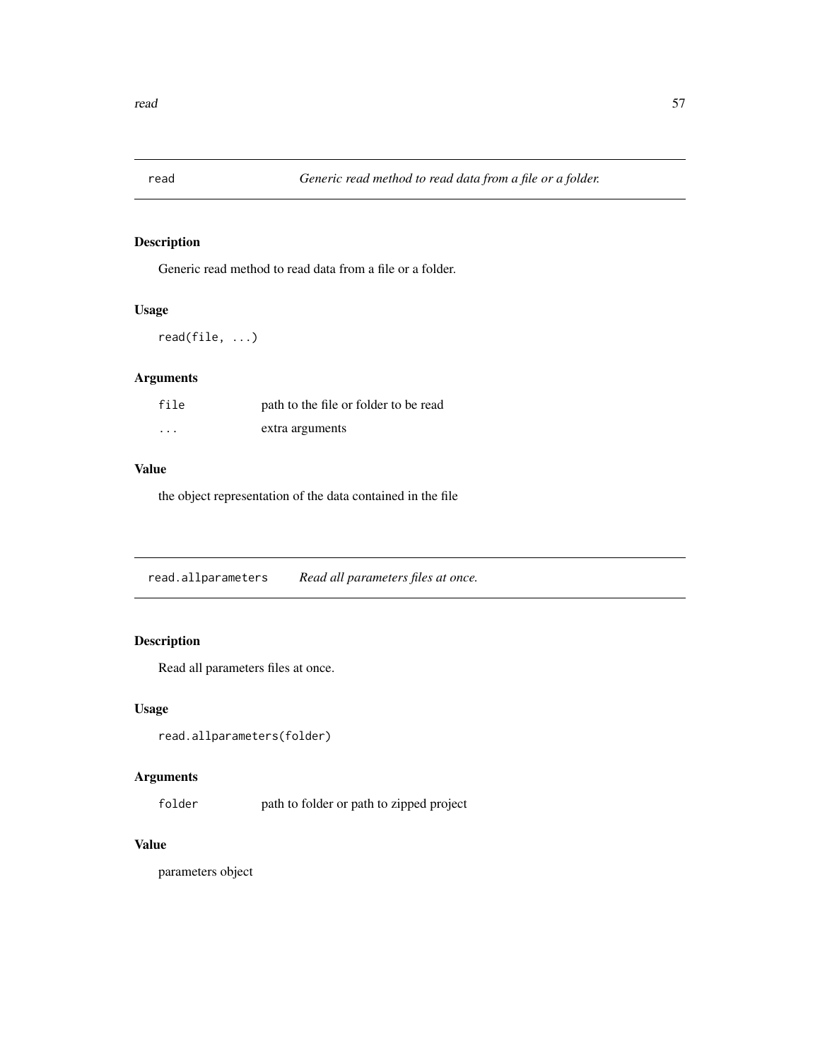## read — *Generic read method to read data from a file or a folder.*

### Description

Generic read method to read data from a file or a folder.

### Usage

```
read(file, ...)
```

### Arguments

| | |
|---|---|
| `file` | path to the file or folder to be read |
| `...` | extra arguments |

### Value

the object representation of the data contained in the file

## read.allparameters — *Read all parameters files at once.*

### Description

Read all parameters files at once.

### Usage

```
read.allparameters(folder)
```

### Arguments

| | |
|---|---|
| `folder` | path to folder or path to zipped project |

### Value

parameters object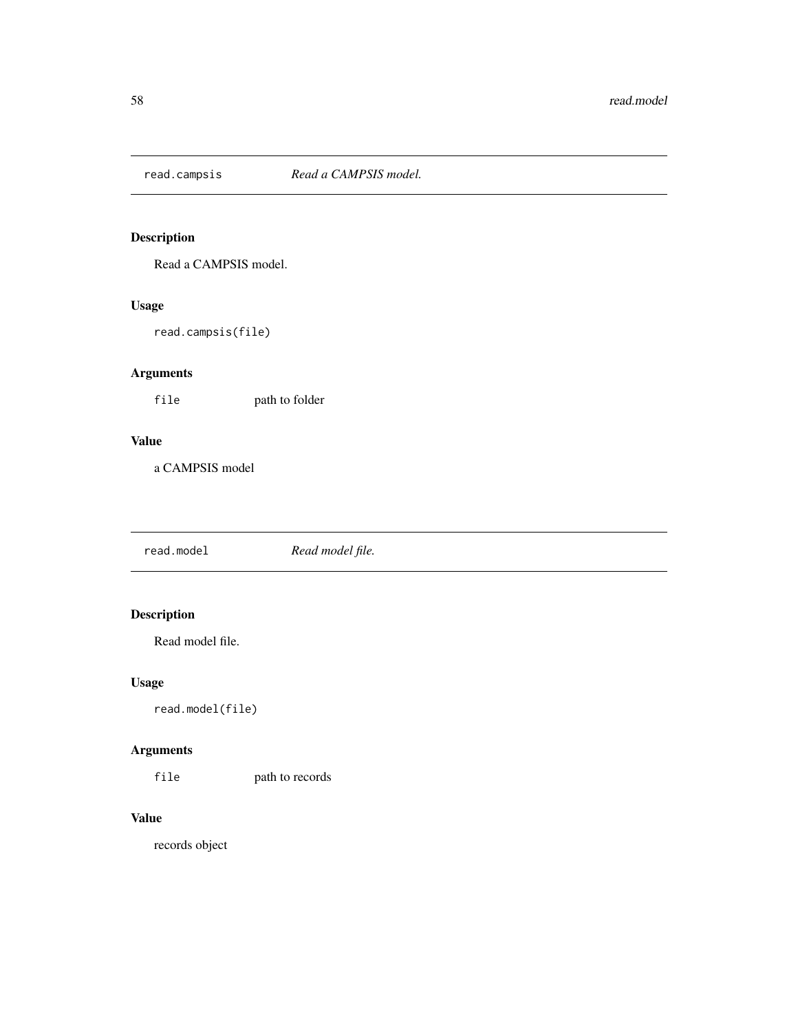## read.campsis *Read a CAMPSIS model.*

### Description

Read a CAMPSIS model.

### Usage

```
read.campsis(file)
```

### Arguments

| | |
|---|---|
| `file` | path to folder |

### Value

a CAMPSIS model

## read.model *Read model file.*

### Description

Read model file.

### Usage

```
read.model(file)
```

### Arguments

| | |
|---|---|
| `file` | path to records |

### Value

records object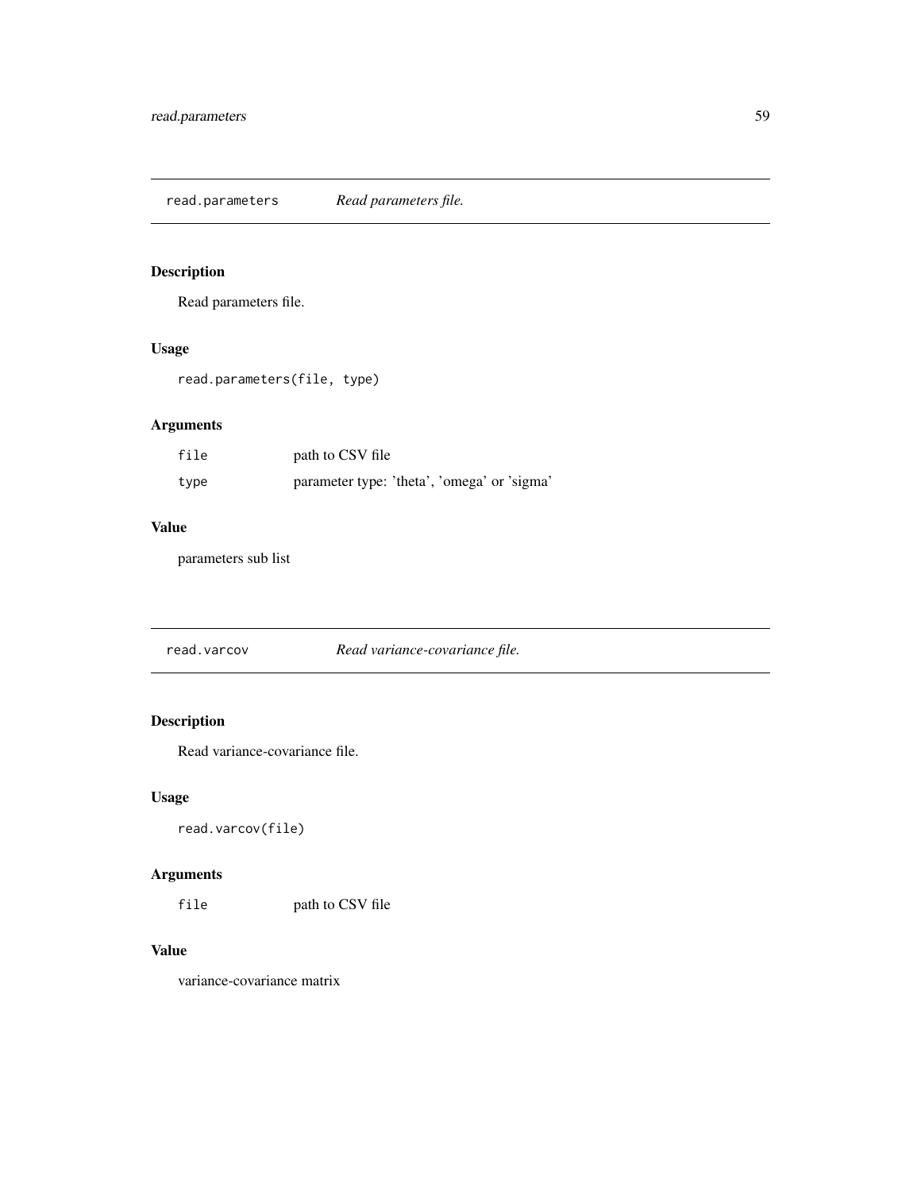## read.parameters *Read parameters file.*

### Description

Read parameters file.

### Usage

```
read.parameters(file, type)
```

### Arguments

| | |
|---|---|
| `file` | path to CSV file |
| `type` | parameter type: 'theta', 'omega' or 'sigma' |

### Value

parameters sub list

## read.varcov *Read variance-covariance file.*

### Description

Read variance-covariance file.

### Usage

```
read.varcov(file)
```

### Arguments

| | |
|---|---|
| `file` | path to CSV file |

### Value

variance-covariance matrix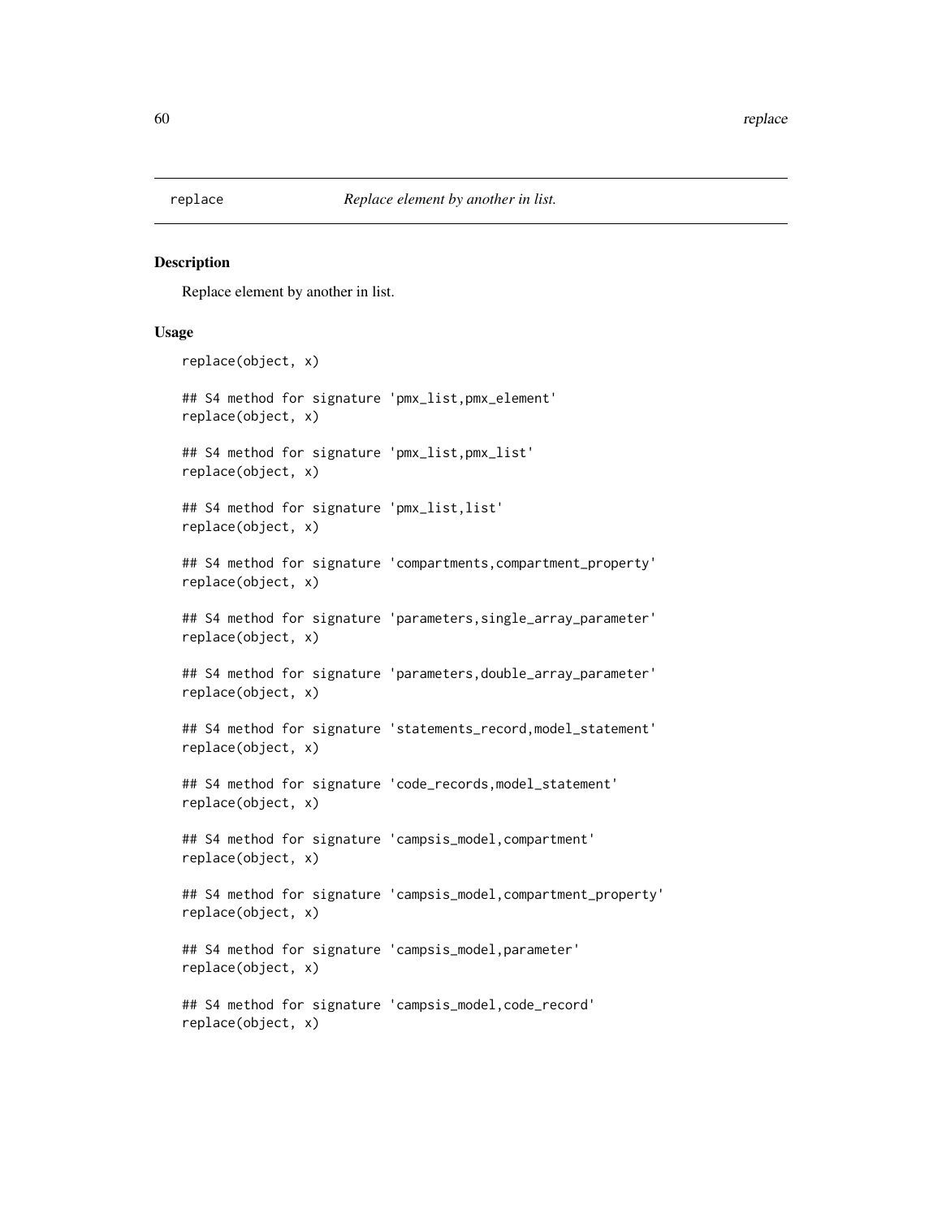# replace *Replace element by another in list.*

## Description

Replace element by another in list.

## Usage

```
replace(object, x)

## S4 method for signature 'pmx_list,pmx_element'
replace(object, x)

## S4 method for signature 'pmx_list,pmx_list'
replace(object, x)

## S4 method for signature 'pmx_list,list'
replace(object, x)

## S4 method for signature 'compartments,compartment_property'
replace(object, x)

## S4 method for signature 'parameters,single_array_parameter'
replace(object, x)

## S4 method for signature 'parameters,double_array_parameter'
replace(object, x)

## S4 method for signature 'statements_record,model_statement'
replace(object, x)

## S4 method for signature 'code_records,model_statement'
replace(object, x)

## S4 method for signature 'campsis_model,compartment'
replace(object, x)

## S4 method for signature 'campsis_model,compartment_property'
replace(object, x)

## S4 method for signature 'campsis_model,parameter'
replace(object, x)

## S4 method for signature 'campsis_model,code_record'
replace(object, x)
```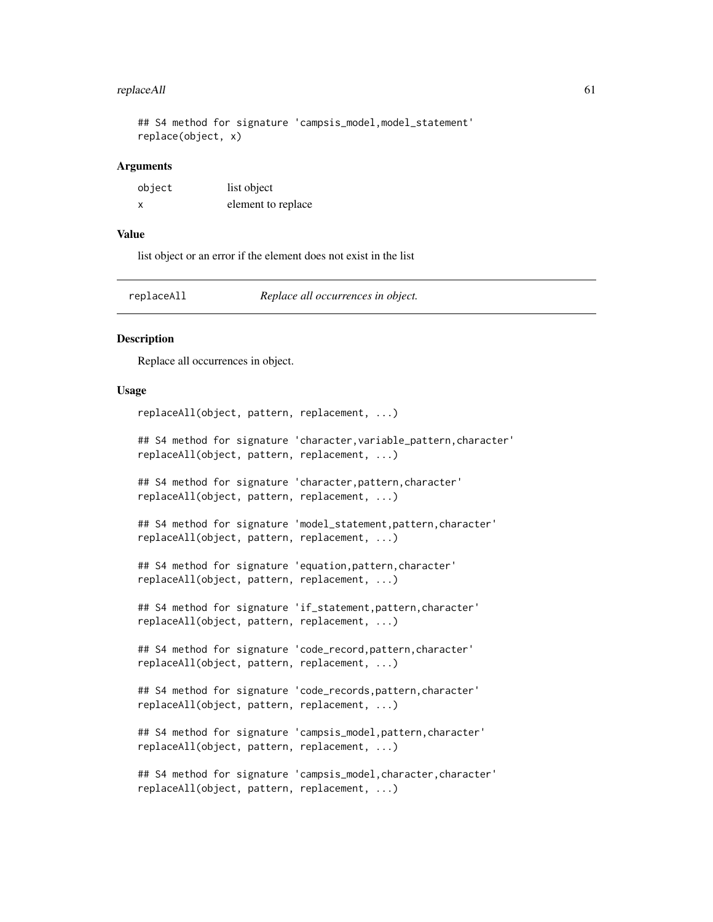```
## S4 method for signature 'campsis_model,model_statement'
replace(object, x)
```

### Arguments

| | |
|---|---|
| object | list object |
| x | element to replace |

### Value

list object or an error if the element does not exist in the list

---

## replaceAll — *Replace all occurrences in object.*

### Description

Replace all occurrences in object.

### Usage

```
replaceAll(object, pattern, replacement, ...)

## S4 method for signature 'character,variable_pattern,character'
replaceAll(object, pattern, replacement, ...)

## S4 method for signature 'character,pattern,character'
replaceAll(object, pattern, replacement, ...)

## S4 method for signature 'model_statement,pattern,character'
replaceAll(object, pattern, replacement, ...)

## S4 method for signature 'equation,pattern,character'
replaceAll(object, pattern, replacement, ...)

## S4 method for signature 'if_statement,pattern,character'
replaceAll(object, pattern, replacement, ...)

## S4 method for signature 'code_record,pattern,character'
replaceAll(object, pattern, replacement, ...)

## S4 method for signature 'code_records,pattern,character'
replaceAll(object, pattern, replacement, ...)

## S4 method for signature 'campsis_model,pattern,character'
replaceAll(object, pattern, replacement, ...)

## S4 method for signature 'campsis_model,character,character'
replaceAll(object, pattern, replacement, ...)
```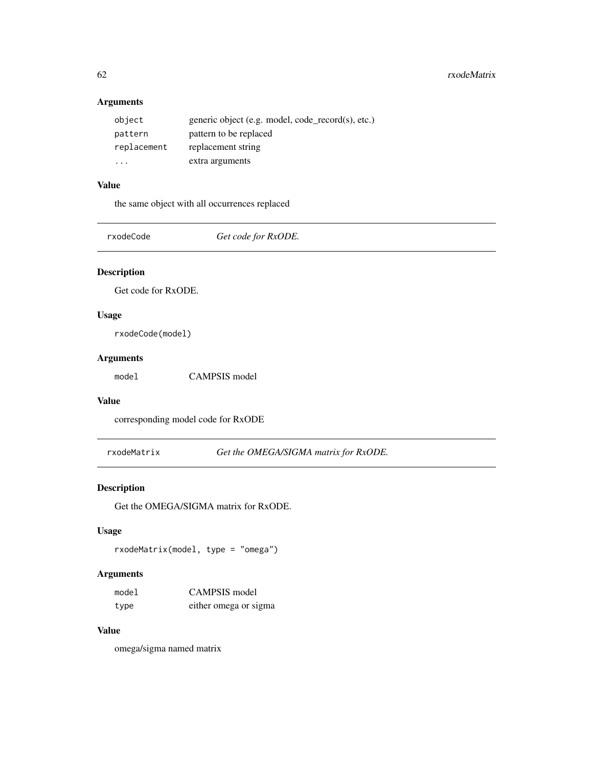### Arguments

| | |
|---|---|
| `object` | generic object (e.g. model, code_record(s), etc.) |
| `pattern` | pattern to be replaced |
| `replacement` | replacement string |
| `...` | extra arguments |

### Value

the same object with all occurrences replaced

---

## rxodeCode *Get code for RxODE.*

---

### Description

Get code for RxODE.

### Usage

```
rxodeCode(model)
```

### Arguments

| | |
|---|---|
| `model` | CAMPSIS model |

### Value

corresponding model code for RxODE

---

## rxodeMatrix *Get the OMEGA/SIGMA matrix for RxODE.*

---

### Description

Get the OMEGA/SIGMA matrix for RxODE.

### Usage

```
rxodeMatrix(model, type = "omega")
```

### Arguments

| | |
|---|---|
| `model` | CAMPSIS model |
| `type` | either omega or sigma |

### Value

omega/sigma named matrix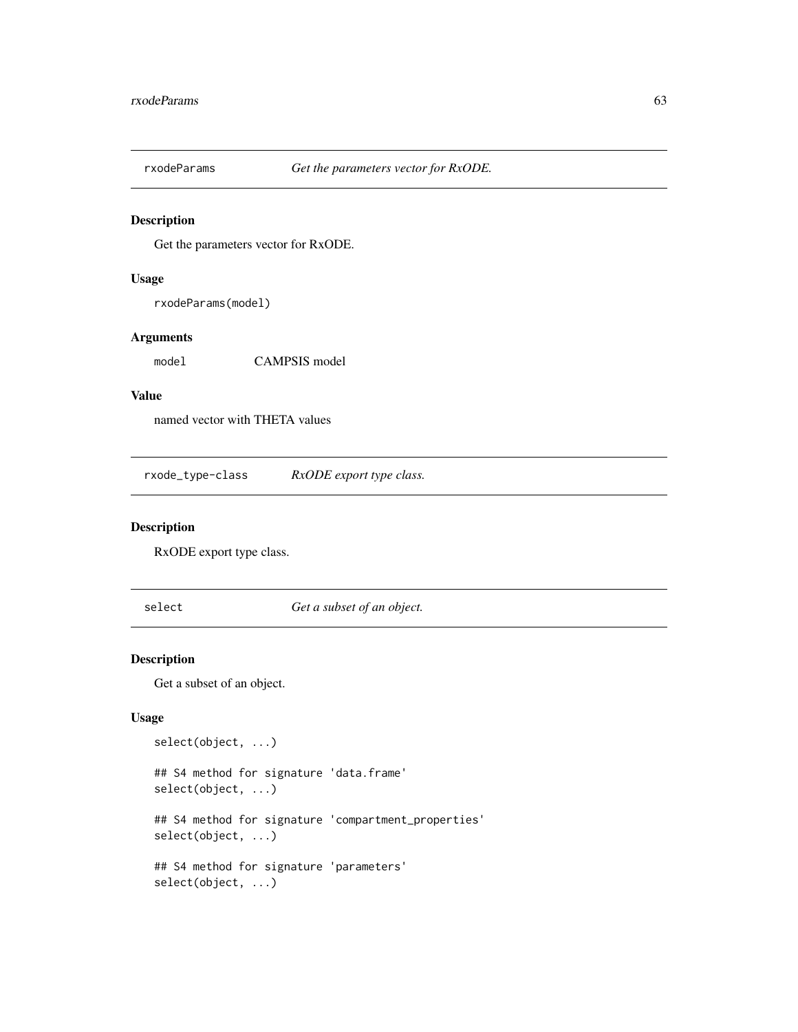## rxodeParams — *Get the parameters vector for RxODE.*

### Description

Get the parameters vector for RxODE.

### Usage

```
rxodeParams(model)
```

### Arguments

| | |
|---|---|
| model | CAMPSIS model |

### Value

named vector with THETA values

## rxode_type-class — *RxODE export type class.*

### Description

RxODE export type class.

## select — *Get a subset of an object.*

### Description

Get a subset of an object.

### Usage

```
select(object, ...)

## S4 method for signature 'data.frame'
select(object, ...)

## S4 method for signature 'compartment_properties'
select(object, ...)

## S4 method for signature 'parameters'
select(object, ...)
```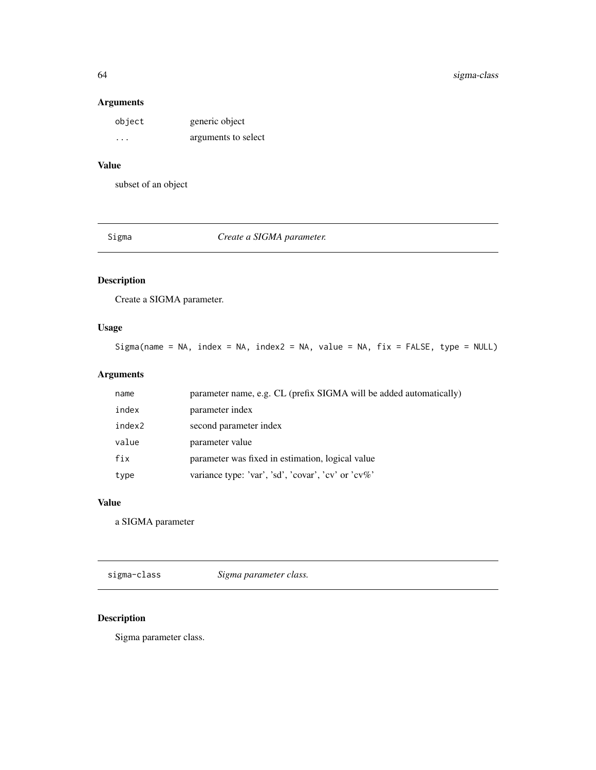### Arguments

| | |
|---|---|
| `object` | generic object |
| `...` | arguments to select |

### Value

subset of an object

---

## Sigma — *Create a SIGMA parameter.*

---

### Description

Create a SIGMA parameter.

### Usage

```
Sigma(name = NA, index = NA, index2 = NA, value = NA, fix = FALSE, type = NULL)
```

### Arguments

| | |
|---|---|
| `name` | parameter name, e.g. CL (prefix SIGMA will be added automatically) |
| `index` | parameter index |
| `index2` | second parameter index |
| `value` | parameter value |
| `fix` | parameter was fixed in estimation, logical value |
| `type` | variance type: 'var', 'sd', 'covar', 'cv' or 'cv%' |

### Value

a SIGMA parameter

---

## sigma-class — *Sigma parameter class.*

---

### Description

Sigma parameter class.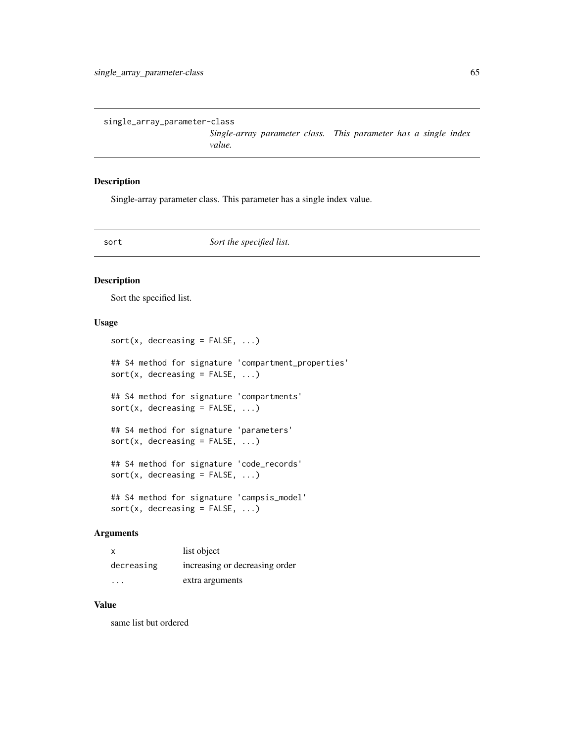## single_array_parameter-class

*Single-array parameter class. This parameter has a single index value.*

### Description

Single-array parameter class. This parameter has a single index value.

## sort

*Sort the specified list.*

### Description

Sort the specified list.

### Usage

```
sort(x, decreasing = FALSE, ...)

## S4 method for signature 'compartment_properties'
sort(x, decreasing = FALSE, ...)

## S4 method for signature 'compartments'
sort(x, decreasing = FALSE, ...)

## S4 method for signature 'parameters'
sort(x, decreasing = FALSE, ...)

## S4 method for signature 'code_records'
sort(x, decreasing = FALSE, ...)

## S4 method for signature 'campsis_model'
sort(x, decreasing = FALSE, ...)
```

### Arguments

| | |
|---|---|
| x | list object |
| decreasing | increasing or decreasing order |
| ... | extra arguments |

### Value

same list but ordered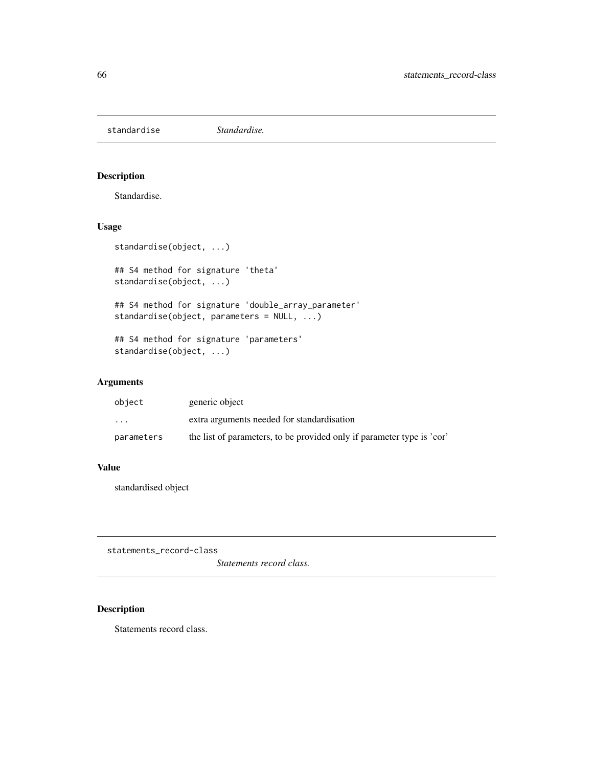## standardise *Standardise.*

### Description

Standardise.

### Usage

```
standardise(object, ...)

## S4 method for signature 'theta'
standardise(object, ...)

## S4 method for signature 'double_array_parameter'
standardise(object, parameters = NULL, ...)

## S4 method for signature 'parameters'
standardise(object, ...)
```

### Arguments

| | |
|---|---|
| object | generic object |
| ... | extra arguments needed for standardisation |
| parameters | the list of parameters, to be provided only if parameter type is 'cor' |

### Value

standardised object

## statements_record-class *Statements record class.*

### Description

Statements record class.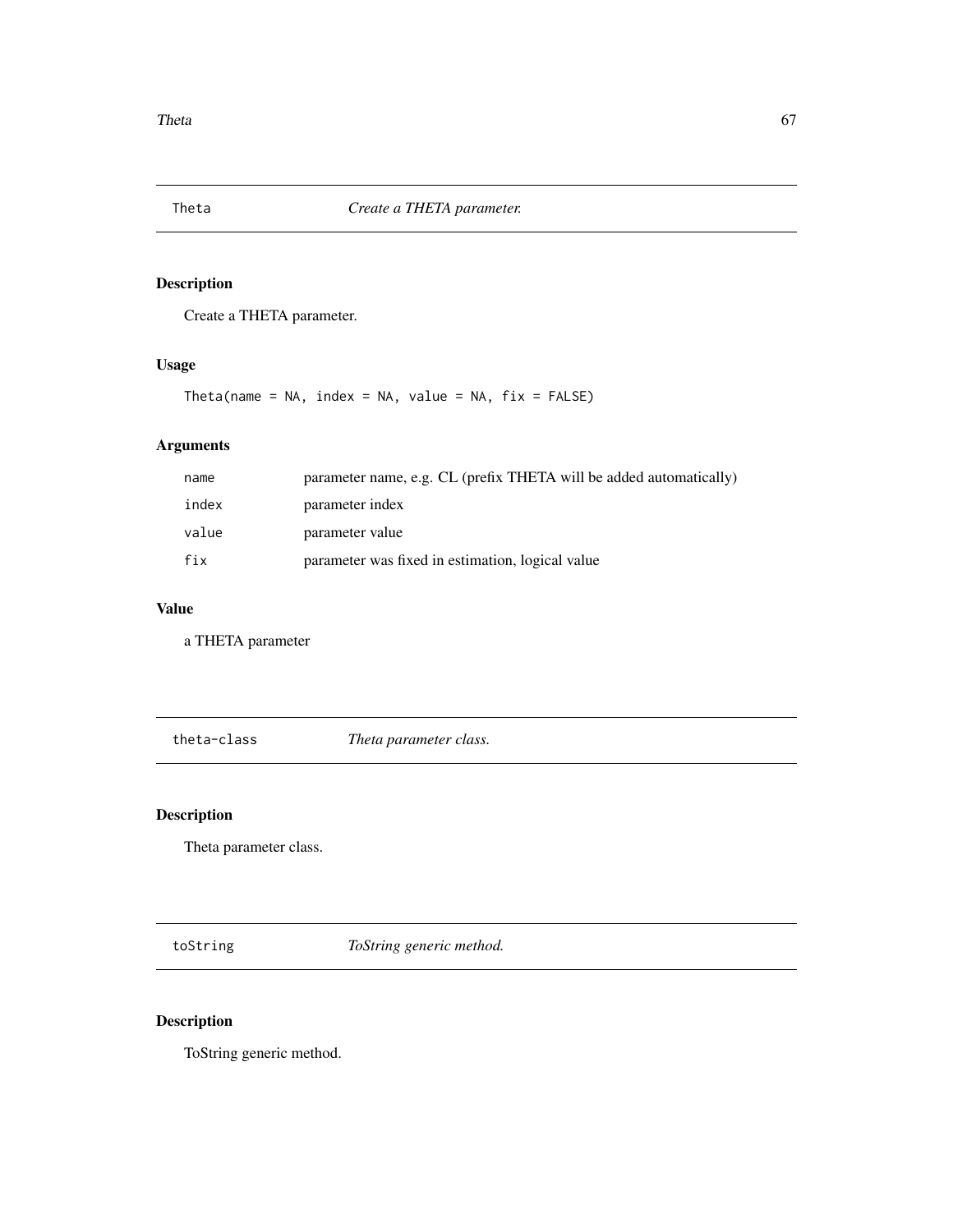## Theta — *Create a THETA parameter.*

### Description

Create a THETA parameter.

### Usage

```
Theta(name = NA, index = NA, value = NA, fix = FALSE)
```

### Arguments

| | |
|---|---|
| `name` | parameter name, e.g. CL (prefix THETA will be added automatically) |
| `index` | parameter index |
| `value` | parameter value |
| `fix` | parameter was fixed in estimation, logical value |

### Value

a THETA parameter

## theta-class — *Theta parameter class.*

### Description

Theta parameter class.

## toString — *ToString generic method.*

### Description

ToString generic method.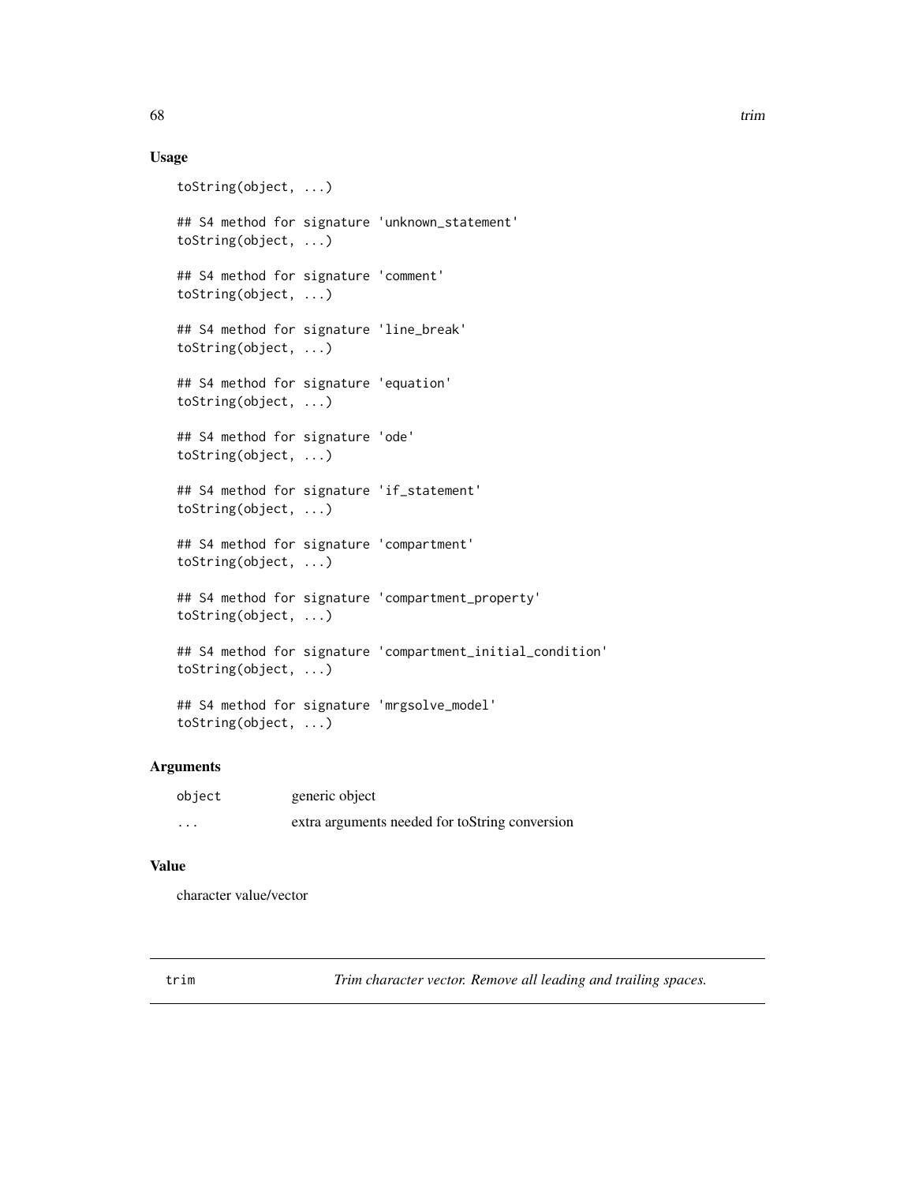## Usage

```
toString(object, ...)

## S4 method for signature 'unknown_statement'
toString(object, ...)

## S4 method for signature 'comment'
toString(object, ...)

## S4 method for signature 'line_break'
toString(object, ...)

## S4 method for signature 'equation'
toString(object, ...)

## S4 method for signature 'ode'
toString(object, ...)

## S4 method for signature 'if_statement'
toString(object, ...)

## S4 method for signature 'compartment'
toString(object, ...)

## S4 method for signature 'compartment_property'
toString(object, ...)

## S4 method for signature 'compartment_initial_condition'
toString(object, ...)

## S4 method for signature 'mrgsolve_model'
toString(object, ...)
```

## Arguments

| | |
|---|---|
| `object` | generic object |
| `...` | extra arguments needed for toString conversion |

## Value

character value/vector

---

# trim — *Trim character vector. Remove all leading and trailing spaces.*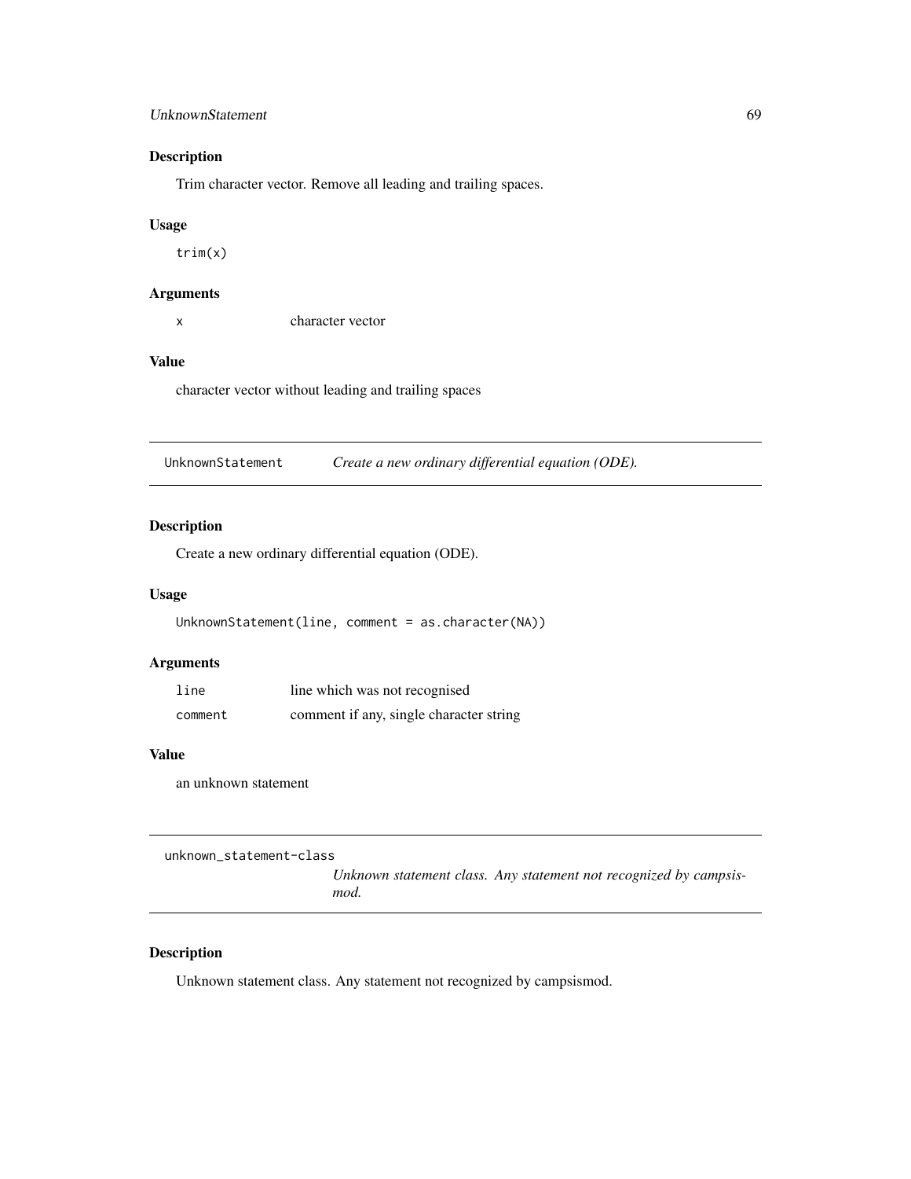## Description

Trim character vector. Remove all leading and trailing spaces.

## Usage

```
trim(x)
```

## Arguments

| | |
|---|---|
| x | character vector |

## Value

character vector without leading and trailing spaces

---

# UnknownStatement *Create a new ordinary differential equation (ODE).*

## Description

Create a new ordinary differential equation (ODE).

## Usage

```
UnknownStatement(line, comment = as.character(NA))
```

## Arguments

| | |
|---|---|
| line | line which was not recognised |
| comment | comment if any, single character string |

## Value

an unknown statement

---

# unknown_statement-class *Unknown statement class. Any statement not recognized by campsismod.*

## Description

Unknown statement class. Any statement not recognized by campsismod.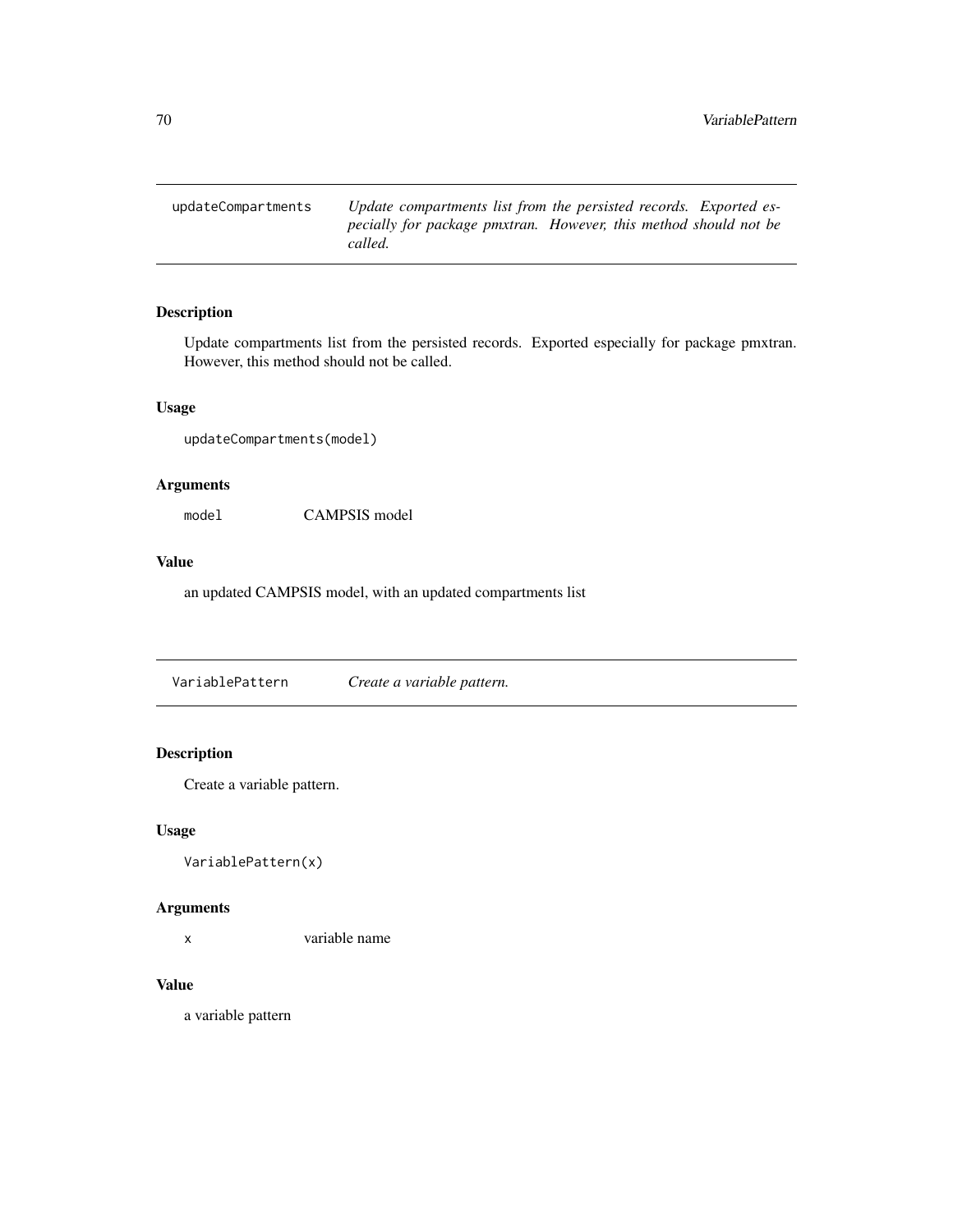## updateCompartments — *Update compartments list from the persisted records. Exported especially for package pmxtran. However, this method should not be called.*

### Description

Update compartments list from the persisted records. Exported especially for package pmxtran. However, this method should not be called.

### Usage

```
updateCompartments(model)
```

### Arguments

| | |
|---|---|
| `model` | CAMPSIS model |

### Value

an updated CAMPSIS model, with an updated compartments list

## VariablePattern — *Create a variable pattern.*

### Description

Create a variable pattern.

### Usage

```
VariablePattern(x)
```

### Arguments

| | |
|---|---|
| `x` | variable name |

### Value

a variable pattern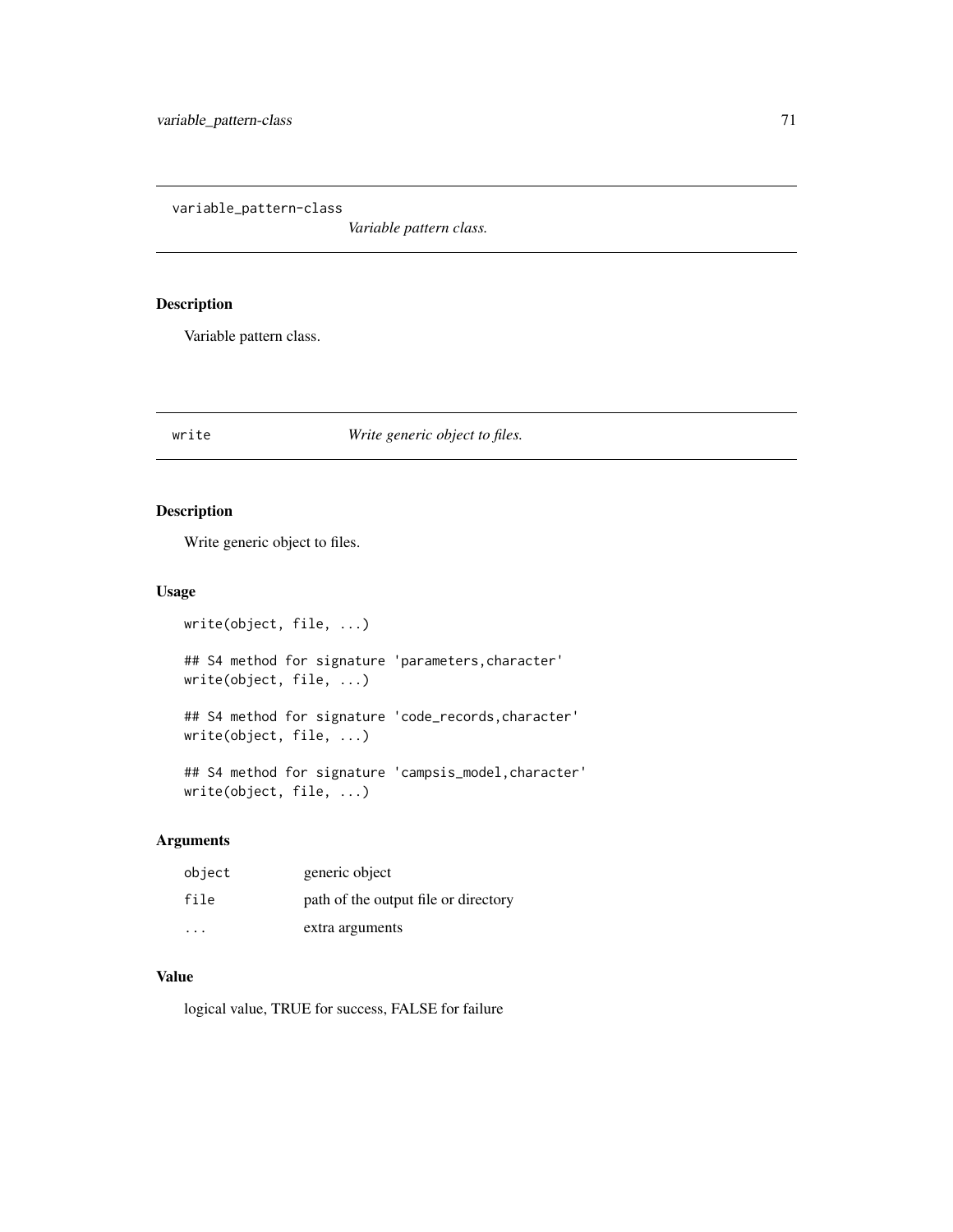## variable_pattern-class

*Variable pattern class.*

### Description

Variable pattern class.

## write

*Write generic object to files.*

### Description

Write generic object to files.

### Usage

```
write(object, file, ...)

## S4 method for signature 'parameters,character'
write(object, file, ...)

## S4 method for signature 'code_records,character'
write(object, file, ...)

## S4 method for signature 'campsis_model,character'
write(object, file, ...)
```

### Arguments

| | |
|---|---|
| object | generic object |
| file | path of the output file or directory |
| ... | extra arguments |

### Value

logical value, TRUE for success, FALSE for failure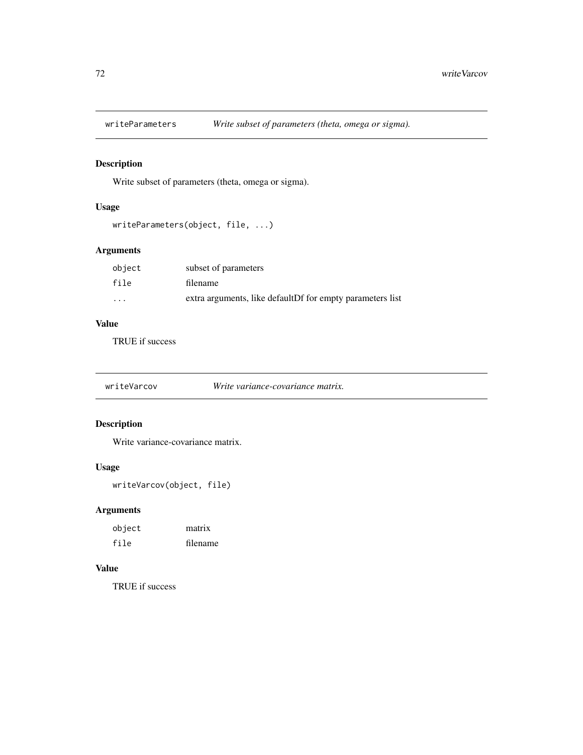## writeParameters — *Write subset of parameters (theta, omega or sigma).*

### Description

Write subset of parameters (theta, omega or sigma).

### Usage

```
writeParameters(object, file, ...)
```

### Arguments

| | |
|---|---|
| object | subset of parameters |
| file | filename |
| ... | extra arguments, like defaultDf for empty parameters list |

### Value

TRUE if success

## writeVarcov — *Write variance-covariance matrix.*

### Description

Write variance-covariance matrix.

### Usage

```
writeVarcov(object, file)
```

### Arguments

| | |
|---|---|
| object | matrix |
| file | filename |

### Value

TRUE if success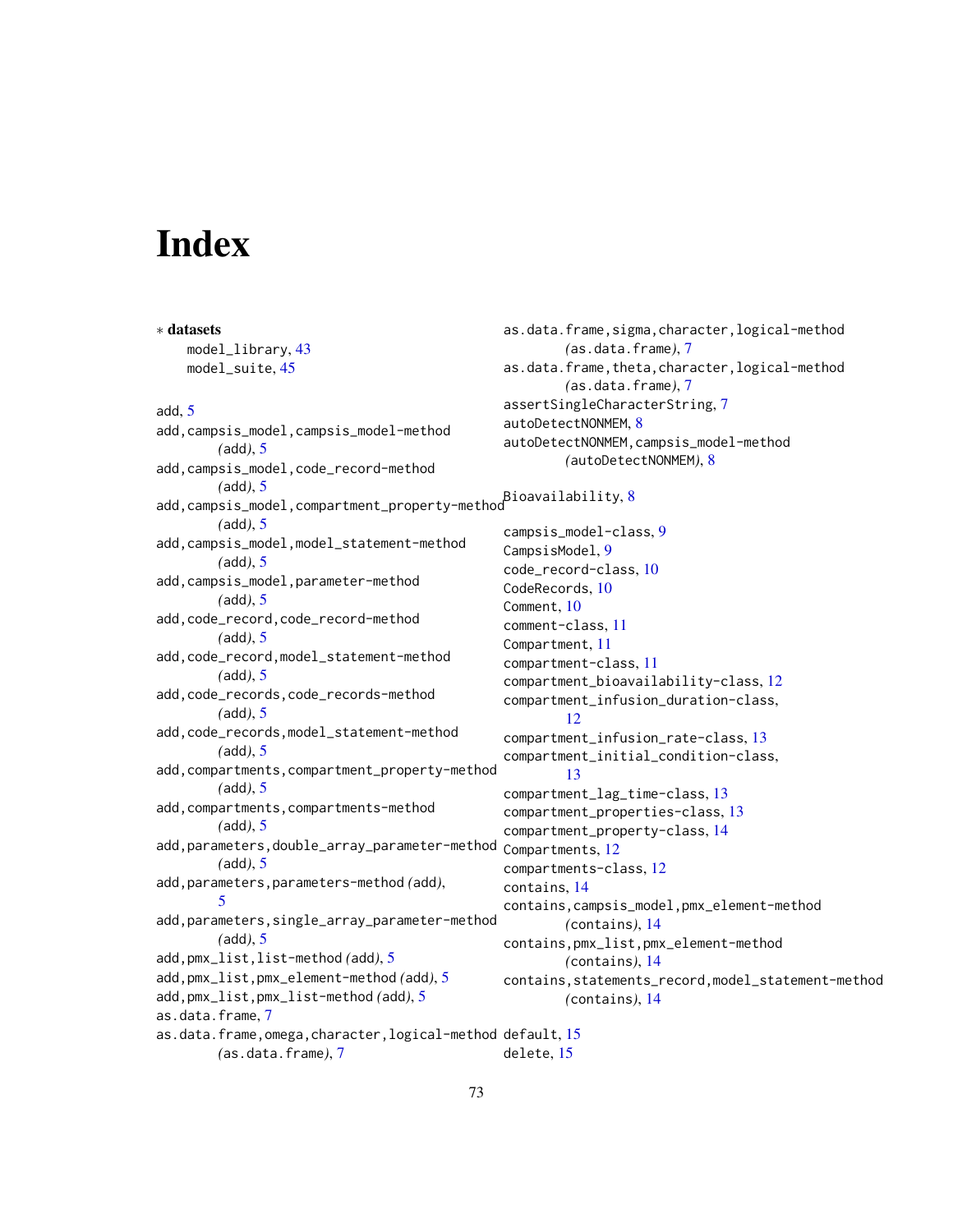# Index

∗ **datasets**
model_library, 43
model_suite, 45

add, 5
add,campsis_model,campsis_model-method *(add)*, 5
add,campsis_model,code_record-method *(add)*, 5
add,campsis_model,compartment_property-method *(add)*, 5
add,campsis_model,model_statement-method *(add)*, 5
add,campsis_model,parameter-method *(add)*, 5
add,code_record,code_record-method *(add)*, 5
add,code_record,model_statement-method *(add)*, 5
add,code_records,code_records-method *(add)*, 5
add,code_records,model_statement-method *(add)*, 5
add,compartments,compartment_property-method *(add)*, 5
add,compartments,compartments-method *(add)*, 5
add,parameters,double_array_parameter-method *(add)*, 5
add,parameters,parameters-method *(add)*, 5
add,parameters,single_array_parameter-method *(add)*, 5
add,pmx_list,list-method *(add)*, 5
add,pmx_list,pmx_element-method *(add)*, 5
add,pmx_list,pmx_list-method *(add)*, 5
as.data.frame, 7
as.data.frame,omega,character,logical-method *(as.data.frame)*, 7
as.data.frame,sigma,character,logical-method *(as.data.frame)*, 7
as.data.frame,theta,character,logical-method *(as.data.frame)*, 7
assertSingleCharacterString, 7
autoDetectNONMEM, 8
autoDetectNONMEM,campsis_model-method *(autoDetectNONMEM)*, 8

Bioavailability, 8

campsis_model-class, 9
CampsisModel, 9
code_record-class, 10
CodeRecords, 10
Comment, 10
comment-class, 11
Compartment, 11
compartment-class, 11
compartment_bioavailability-class, 12
compartment_infusion_duration-class, 12
compartment_infusion_rate-class, 13
compartment_initial_condition-class, 13
compartment_lag_time-class, 13
compartment_properties-class, 13
compartment_property-class, 14
Compartments, 12
compartments-class, 12
contains, 14
contains,campsis_model,pmx_element-method *(contains)*, 14
contains,pmx_list,pmx_element-method *(contains)*, 14
contains,statements_record,model_statement-method *(contains)*, 14

default, 15
delete, 15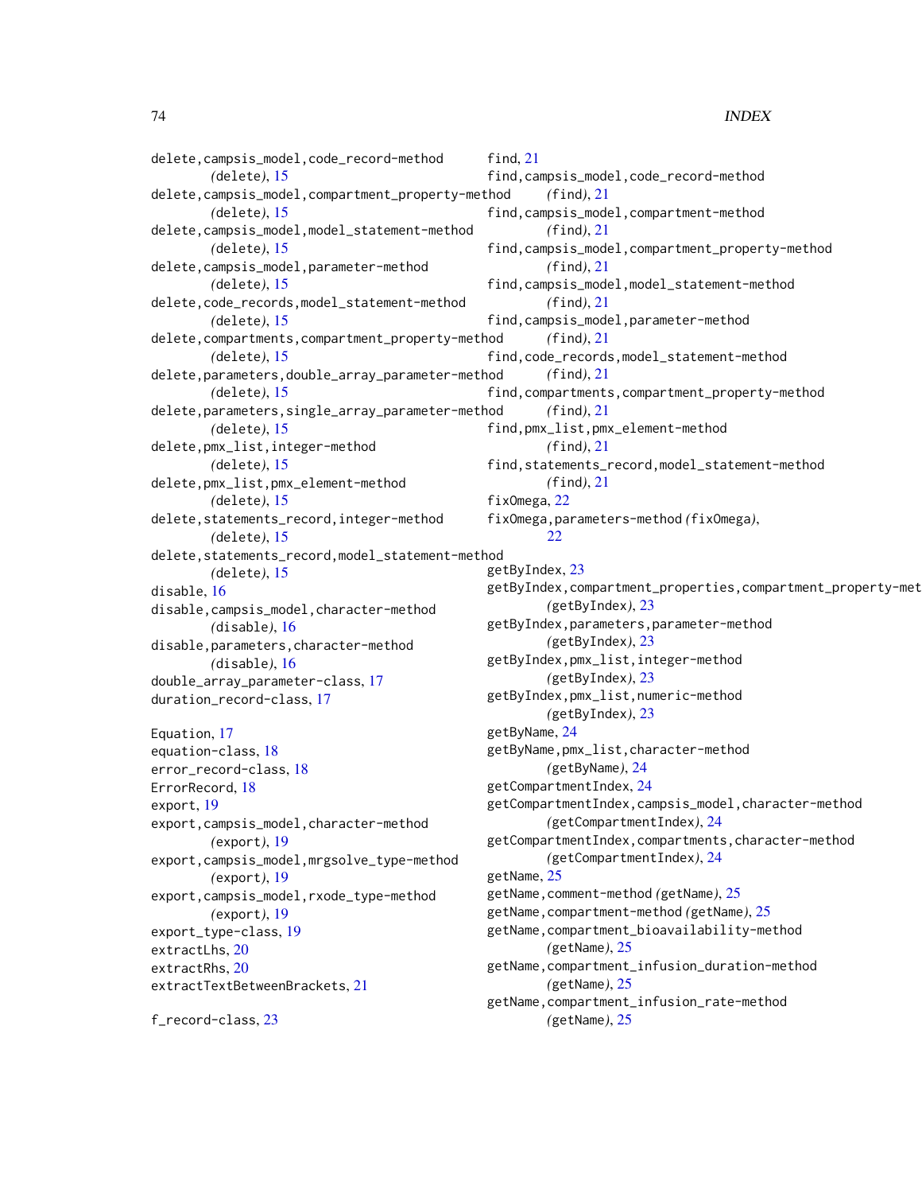delete,campsis_model,code_record-method
  *(*delete*)*, 15
delete,campsis_model,compartment_property-method
  *(*delete*)*, 15
delete,campsis_model,model_statement-method
  *(*delete*)*, 15
delete,campsis_model,parameter-method
  *(*delete*)*, 15
delete,code_records,model_statement-method
  *(*delete*)*, 15
delete,compartments,compartment_property-method
  *(*delete*)*, 15
delete,parameters,double_array_parameter-method
  *(*delete*)*, 15
delete,parameters,single_array_parameter-method
  *(*delete*)*, 15
delete,pmx_list,integer-method
  *(*delete*)*, 15
delete,pmx_list,pmx_element-method
  *(*delete*)*, 15
delete,statements_record,integer-method
  *(*delete*)*, 15
delete,statements_record,model_statement-method
  *(*delete*)*, 15
disable, 16
disable,campsis_model,character-method
  *(*disable*)*, 16
disable,parameters,character-method
  *(*disable*)*, 16
double_array_parameter-class, 17
duration_record-class, 17

Equation, 17
equation-class, 18
error_record-class, 18
ErrorRecord, 18
export, 19
export,campsis_model,character-method
  *(*export*)*, 19
export,campsis_model,mrgsolve_type-method
  *(*export*)*, 19
export,campsis_model,rxode_type-method
  *(*export*)*, 19
export_type-class, 19
extractLhs, 20
extractRhs, 20
extractTextBetweenBrackets, 21

f_record-class, 23
find, 21
find,campsis_model,code_record-method
  *(*find*)*, 21
find,campsis_model,compartment-method
  *(*find*)*, 21
find,campsis_model,compartment_property-method
  *(*find*)*, 21
find,campsis_model,model_statement-method
  *(*find*)*, 21
find,campsis_model,parameter-method
  *(*find*)*, 21
find,code_records,model_statement-method
  *(*find*)*, 21
find,compartments,compartment_property-method
  *(*find*)*, 21
find,pmx_list,pmx_element-method
  *(*find*)*, 21
find,statements_record,model_statement-method
  *(*find*)*, 21
fixOmega, 22
fixOmega,parameters-method *(*fixOmega*)*,
  22

getByIndex, 23
getByIndex,compartment_properties,compartment_property-met
  *(*getByIndex*)*, 23
getByIndex,parameters,parameter-method
  *(*getByIndex*)*, 23
getByIndex,pmx_list,integer-method
  *(*getByIndex*)*, 23
getByIndex,pmx_list,numeric-method
  *(*getByIndex*)*, 23
getByName, 24
getByName,pmx_list,character-method
  *(*getByName*)*, 24
getCompartmentIndex, 24
getCompartmentIndex,campsis_model,character-method
  *(*getCompartmentIndex*)*, 24
getCompartmentIndex,compartments,character-method
  *(*getCompartmentIndex*)*, 24
getName, 25
getName,comment-method *(*getName*)*, 25
getName,compartment-method *(*getName*)*, 25
getName,compartment_bioavailability-method
  *(*getName*)*, 25
getName,compartment_infusion_duration-method
  *(*getName*)*, 25
getName,compartment_infusion_rate-method
  *(*getName*)*, 25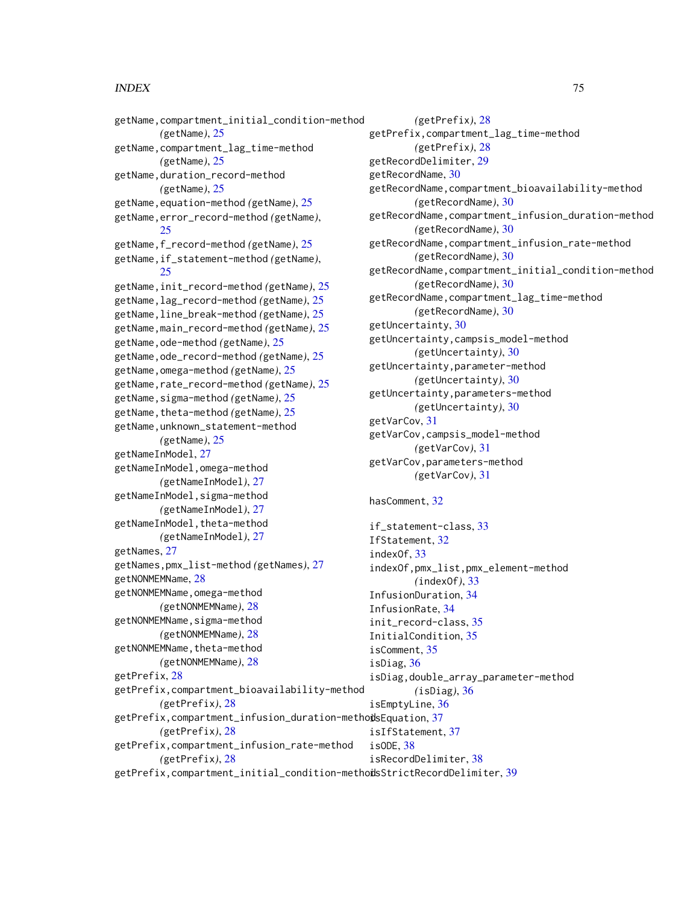getName,compartment_initial_condition-method *(getName)*, 25
getName,compartment_lag_time-method *(getName)*, 25
getName,duration_record-method *(getName)*, 25
getName,equation-method *(getName)*, 25
getName,error_record-method *(getName)*, 25
getName,f_record-method *(getName)*, 25
getName,if_statement-method *(getName)*, 25
getName,init_record-method *(getName)*, 25
getName,lag_record-method *(getName)*, 25
getName,line_break-method *(getName)*, 25
getName,main_record-method *(getName)*, 25
getName,ode-method *(getName)*, 25
getName,ode_record-method *(getName)*, 25
getName,omega-method *(getName)*, 25
getName,rate_record-method *(getName)*, 25
getName,sigma-method *(getName)*, 25
getName,theta-method *(getName)*, 25
getName,unknown_statement-method *(getName)*, 25
getNameInModel, 27
getNameInModel,omega-method *(getNameInModel)*, 27
getNameInModel,sigma-method *(getNameInModel)*, 27
getNameInModel,theta-method *(getNameInModel)*, 27
getNames, 27
getNames,pmx_list-method *(getNames)*, 27
getNONMEMName, 28
getNONMEMName,omega-method *(getNONMEMName)*, 28
getNONMEMName,sigma-method *(getNONMEMName)*, 28
getNONMEMName,theta-method *(getNONMEMName)*, 28
getPrefix, 28
getPrefix,compartment_bioavailability-method *(getPrefix)*, 28
getPrefix,compartment_infusion_duration-method *(getPrefix)*, 28
getPrefix,compartment_infusion_rate-method *(getPrefix)*, 28
getPrefix,compartment_initial_condition-method *(getPrefix)*, 28
getPrefix,compartment_lag_time-method *(getPrefix)*, 28
getRecordDelimiter, 29
getRecordName, 30
getRecordName,compartment_bioavailability-method *(getRecordName)*, 30
getRecordName,compartment_infusion_duration-method *(getRecordName)*, 30
getRecordName,compartment_infusion_rate-method *(getRecordName)*, 30
getRecordName,compartment_initial_condition-method *(getRecordName)*, 30
getRecordName,compartment_lag_time-method *(getRecordName)*, 30
getUncertainty, 30
getUncertainty,campsis_model-method *(getUncertainty)*, 30
getUncertainty,parameter-method *(getUncertainty)*, 30
getUncertainty,parameters-method *(getUncertainty)*, 30
getVarCov, 31
getVarCov,campsis_model-method *(getVarCov)*, 31
getVarCov,parameters-method *(getVarCov)*, 31

hasComment, 32

if_statement-class, 33
IfStatement, 32
indexOf, 33
indexOf,pmx_list,pmx_element-method *(indexOf)*, 33
InfusionDuration, 34
InfusionRate, 34
init_record-class, 35
InitialCondition, 35
isComment, 35
isDiag, 36
isDiag,double_array_parameter-method *(isDiag)*, 36
isEmptyLine, 36
isEquation, 37
isIfStatement, 37
isODE, 38
isRecordDelimiter, 38
isStrictRecordDelimiter, 39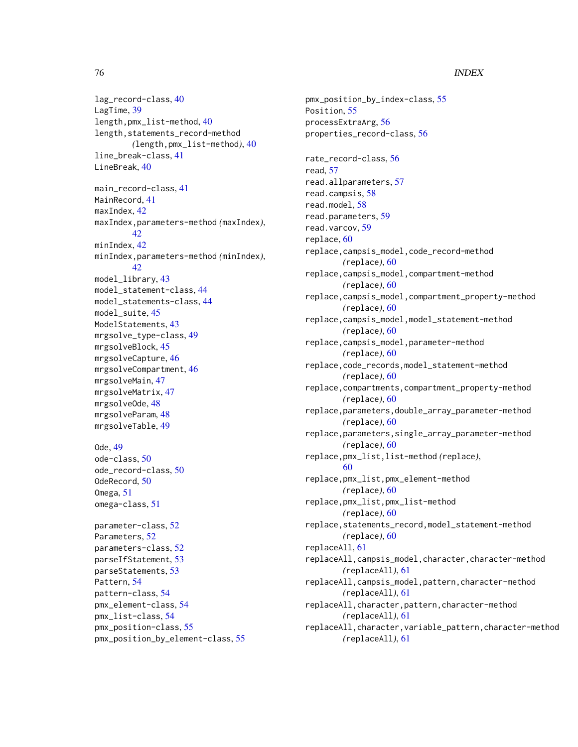lag_record-class, 40
LagTime, 39
length,pmx_list-method, 40
length,statements_record-method
(length,pmx_list-method), 40
line_break-class, 41
LineBreak, 40

main_record-class, 41
MainRecord, 41
maxIndex, 42
maxIndex,parameters-method (maxIndex), 42
minIndex, 42
minIndex,parameters-method (minIndex), 42
model_library, 43
model_statement-class, 44
model_statements-class, 44
model_suite, 45
ModelStatements, 43
mrgsolve_type-class, 49
mrgsolveBlock, 45
mrgsolveCapture, 46
mrgsolveCompartment, 46
mrgsolveMain, 47
mrgsolveMatrix, 47
mrgsolveOde, 48
mrgsolveParam, 48
mrgsolveTable, 49

Ode, 49
ode-class, 50
ode_record-class, 50
OdeRecord, 50
Omega, 51
omega-class, 51

parameter-class, 52
Parameters, 52
parameters-class, 52
parseIfStatement, 53
parseStatements, 53
Pattern, 54
pattern-class, 54
pmx_element-class, 54
pmx_list-class, 54
pmx_position-class, 55
pmx_position_by_element-class, 55
pmx_position_by_index-class, 55
Position, 55
processExtraArg, 56
properties_record-class, 56

rate_record-class, 56
read, 57
read.allparameters, 57
read.campsis, 58
read.model, 58
read.parameters, 59
read.varcov, 59
replace, 60
replace,campsis_model,code_record-method
(replace), 60
replace,campsis_model,compartment-method
(replace), 60
replace,campsis_model,compartment_property-method
(replace), 60
replace,campsis_model,model_statement-method
(replace), 60
replace,campsis_model,parameter-method
(replace), 60
replace,code_records,model_statement-method
(replace), 60
replace,compartments,compartment_property-method
(replace), 60
replace,parameters,double_array_parameter-method
(replace), 60
replace,parameters,single_array_parameter-method
(replace), 60
replace,pmx_list,list-method (replace), 60
replace,pmx_list,pmx_element-method
(replace), 60
replace,pmx_list,pmx_list-method
(replace), 60
replace,statements_record,model_statement-method
(replace), 60
replaceAll, 61
replaceAll,campsis_model,character,character-method
(replaceAll), 61
replaceAll,campsis_model,pattern,character-method
(replaceAll), 61
replaceAll,character,pattern,character-method
(replaceAll), 61
replaceAll,character,variable_pattern,character-method
(replaceAll), 61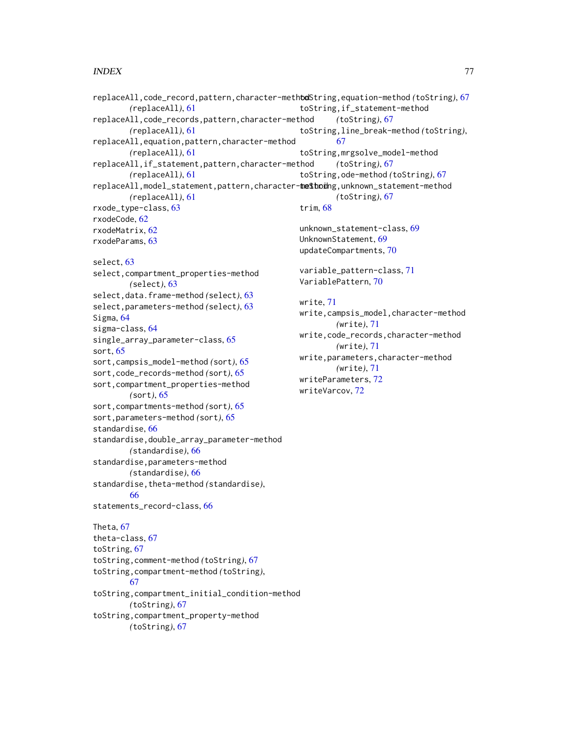replaceAll,code_record,pattern,character-method (replaceAll), 61
replaceAll,code_records,pattern,character-method (replaceAll), 61
replaceAll,equation,pattern,character-method (replaceAll), 61
replaceAll,if_statement,pattern,character-method (replaceAll), 61
replaceAll,model_statement,pattern,character-method (replaceAll), 61
rxode_type-class, 63
rxodeCode, 62
rxodeMatrix, 62
rxodeParams, 63

select, 63
select,compartment_properties-method (select), 63
select,data.frame-method (select), 63
select,parameters-method (select), 63
Sigma, 64
sigma-class, 64
single_array_parameter-class, 65
sort, 65
sort,campsis_model-method (sort), 65
sort,code_records-method (sort), 65
sort,compartment_properties-method (sort), 65
sort,compartments-method (sort), 65
sort,parameters-method (sort), 65
standardise, 66
standardise,double_array_parameter-method (standardise), 66
standardise,parameters-method (standardise), 66
standardise,theta-method (standardise), 66
statements_record-class, 66

Theta, 67
theta-class, 67
toString, 67
toString,comment-method (toString), 67
toString,compartment-method (toString), 67
toString,compartment_initial_condition-method (toString), 67
toString,compartment_property-method (toString), 67
toString,equation-method (toString), 67
toString,if_statement-method (toString), 67
toString,line_break-method (toString), 67
toString,mrgsolve_model-method (toString), 67
toString,ode-method (toString), 67
toString,unknown_statement-method (toString), 67
trim, 68

unknown_statement-class, 69
UnknownStatement, 69
updateCompartments, 70

variable_pattern-class, 71
VariablePattern, 70

write, 71
write,campsis_model,character-method (write), 71
write,code_records,character-method (write), 71
write,parameters,character-method (write), 71
writeParameters, 72
writeVarcov, 72